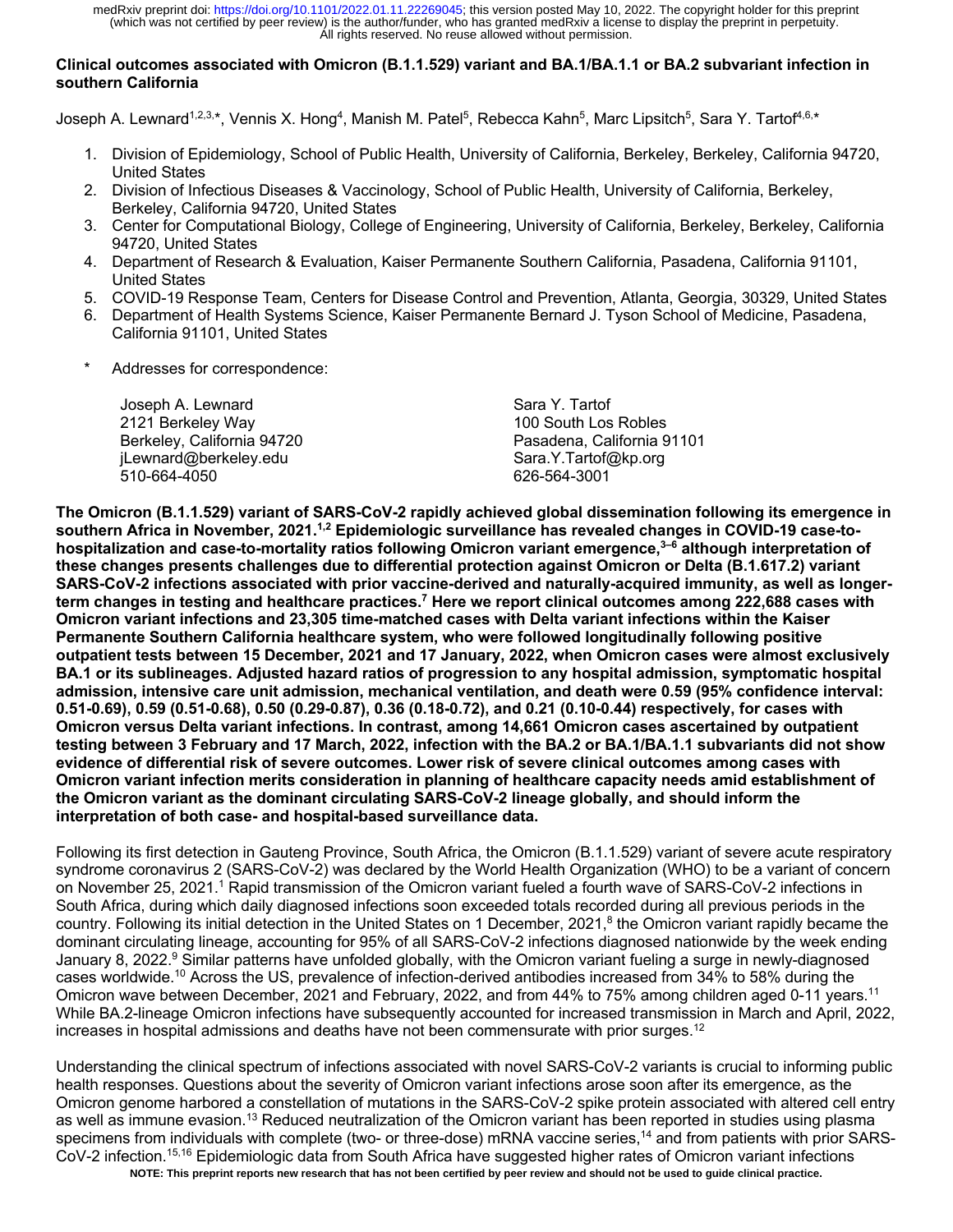**Clinical outcomes associated with Omicron (B.1.1.529) variant and BA.1/BA.1.1 or BA.2 subvariant infection in southern California**

Joseph A. Lewnard[1,2,3,*], Vennis X. Hong[4], Manish M. Patel[5], Rebecca Kahn[5], Marc Lipsitch[5], Sara Y. Tartof[4,6,*]

1. Division of Epidemiology, School of Public Health, University of California, Berkeley, Berkeley, California 94720, United States
2. Division of Infectious Diseases & Vaccinology, School of Public Health, University of California, Berkeley, Berkeley, California 94720, United States
3. Center for Computational Biology, College of Engineering, University of California, Berkeley, Berkeley, California 94720, United States
4. Department of Research & Evaluation, Kaiser Permanente Southern California, Pasadena, California 91101, United States
5. COVID-19 Response Team, Centers for Disease Control and Prevention, Atlanta, Georgia, 30329, United States
6. Department of Health Systems Science, Kaiser Permanente Bernard J. Tyson School of Medicine, Pasadena, California 91101, United States

\* Addresses for correspondence:

Joseph A. Lewnard
2121 Berkeley Way
Berkeley, California 94720
jLewnard@berkeley.edu
510-664-4050

Sara Y. Tartof
100 South Los Robles
Pasadena, California 91101
Sara.Y.Tartof@kp.org
626-564-3001

**The Omicron (B.1.1.529) variant of SARS-CoV-2 rapidly achieved global dissemination following its emergence in southern Africa in November, 2021.[1,2] Epidemiologic surveillance has revealed changes in COVID-19 case-to-hospitalization and case-to-mortality ratios following Omicron variant emergence,[3–6] although interpretation of these changes presents challenges due to differential protection against Omicron or Delta (B.1.617.2) variant SARS-CoV-2 infections associated with prior vaccine-derived and naturally-acquired immunity, as well as longer-term changes in testing and healthcare practices.[7] Here we report clinical outcomes among 222,688 cases with Omicron variant infections and 23,305 time-matched cases with Delta variant infections within the Kaiser Permanente Southern California healthcare system, who were followed longitudinally following positive outpatient tests between 15 December, 2021 and 17 January, 2022, when Omicron cases were almost exclusively BA.1 or its sublineages. Adjusted hazard ratios of progression to any hospital admission, symptomatic hospital admission, intensive care unit admission, mechanical ventilation, and death were 0.59 (95% confidence interval: 0.51-0.69), 0.59 (0.51-0.68), 0.50 (0.29-0.87), 0.36 (0.18-0.72), and 0.21 (0.10-0.44) respectively, for cases with Omicron versus Delta variant infections. In contrast, among 14,661 Omicron cases ascertained by outpatient testing between 3 February and 17 March, 2022, infection with the BA.2 or BA.1/BA.1.1 subvariants did not show evidence of differential risk of severe outcomes. Lower risk of severe clinical outcomes among cases with Omicron variant infection merits consideration in planning of healthcare capacity needs amid establishment of the Omicron variant as the dominant circulating SARS-CoV-2 lineage globally, and should inform the interpretation of both case- and hospital-based surveillance data.**

Following its first detection in Gauteng Province, South Africa, the Omicron (B.1.1.529) variant of severe acute respiratory syndrome coronavirus 2 (SARS-CoV-2) was declared by the World Health Organization (WHO) to be a variant of concern on November 25, 2021.[1] Rapid transmission of the Omicron variant fueled a fourth wave of SARS-CoV-2 infections in South Africa, during which daily diagnosed infections soon exceeded totals recorded during all previous periods in the country. Following its initial detection in the United States on 1 December, 2021,[8] the Omicron variant rapidly became the dominant circulating lineage, accounting for 95% of all SARS-CoV-2 infections diagnosed nationwide by the week ending January 8, 2022.[9] Similar patterns have unfolded globally, with the Omicron variant fueling a surge in newly-diagnosed cases worldwide.[10] Across the US, prevalence of infection-derived antibodies increased from 34% to 58% during the Omicron wave between December, 2021 and February, 2022, and from 44% to 75% among children aged 0-11 years.[11] While BA.2-lineage Omicron infections have subsequently accounted for increased transmission in March and April, 2022, increases in hospital admissions and deaths have not been commensurate with prior surges.[12]

Understanding the clinical spectrum of infections associated with novel SARS-CoV-2 variants is crucial to informing public health responses. Questions about the severity of Omicron variant infections arose soon after its emergence, as the Omicron genome harbored a constellation of mutations in the SARS-CoV-2 spike protein associated with altered cell entry as well as immune evasion.[13] Reduced neutralization of the Omicron variant has been reported in studies using plasma specimens from individuals with complete (two- or three-dose) mRNA vaccine series,[14] and from patients with prior SARS-CoV-2 infection.[15,16] Epidemiologic data from South Africa have suggested higher rates of Omicron variant infections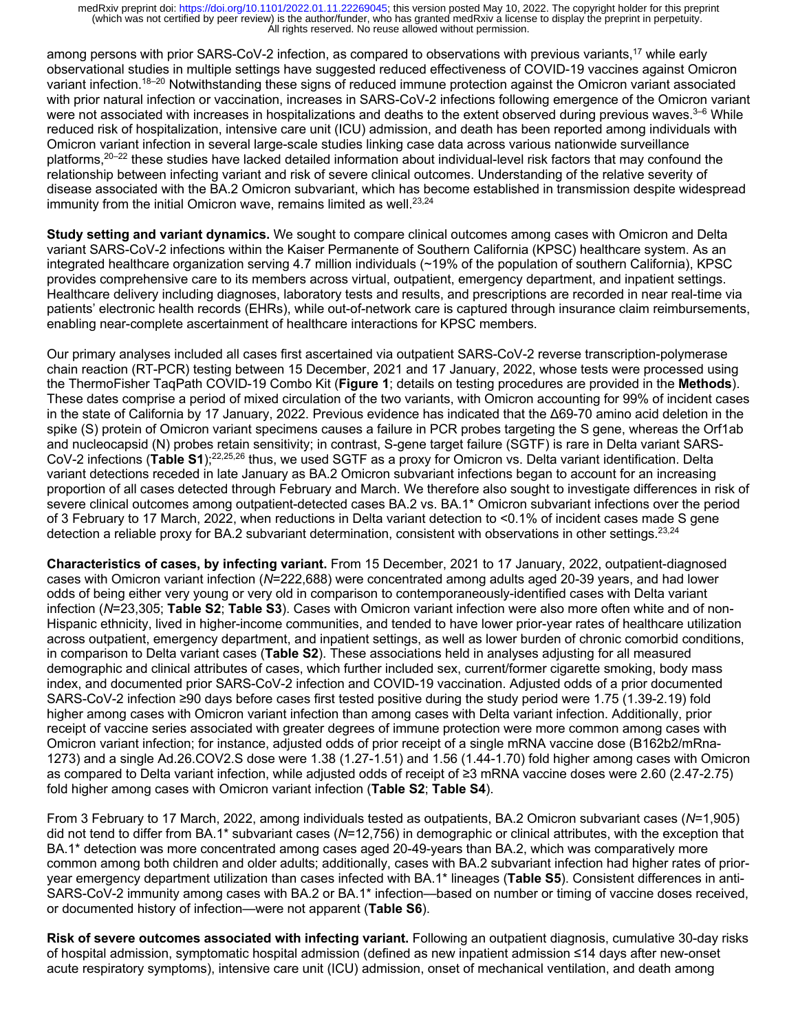among persons with prior SARS-CoV-2 infection, as compared to observations with previous variants,[17] while early observational studies in multiple settings have suggested reduced effectiveness of COVID-19 vaccines against Omicron variant infection.[18–20] Notwithstanding these signs of reduced immune protection against the Omicron variant associated with prior natural infection or vaccination, increases in SARS-CoV-2 infections following emergence of the Omicron variant were not associated with increases in hospitalizations and deaths to the extent observed during previous waves.[3–6] While reduced risk of hospitalization, intensive care unit (ICU) admission, and death has been reported among individuals with Omicron variant infection in several large-scale studies linking case data across various nationwide surveillance platforms,[20–22] these studies have lacked detailed information about individual-level risk factors that may confound the relationship between infecting variant and risk of severe clinical outcomes. Understanding of the relative severity of disease associated with the BA.2 Omicron subvariant, which has become established in transmission despite widespread immunity from the initial Omicron wave, remains limited as well.[23,24]

**Study setting and variant dynamics.** We sought to compare clinical outcomes among cases with Omicron and Delta variant SARS-CoV-2 infections within the Kaiser Permanente of Southern California (KPSC) healthcare system. As an integrated healthcare organization serving 4.7 million individuals (~19% of the population of southern California), KPSC provides comprehensive care to its members across virtual, outpatient, emergency department, and inpatient settings. Healthcare delivery including diagnoses, laboratory tests and results, and prescriptions are recorded in near real-time via patients' electronic health records (EHRs), while out-of-network care is captured through insurance claim reimbursements, enabling near-complete ascertainment of healthcare interactions for KPSC members.

Our primary analyses included all cases first ascertained via outpatient SARS-CoV-2 reverse transcription-polymerase chain reaction (RT-PCR) testing between 15 December, 2021 and 17 January, 2022, whose tests were processed using the ThermoFisher TaqPath COVID-19 Combo Kit (**Figure 1**; details on testing procedures are provided in the **Methods**). These dates comprise a period of mixed circulation of the two variants, with Omicron accounting for 99% of incident cases in the state of California by 17 January, 2022. Previous evidence has indicated that the Δ69-70 amino acid deletion in the spike (S) protein of Omicron variant specimens causes a failure in PCR probes targeting the S gene, whereas the Orf1ab and nucleocapsid (N) probes retain sensitivity; in contrast, S-gene target failure (SGTF) is rare in Delta variant SARS-CoV-2 infections (**Table S1**);[22,25,26] thus, we used SGTF as a proxy for Omicron vs. Delta variant identification. Delta variant detections receded in late January as BA.2 Omicron subvariant infections began to account for an increasing proportion of all cases detected through February and March. We therefore also sought to investigate differences in risk of severe clinical outcomes among outpatient-detected cases BA.2 vs. BA.1* Omicron subvariant infections over the period of 3 February to 17 March, 2022, when reductions in Delta variant detection to <0.1% of incident cases made S gene detection a reliable proxy for BA.2 subvariant determination, consistent with observations in other settings.[23,24]

**Characteristics of cases, by infecting variant.** From 15 December, 2021 to 17 January, 2022, outpatient-diagnosed cases with Omicron variant infection (*N*=222,688) were concentrated among adults aged 20-39 years, and had lower odds of being either very young or very old in comparison to contemporaneously-identified cases with Delta variant infection (*N*=23,305; **Table S2**; **Table S3**). Cases with Omicron variant infection were also more often white and of non-Hispanic ethnicity, lived in higher-income communities, and tended to have lower prior-year rates of healthcare utilization across outpatient, emergency department, and inpatient settings, as well as lower burden of chronic comorbid conditions, in comparison to Delta variant cases (**Table S2**). These associations held in analyses adjusting for all measured demographic and clinical attributes of cases, which further included sex, current/former cigarette smoking, body mass index, and documented prior SARS-CoV-2 infection and COVID-19 vaccination. Adjusted odds of a prior documented SARS-CoV-2 infection ≥90 days before cases first tested positive during the study period were 1.75 (1.39-2.19) fold higher among cases with Omicron variant infection than among cases with Delta variant infection. Additionally, prior receipt of vaccine series associated with greater degrees of immune protection were more common among cases with Omicron variant infection; for instance, adjusted odds of prior receipt of a single mRNA vaccine dose (B162b2/mRna-1273) and a single Ad.26.COV2.S dose were 1.38 (1.27-1.51) and 1.56 (1.44-1.70) fold higher among cases with Omicron as compared to Delta variant infection, while adjusted odds of receipt of ≥3 mRNA vaccine doses were 2.60 (2.47-2.75) fold higher among cases with Omicron variant infection (**Table S2**; **Table S4**).

From 3 February to 17 March, 2022, among individuals tested as outpatients, BA.2 Omicron subvariant cases (*N*=1,905) did not tend to differ from BA.1* subvariant cases (*N*=12,756) in demographic or clinical attributes, with the exception that BA.1* detection was more concentrated among cases aged 20-49-years than BA.2, which was comparatively more common among both children and older adults; additionally, cases with BA.2 subvariant infection had higher rates of prior-year emergency department utilization than cases infected with BA.1* lineages (**Table S5**). Consistent differences in anti-SARS-CoV-2 immunity among cases with BA.2 or BA.1* infection—based on number or timing of vaccine doses received, or documented history of infection—were not apparent (**Table S6**).

**Risk of severe outcomes associated with infecting variant.** Following an outpatient diagnosis, cumulative 30-day risks of hospital admission, symptomatic hospital admission (defined as new inpatient admission ≤14 days after new-onset acute respiratory symptoms), intensive care unit (ICU) admission, onset of mechanical ventilation, and death among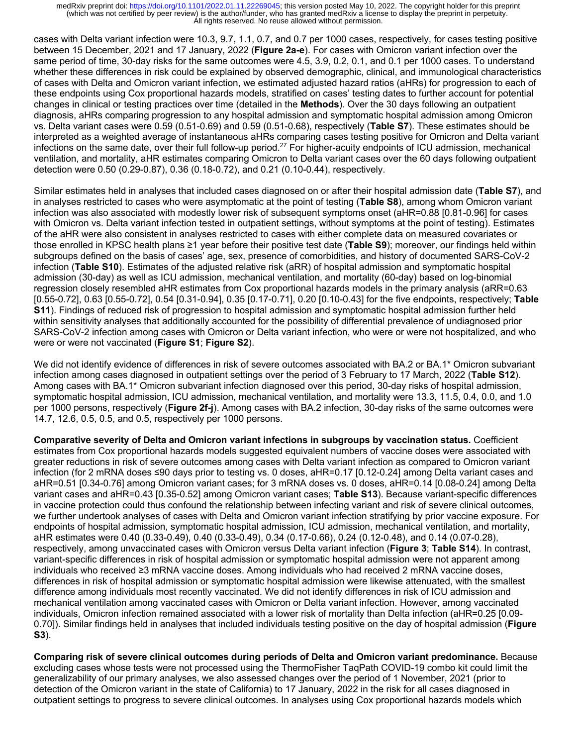cases with Delta variant infection were 10.3, 9.7, 1.1, 0.7, and 0.7 per 1000 cases, respectively, for cases testing positive between 15 December, 2021 and 17 January, 2022 (**Figure 2a-e**). For cases with Omicron variant infection over the same period of time, 30-day risks for the same outcomes were 4.5, 3.9, 0.2, 0.1, and 0.1 per 1000 cases. To understand whether these differences in risk could be explained by observed demographic, clinical, and immunological characteristics of cases with Delta and Omicron variant infection, we estimated adjusted hazard ratios (aHRs) for progression to each of these endpoints using Cox proportional hazards models, stratified on cases' testing dates to further account for potential changes in clinical or testing practices over time (detailed in the **Methods**). Over the 30 days following an outpatient diagnosis, aHRs comparing progression to any hospital admission and symptomatic hospital admission among Omicron vs. Delta variant cases were 0.59 (0.51-0.69) and 0.59 (0.51-0.68), respectively (**Table S7**). These estimates should be interpreted as a weighted average of instantaneous aHRs comparing cases testing positive for Omicron and Delta variant infections on the same date, over their full follow-up period.[27] For higher-acuity endpoints of ICU admission, mechanical ventilation, and mortality, aHR estimates comparing Omicron to Delta variant cases over the 60 days following outpatient detection were 0.50 (0.29-0.87), 0.36 (0.18-0.72), and 0.21 (0.10-0.44), respectively.

Similar estimates held in analyses that included cases diagnosed on or after their hospital admission date (**Table S7**), and in analyses restricted to cases who were asymptomatic at the point of testing (**Table S8**), among whom Omicron variant infection was also associated with modestly lower risk of subsequent symptoms onset (aHR=0.88 [0.81-0.96] for cases with Omicron vs. Delta variant infection tested in outpatient settings, without symptoms at the point of testing). Estimates of the aHR were also consistent in analyses restricted to cases with either complete data on measured covariates or those enrolled in KPSC health plans ≥1 year before their positive test date (**Table S9**); moreover, our findings held within subgroups defined on the basis of cases' age, sex, presence of comorbidities, and history of documented SARS-CoV-2 infection (**Table S10**). Estimates of the adjusted relative risk (aRR) of hospital admission and symptomatic hospital admission (30-day) as well as ICU admission, mechanical ventilation, and mortality (60-day) based on log-binomial regression closely resembled aHR estimates from Cox proportional hazards models in the primary analysis (aRR=0.63 [0.55-0.72], 0.63 [0.55-0.72], 0.54 [0.31-0.94], 0.35 [0.17-0.71], 0.20 [0.10-0.43] for the five endpoints, respectively; **Table S11**). Findings of reduced risk of progression to hospital admission and symptomatic hospital admission further held within sensitivity analyses that additionally accounted for the possibility of differential prevalence of undiagnosed prior SARS-CoV-2 infection among cases with Omicron or Delta variant infection, who were or were not hospitalized, and who were or were not vaccinated (**Figure S1**; **Figure S2**).

We did not identify evidence of differences in risk of severe outcomes associated with BA.2 or BA.1* Omicron subvariant infection among cases diagnosed in outpatient settings over the period of 3 February to 17 March, 2022 (**Table S12**). Among cases with BA.1* Omicron subvariant infection diagnosed over this period, 30-day risks of hospital admission, symptomatic hospital admission, ICU admission, mechanical ventilation, and mortality were 13.3, 11.5, 0.4, 0.0, and 1.0 per 1000 persons, respectively (**Figure 2f-j**). Among cases with BA.2 infection, 30-day risks of the same outcomes were 14.7, 12.6, 0.5, 0.5, and 0.5, respectively per 1000 persons.

**Comparative severity of Delta and Omicron variant infections in subgroups by vaccination status.** Coefficient estimates from Cox proportional hazards models suggested equivalent numbers of vaccine doses were associated with greater reductions in risk of severe outcomes among cases with Delta variant infection as compared to Omicron variant infection (for 2 mRNA doses ≤90 days prior to testing vs. 0 doses, aHR=0.17 [0.12-0.24] among Delta variant cases and aHR=0.51 [0.34-0.76] among Omicron variant cases; for 3 mRNA doses vs. 0 doses, aHR=0.14 [0.08-0.24] among Delta variant cases and aHR=0.43 [0.35-0.52] among Omicron variant cases; **Table S13**). Because variant-specific differences in vaccine protection could thus confound the relationship between infecting variant and risk of severe clinical outcomes, we further undertook analyses of cases with Delta and Omicron variant infection stratifying by prior vaccine exposure. For endpoints of hospital admission, symptomatic hospital admission, ICU admission, mechanical ventilation, and mortality, aHR estimates were 0.40 (0.33-0.49), 0.40 (0.33-0.49), 0.34 (0.17-0.66), 0.24 (0.12-0.48), and 0.14 (0.07-0.28), respectively, among unvaccinated cases with Omicron versus Delta variant infection (**Figure 3**; **Table S14**). In contrast, variant-specific differences in risk of hospital admission or symptomatic hospital admission were not apparent among individuals who received ≥3 mRNA vaccine doses. Among individuals who had received 2 mRNA vaccine doses, differences in risk of hospital admission or symptomatic hospital admission were likewise attenuated, with the smallest difference among individuals most recently vaccinated. We did not identify differences in risk of ICU admission and mechanical ventilation among vaccinated cases with Omicron or Delta variant infection. However, among vaccinated individuals, Omicron infection remained associated with a lower risk of mortality than Delta infection (aHR=0.25 [0.09-0.70]). Similar findings held in analyses that included individuals testing positive on the day of hospital admission (**Figure S3**).

**Comparing risk of severe clinical outcomes during periods of Delta and Omicron variant predominance.** Because excluding cases whose tests were not processed using the ThermoFisher TaqPath COVID-19 combo kit could limit the generalizability of our primary analyses, we also assessed changes over the period of 1 November, 2021 (prior to detection of the Omicron variant in the state of California) to 17 January, 2022 in the risk for all cases diagnosed in outpatient settings to progress to severe clinical outcomes. In analyses using Cox proportional hazards models which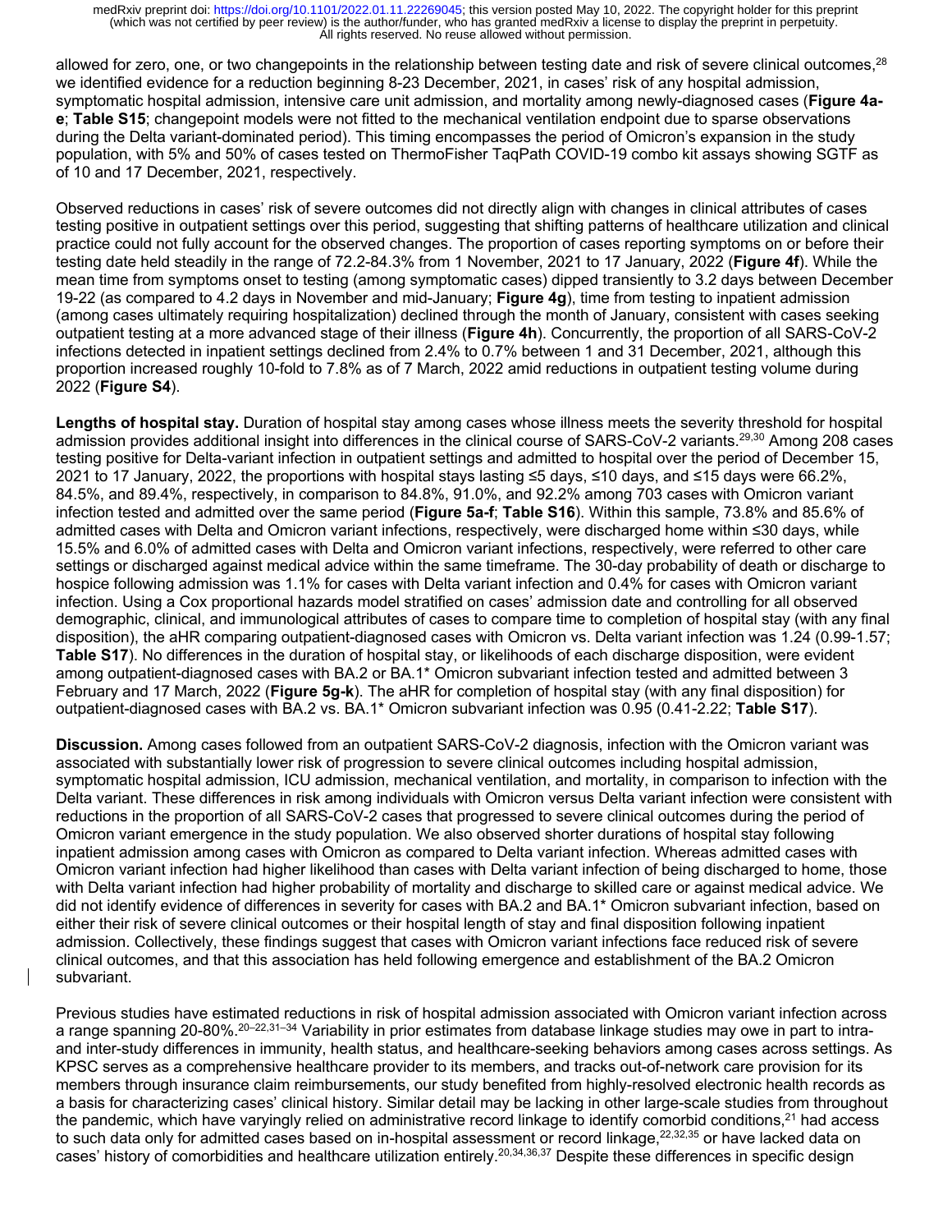allowed for zero, one, or two changepoints in the relationship between testing date and risk of severe clinical outcomes,[28] we identified evidence for a reduction beginning 8-23 December, 2021, in cases' risk of any hospital admission, symptomatic hospital admission, intensive care unit admission, and mortality among newly-diagnosed cases (**Figure 4a-e**; **Table S15**; changepoint models were not fitted to the mechanical ventilation endpoint due to sparse observations during the Delta variant-dominated period). This timing encompasses the period of Omicron's expansion in the study population, with 5% and 50% of cases tested on ThermoFisher TaqPath COVID-19 combo kit assays showing SGTF as of 10 and 17 December, 2021, respectively.

Observed reductions in cases' risk of severe outcomes did not directly align with changes in clinical attributes of cases testing positive in outpatient settings over this period, suggesting that shifting patterns of healthcare utilization and clinical practice could not fully account for the observed changes. The proportion of cases reporting symptoms on or before their testing date held steadily in the range of 72.2-84.3% from 1 November, 2021 to 17 January, 2022 (**Figure 4f**). While the mean time from symptoms onset to testing (among symptomatic cases) dipped transiently to 3.2 days between December 19-22 (as compared to 4.2 days in November and mid-January; **Figure 4g**), time from testing to inpatient admission (among cases ultimately requiring hospitalization) declined through the month of January, consistent with cases seeking outpatient testing at a more advanced stage of their illness (**Figure 4h**). Concurrently, the proportion of all SARS-CoV-2 infections detected in inpatient settings declined from 2.4% to 0.7% between 1 and 31 December, 2021, although this proportion increased roughly 10-fold to 7.8% as of 7 March, 2022 amid reductions in outpatient testing volume during 2022 (**Figure S4**).

**Lengths of hospital stay.** Duration of hospital stay among cases whose illness meets the severity threshold for hospital admission provides additional insight into differences in the clinical course of SARS-CoV-2 variants.[29,30] Among 208 cases testing positive for Delta-variant infection in outpatient settings and admitted to hospital over the period of December 15, 2021 to 17 January, 2022, the proportions with hospital stays lasting ≤5 days, ≤10 days, and ≤15 days were 66.2%, 84.5%, and 89.4%, respectively, in comparison to 84.8%, 91.0%, and 92.2% among 703 cases with Omicron variant infection tested and admitted over the same period (**Figure 5a-f**; **Table S16**). Within this sample, 73.8% and 85.6% of admitted cases with Delta and Omicron variant infections, respectively, were discharged home within ≤30 days, while 15.5% and 6.0% of admitted cases with Delta and Omicron variant infections, respectively, were referred to other care settings or discharged against medical advice within the same timeframe. The 30-day probability of death or discharge to hospice following admission was 1.1% for cases with Delta variant infection and 0.4% for cases with Omicron variant infection. Using a Cox proportional hazards model stratified on cases' admission date and controlling for all observed demographic, clinical, and immunological attributes of cases to compare time to completion of hospital stay (with any final disposition), the aHR comparing outpatient-diagnosed cases with Omicron vs. Delta variant infection was 1.24 (0.99-1.57; **Table S17**). No differences in the duration of hospital stay, or likelihoods of each discharge disposition, were evident among outpatient-diagnosed cases with BA.2 or BA.1* Omicron subvariant infection tested and admitted between 3 February and 17 March, 2022 (**Figure 5g-k**). The aHR for completion of hospital stay (with any final disposition) for outpatient-diagnosed cases with BA.2 vs. BA.1* Omicron subvariant infection was 0.95 (0.41-2.22; **Table S17**).

**Discussion.** Among cases followed from an outpatient SARS-CoV-2 diagnosis, infection with the Omicron variant was associated with substantially lower risk of progression to severe clinical outcomes including hospital admission, symptomatic hospital admission, ICU admission, mechanical ventilation, and mortality, in comparison to infection with the Delta variant. These differences in risk among individuals with Omicron versus Delta variant infection were consistent with reductions in the proportion of all SARS-CoV-2 cases that progressed to severe clinical outcomes during the period of Omicron variant emergence in the study population. We also observed shorter durations of hospital stay following inpatient admission among cases with Omicron as compared to Delta variant infection. Whereas admitted cases with Omicron variant infection had higher likelihood than cases with Delta variant infection of being discharged to home, those with Delta variant infection had higher probability of mortality and discharge to skilled care or against medical advice. We did not identify evidence of differences in severity for cases with BA.2 and BA.1* Omicron subvariant infection, based on either their risk of severe clinical outcomes or their hospital length of stay and final disposition following inpatient admission. Collectively, these findings suggest that cases with Omicron variant infections face reduced risk of severe clinical outcomes, and that this association has held following emergence and establishment of the BA.2 Omicron subvariant.

Previous studies have estimated reductions in risk of hospital admission associated with Omicron variant infection across a range spanning 20-80%.[20–22,31–34] Variability in prior estimates from database linkage studies may owe in part to intra- and inter-study differences in immunity, health status, and healthcare-seeking behaviors among cases across settings. As KPSC serves as a comprehensive healthcare provider to its members, and tracks out-of-network care provision for its members through insurance claim reimbursements, our study benefited from highly-resolved electronic health records as a basis for characterizing cases' clinical history. Similar detail may be lacking in other large-scale studies from throughout the pandemic, which have varyingly relied on administrative record linkage to identify comorbid conditions,[21] had access to such data only for admitted cases based on in-hospital assessment or record linkage,[22,32,35] or have lacked data on cases' history of comorbidities and healthcare utilization entirely.[20,34,36,37] Despite these differences in specific design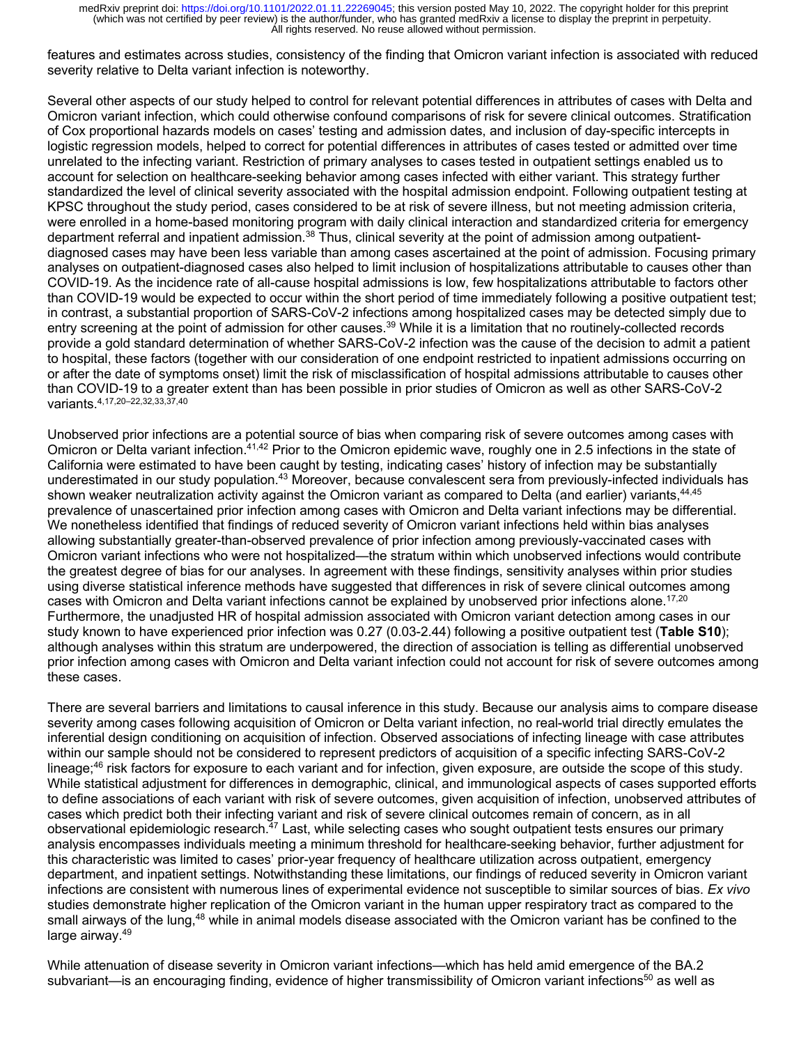features and estimates across studies, consistency of the finding that Omicron variant infection is associated with reduced severity relative to Delta variant infection is noteworthy.

Several other aspects of our study helped to control for relevant potential differences in attributes of cases with Delta and Omicron variant infection, which could otherwise confound comparisons of risk for severe clinical outcomes. Stratification of Cox proportional hazards models on cases' testing and admission dates, and inclusion of day-specific intercepts in logistic regression models, helped to correct for potential differences in attributes of cases tested or admitted over time unrelated to the infecting variant. Restriction of primary analyses to cases tested in outpatient settings enabled us to account for selection on healthcare-seeking behavior among cases infected with either variant. This strategy further standardized the level of clinical severity associated with the hospital admission endpoint. Following outpatient testing at KPSC throughout the study period, cases considered to be at risk of severe illness, but not meeting admission criteria, were enrolled in a home-based monitoring program with daily clinical interaction and standardized criteria for emergency department referral and inpatient admission.[38] Thus, clinical severity at the point of admission among outpatient-diagnosed cases may have been less variable than among cases ascertained at the point of admission. Focusing primary analyses on outpatient-diagnosed cases also helped to limit inclusion of hospitalizations attributable to causes other than COVID-19. As the incidence rate of all-cause hospital admissions is low, few hospitalizations attributable to factors other than COVID-19 would be expected to occur within the short period of time immediately following a positive outpatient test; in contrast, a substantial proportion of SARS-CoV-2 infections among hospitalized cases may be detected simply due to entry screening at the point of admission for other causes.[39] While it is a limitation that no routinely-collected records provide a gold standard determination of whether SARS-CoV-2 infection was the cause of the decision to admit a patient to hospital, these factors (together with our consideration of one endpoint restricted to inpatient admissions occurring on or after the date of symptoms onset) limit the risk of misclassification of hospital admissions attributable to causes other than COVID-19 to a greater extent than has been possible in prior studies of Omicron as well as other SARS-CoV-2 variants.[4,17,20–22,32,33,37,40]

Unobserved prior infections are a potential source of bias when comparing risk of severe outcomes among cases with Omicron or Delta variant infection.[41,42] Prior to the Omicron epidemic wave, roughly one in 2.5 infections in the state of California were estimated to have been caught by testing, indicating cases' history of infection may be substantially underestimated in our study population.[43] Moreover, because convalescent sera from previously-infected individuals has shown weaker neutralization activity against the Omicron variant as compared to Delta (and earlier) variants,[44,45] prevalence of unascertained prior infection among cases with Omicron and Delta variant infections may be differential. We nonetheless identified that findings of reduced severity of Omicron variant infections held within bias analyses allowing substantially greater-than-observed prevalence of prior infection among previously-vaccinated cases with Omicron variant infections who were not hospitalized—the stratum within which unobserved infections would contribute the greatest degree of bias for our analyses. In agreement with these findings, sensitivity analyses within prior studies using diverse statistical inference methods have suggested that differences in risk of severe clinical outcomes among cases with Omicron and Delta variant infections cannot be explained by unobserved prior infections alone.[17,20] Furthermore, the unadjusted HR of hospital admission associated with Omicron variant detection among cases in our study known to have experienced prior infection was 0.27 (0.03-2.44) following a positive outpatient test (**Table S10**); although analyses within this stratum are underpowered, the direction of association is telling as differential unobserved prior infection among cases with Omicron and Delta variant infection could not account for risk of severe outcomes among these cases.

There are several barriers and limitations to causal inference in this study. Because our analysis aims to compare disease severity among cases following acquisition of Omicron or Delta variant infection, no real-world trial directly emulates the inferential design conditioning on acquisition of infection. Observed associations of infecting lineage with case attributes within our sample should not be considered to represent predictors of acquisition of a specific infecting SARS-CoV-2 lineage;[46] risk factors for exposure to each variant and for infection, given exposure, are outside the scope of this study. While statistical adjustment for differences in demographic, clinical, and immunological aspects of cases supported efforts to define associations of each variant with risk of severe outcomes, given acquisition of infection, unobserved attributes of cases which predict both their infecting variant and risk of severe clinical outcomes remain of concern, as in all observational epidemiologic research.[47] Last, while selecting cases who sought outpatient tests ensures our primary analysis encompasses individuals meeting a minimum threshold for healthcare-seeking behavior, further adjustment for this characteristic was limited to cases' prior-year frequency of healthcare utilization across outpatient, emergency department, and inpatient settings. Notwithstanding these limitations, our findings of reduced severity in Omicron variant infections are consistent with numerous lines of experimental evidence not susceptible to similar sources of bias. *Ex vivo* studies demonstrate higher replication of the Omicron variant in the human upper respiratory tract as compared to the small airways of the lung,[48] while in animal models disease associated with the Omicron variant has been confined to the large airway.[49]

While attenuation of disease severity in Omicron variant infections—which has held amid emergence of the BA.2 subvariant—is an encouraging finding, evidence of higher transmissibility of Omicron variant infections[50] as well as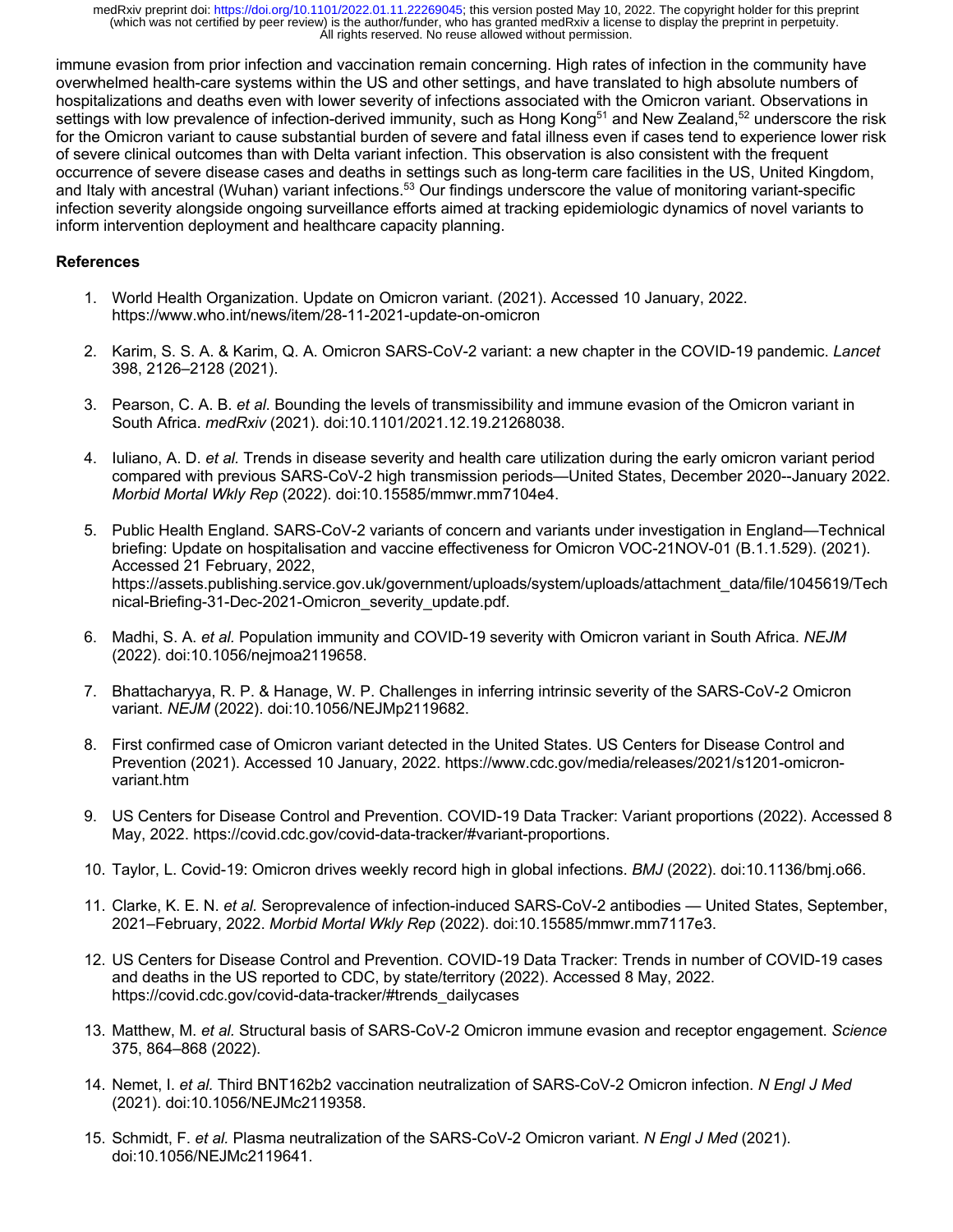immune evasion from prior infection and vaccination remain concerning. High rates of infection in the community have overwhelmed health-care systems within the US and other settings, and have translated to high absolute numbers of hospitalizations and deaths even with lower severity of infections associated with the Omicron variant. Observations in settings with low prevalence of infection-derived immunity, such as Hong Kong[51] and New Zealand,[52] underscore the risk for the Omicron variant to cause substantial burden of severe and fatal illness even if cases tend to experience lower risk of severe clinical outcomes than with Delta variant infection. This observation is also consistent with the frequent occurrence of severe disease cases and deaths in settings such as long-term care facilities in the US, United Kingdom, and Italy with ancestral (Wuhan) variant infections.[53] Our findings underscore the value of monitoring variant-specific infection severity alongside ongoing surveillance efforts aimed at tracking epidemiologic dynamics of novel variants to inform intervention deployment and healthcare capacity planning.

**References**

1. World Health Organization. Update on Omicron variant. (2021). Accessed 10 January, 2022. https://www.who.int/news/item/28-11-2021-update-on-omicron

2. Karim, S. S. A. & Karim, Q. A. Omicron SARS-CoV-2 variant: a new chapter in the COVID-19 pandemic. *Lancet* 398, 2126–2128 (2021).

3. Pearson, C. A. B. *et al*. Bounding the levels of transmissibility and immune evasion of the Omicron variant in South Africa. *medRxiv* (2021). doi:10.1101/2021.12.19.21268038.

4. Iuliano, A. D. *et al.* Trends in disease severity and health care utilization during the early omicron variant period compared with previous SARS-CoV-2 high transmission periods—United States, December 2020--January 2022. *Morbid Mortal Wkly Rep* (2022). doi:10.15585/mmwr.mm7104e4.

5. Public Health England. SARS-CoV-2 variants of concern and variants under investigation in England—Technical briefing: Update on hospitalisation and vaccine effectiveness for Omicron VOC-21NOV-01 (B.1.1.529). (2021). Accessed 21 February, 2022, https://assets.publishing.service.gov.uk/government/uploads/system/uploads/attachment_data/file/1045619/Technical-Briefing-31-Dec-2021-Omicron_severity_update.pdf.

6. Madhi, S. A. *et al.* Population immunity and COVID-19 severity with Omicron variant in South Africa. *NEJM* (2022). doi:10.1056/nejmoa2119658.

7. Bhattacharyya, R. P. & Hanage, W. P. Challenges in inferring intrinsic severity of the SARS-CoV-2 Omicron variant. *NEJM* (2022). doi:10.1056/NEJMp2119682.

8. First confirmed case of Omicron variant detected in the United States. US Centers for Disease Control and Prevention (2021). Accessed 10 January, 2022. https://www.cdc.gov/media/releases/2021/s1201-omicron-variant.htm

9. US Centers for Disease Control and Prevention. COVID-19 Data Tracker: Variant proportions (2022). Accessed 8 May, 2022. https://covid.cdc.gov/covid-data-tracker/#variant-proportions.

10. Taylor, L. Covid-19: Omicron drives weekly record high in global infections. *BMJ* (2022). doi:10.1136/bmj.o66.

11. Clarke, K. E. N. *et al.* Seroprevalence of infection-induced SARS-CoV-2 antibodies — United States, September, 2021–February, 2022. *Morbid Mortal Wkly Rep* (2022). doi:10.15585/mmwr.mm7117e3.

12. US Centers for Disease Control and Prevention. COVID-19 Data Tracker: Trends in number of COVID-19 cases and deaths in the US reported to CDC, by state/territory (2022). Accessed 8 May, 2022. https://covid.cdc.gov/covid-data-tracker/#trends_dailycases

13. Matthew, M. *et al.* Structural basis of SARS-CoV-2 Omicron immune evasion and receptor engagement. *Science* 375, 864–868 (2022).

14. Nemet, I. *et al.* Third BNT162b2 vaccination neutralization of SARS-CoV-2 Omicron infection. *N Engl J Med* (2021). doi:10.1056/NEJMc2119358.

15. Schmidt, F. *et al.* Plasma neutralization of the SARS-CoV-2 Omicron variant. *N Engl J Med* (2021). doi:10.1056/NEJMc2119641.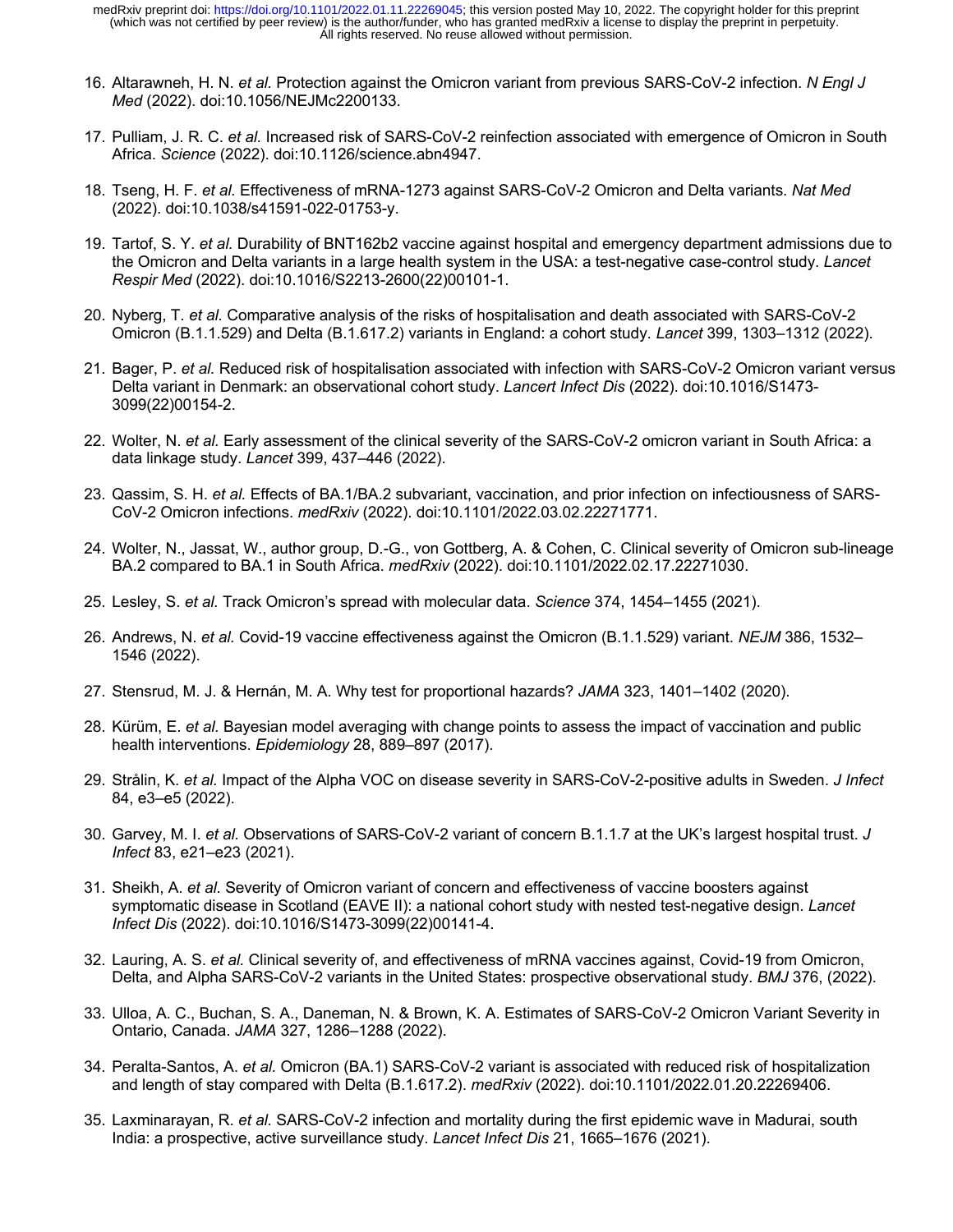16. Altarawneh, H. N. *et al.* Protection against the Omicron variant from previous SARS-CoV-2 infection. *N Engl J Med* (2022). doi:10.1056/NEJMc2200133.

17. Pulliam, J. R. C. *et al.* Increased risk of SARS-CoV-2 reinfection associated with emergence of Omicron in South Africa. *Science* (2022). doi:10.1126/science.abn4947.

18. Tseng, H. F. *et al.* Effectiveness of mRNA-1273 against SARS-CoV-2 Omicron and Delta variants. *Nat Med* (2022). doi:10.1038/s41591-022-01753-y.

19. Tartof, S. Y. *et al.* Durability of BNT162b2 vaccine against hospital and emergency department admissions due to the Omicron and Delta variants in a large health system in the USA: a test-negative case-control study. *Lancet Respir Med* (2022). doi:10.1016/S2213-2600(22)00101-1.

20. Nyberg, T. *et al.* Comparative analysis of the risks of hospitalisation and death associated with SARS-CoV-2 Omicron (B.1.1.529) and Delta (B.1.617.2) variants in England: a cohort study. *Lancet* 399, 1303–1312 (2022).

21. Bager, P. *et al.* Reduced risk of hospitalisation associated with infection with SARS-CoV-2 Omicron variant versus Delta variant in Denmark: an observational cohort study. *Lancert Infect Dis* (2022). doi:10.1016/S1473-3099(22)00154-2.

22. Wolter, N. *et al.* Early assessment of the clinical severity of the SARS-CoV-2 omicron variant in South Africa: a data linkage study. *Lancet* 399, 437–446 (2022).

23. Qassim, S. H. *et al.* Effects of BA.1/BA.2 subvariant, vaccination, and prior infection on infectiousness of SARS-CoV-2 Omicron infections. *medRxiv* (2022). doi:10.1101/2022.03.02.22271771.

24. Wolter, N., Jassat, W., author group, D.-G., von Gottberg, A. & Cohen, C. Clinical severity of Omicron sub-lineage BA.2 compared to BA.1 in South Africa. *medRxiv* (2022). doi:10.1101/2022.02.17.22271030.

25. Lesley, S. *et al.* Track Omicron's spread with molecular data. *Science* 374, 1454–1455 (2021).

26. Andrews, N. *et al.* Covid-19 vaccine effectiveness against the Omicron (B.1.1.529) variant. *NEJM* 386, 1532–1546 (2022).

27. Stensrud, M. J. & Hernán, M. A. Why test for proportional hazards? *JAMA* 323, 1401–1402 (2020).

28. Kürüm, E. *et al.* Bayesian model averaging with change points to assess the impact of vaccination and public health interventions. *Epidemiology* 28, 889–897 (2017).

29. Strålin, K. *et al.* Impact of the Alpha VOC on disease severity in SARS-CoV-2-positive adults in Sweden. *J Infect* 84, e3–e5 (2022).

30. Garvey, M. I. *et al.* Observations of SARS-CoV-2 variant of concern B.1.1.7 at the UK's largest hospital trust. *J Infect* 83, e21–e23 (2021).

31. Sheikh, A. *et al.* Severity of Omicron variant of concern and effectiveness of vaccine boosters against symptomatic disease in Scotland (EAVE II): a national cohort study with nested test-negative design. *Lancet Infect Dis* (2022). doi:10.1016/S1473-3099(22)00141-4.

32. Lauring, A. S. *et al.* Clinical severity of, and effectiveness of mRNA vaccines against, Covid-19 from Omicron, Delta, and Alpha SARS-CoV-2 variants in the United States: prospective observational study. *BMJ* 376, (2022).

33. Ulloa, A. C., Buchan, S. A., Daneman, N. & Brown, K. A. Estimates of SARS-CoV-2 Omicron Variant Severity in Ontario, Canada. *JAMA* 327, 1286–1288 (2022).

34. Peralta-Santos, A. *et al.* Omicron (BA.1) SARS-CoV-2 variant is associated with reduced risk of hospitalization and length of stay compared with Delta (B.1.617.2). *medRxiv* (2022). doi:10.1101/2022.01.20.22269406.

35. Laxminarayan, R. *et al.* SARS-CoV-2 infection and mortality during the first epidemic wave in Madurai, south India: a prospective, active surveillance study. *Lancet Infect Dis* 21, 1665–1676 (2021).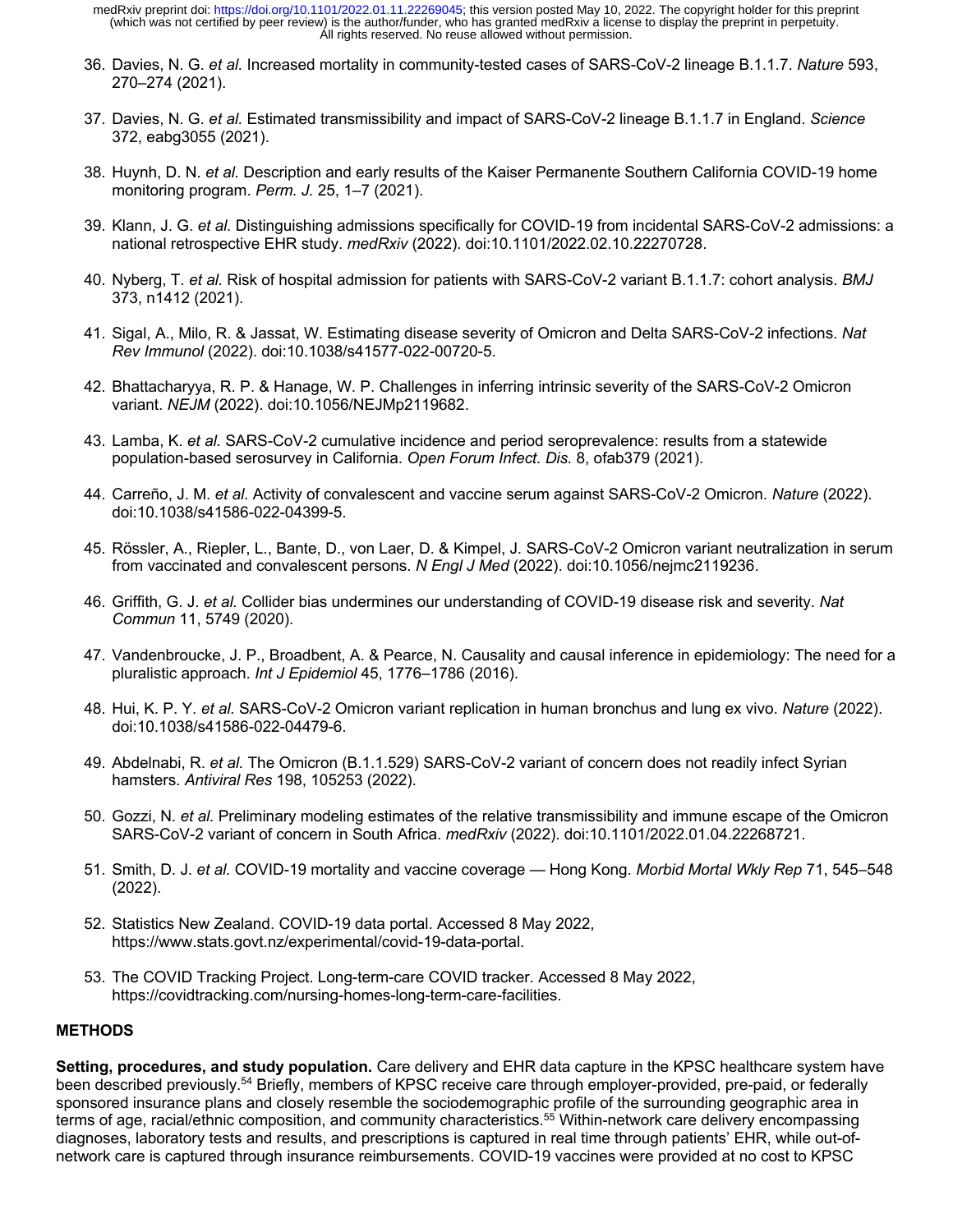36. Davies, N. G. *et al.* Increased mortality in community-tested cases of SARS-CoV-2 lineage B.1.1.7. *Nature* 593, 270–274 (2021).

37. Davies, N. G. *et al.* Estimated transmissibility and impact of SARS-CoV-2 lineage B.1.1.7 in England. *Science* 372, eabg3055 (2021).

38. Huynh, D. N. *et al.* Description and early results of the Kaiser Permanente Southern California COVID-19 home monitoring program. *Perm. J.* 25, 1–7 (2021).

39. Klann, J. G. *et al.* Distinguishing admissions specifically for COVID-19 from incidental SARS-CoV-2 admissions: a national retrospective EHR study. *medRxiv* (2022). doi:10.1101/2022.02.10.22270728.

40. Nyberg, T. *et al.* Risk of hospital admission for patients with SARS-CoV-2 variant B.1.1.7: cohort analysis. *BMJ* 373, n1412 (2021).

41. Sigal, A., Milo, R. & Jassat, W. Estimating disease severity of Omicron and Delta SARS-CoV-2 infections. *Nat Rev Immunol* (2022). doi:10.1038/s41577-022-00720-5.

42. Bhattacharyya, R. P. & Hanage, W. P. Challenges in inferring intrinsic severity of the SARS-CoV-2 Omicron variant. *NEJM* (2022). doi:10.1056/NEJMp2119682.

43. Lamba, K. *et al.* SARS-CoV-2 cumulative incidence and period seroprevalence: results from a statewide population-based serosurvey in California. *Open Forum Infect. Dis.* 8, ofab379 (2021).

44. Carreño, J. M. *et al.* Activity of convalescent and vaccine serum against SARS-CoV-2 Omicron. *Nature* (2022). doi:10.1038/s41586-022-04399-5.

45. Rössler, A., Riepler, L., Bante, D., von Laer, D. & Kimpel, J. SARS-CoV-2 Omicron variant neutralization in serum from vaccinated and convalescent persons. *N Engl J Med* (2022). doi:10.1056/nejmc2119236.

46. Griffith, G. J. *et al.* Collider bias undermines our understanding of COVID-19 disease risk and severity. *Nat Commun* 11, 5749 (2020).

47. Vandenbroucke, J. P., Broadbent, A. & Pearce, N. Causality and causal inference in epidemiology: The need for a pluralistic approach. *Int J Epidemiol* 45, 1776–1786 (2016).

48. Hui, K. P. Y. *et al.* SARS-CoV-2 Omicron variant replication in human bronchus and lung ex vivo. *Nature* (2022). doi:10.1038/s41586-022-04479-6.

49. Abdelnabi, R. *et al.* The Omicron (B.1.1.529) SARS-CoV-2 variant of concern does not readily infect Syrian hamsters. *Antiviral Res* 198, 105253 (2022).

50. Gozzi, N. *et al.* Preliminary modeling estimates of the relative transmissibility and immune escape of the Omicron SARS-CoV-2 variant of concern in South Africa. *medRxiv* (2022). doi:10.1101/2022.01.04.22268721.

51. Smith, D. J. *et al.* COVID-19 mortality and vaccine coverage — Hong Kong. *Morbid Mortal Wkly Rep* 71, 545–548 (2022).

52. Statistics New Zealand. COVID-19 data portal. Accessed 8 May 2022, https://www.stats.govt.nz/experimental/covid-19-data-portal.

53. The COVID Tracking Project. Long-term-care COVID tracker. Accessed 8 May 2022, https://covidtracking.com/nursing-homes-long-term-care-facilities.

## METHODS

**Setting, procedures, and study population.** Care delivery and EHR data capture in the KPSC healthcare system have been described previously.[54] Briefly, members of KPSC receive care through employer-provided, pre-paid, or federally sponsored insurance plans and closely resemble the sociodemographic profile of the surrounding geographic area in terms of age, racial/ethnic composition, and community characteristics.[55] Within-network care delivery encompassing diagnoses, laboratory tests and results, and prescriptions is captured in real time through patients' EHR, while out-of-network care is captured through insurance reimbursements. COVID-19 vaccines were provided at no cost to KPSC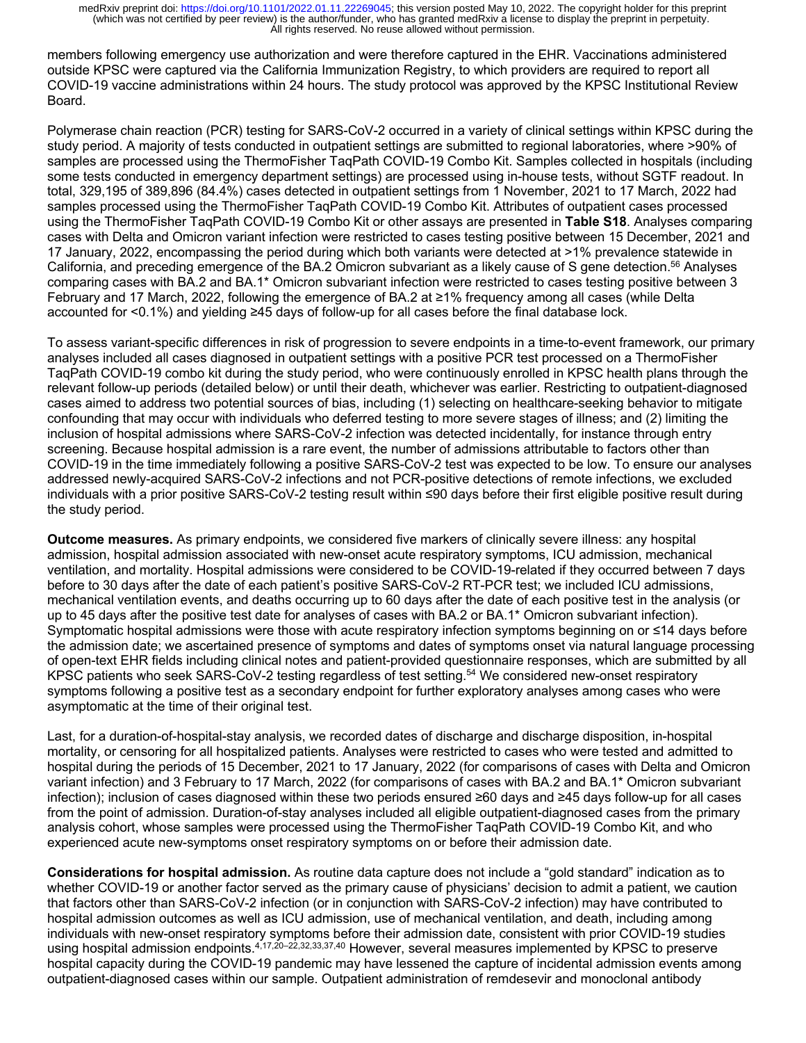members following emergency use authorization and were therefore captured in the EHR. Vaccinations administered outside KPSC were captured via the California Immunization Registry, to which providers are required to report all COVID-19 vaccine administrations within 24 hours. The study protocol was approved by the KPSC Institutional Review Board.

Polymerase chain reaction (PCR) testing for SARS-CoV-2 occurred in a variety of clinical settings within KPSC during the study period. A majority of tests conducted in outpatient settings are submitted to regional laboratories, where >90% of samples are processed using the ThermoFisher TaqPath COVID-19 Combo Kit. Samples collected in hospitals (including some tests conducted in emergency department settings) are processed using in-house tests, without SGTF readout. In total, 329,195 of 389,896 (84.4%) cases detected in outpatient settings from 1 November, 2021 to 17 March, 2022 had samples processed using the ThermoFisher TaqPath COVID-19 Combo Kit. Attributes of outpatient cases processed using the ThermoFisher TaqPath COVID-19 Combo Kit or other assays are presented in **Table S18**. Analyses comparing cases with Delta and Omicron variant infection were restricted to cases testing positive between 15 December, 2021 and 17 January, 2022, encompassing the period during which both variants were detected at >1% prevalence statewide in California, and preceding emergence of the BA.2 Omicron subvariant as a likely cause of S gene detection.[56] Analyses comparing cases with BA.2 and BA.1* Omicron subvariant infection were restricted to cases testing positive between 3 February and 17 March, 2022, following the emergence of BA.2 at ≥1% frequency among all cases (while Delta accounted for <0.1%) and yielding ≥45 days of follow-up for all cases before the final database lock.

To assess variant-specific differences in risk of progression to severe endpoints in a time-to-event framework, our primary analyses included all cases diagnosed in outpatient settings with a positive PCR test processed on a ThermoFisher TaqPath COVID-19 combo kit during the study period, who were continuously enrolled in KPSC health plans through the relevant follow-up periods (detailed below) or until their death, whichever was earlier. Restricting to outpatient-diagnosed cases aimed to address two potential sources of bias, including (1) selecting on healthcare-seeking behavior to mitigate confounding that may occur with individuals who deferred testing to more severe stages of illness; and (2) limiting the inclusion of hospital admissions where SARS-CoV-2 infection was detected incidentally, for instance through entry screening. Because hospital admission is a rare event, the number of admissions attributable to factors other than COVID-19 in the time immediately following a positive SARS-CoV-2 test was expected to be low. To ensure our analyses addressed newly-acquired SARS-CoV-2 infections and not PCR-positive detections of remote infections, we excluded individuals with a prior positive SARS-CoV-2 testing result within ≤90 days before their first eligible positive result during the study period.

**Outcome measures.** As primary endpoints, we considered five markers of clinically severe illness: any hospital admission, hospital admission associated with new-onset acute respiratory symptoms, ICU admission, mechanical ventilation, and mortality. Hospital admissions were considered to be COVID-19-related if they occurred between 7 days before to 30 days after the date of each patient's positive SARS-CoV-2 RT-PCR test; we included ICU admissions, mechanical ventilation events, and deaths occurring up to 60 days after the date of each positive test in the analysis (or up to 45 days after the positive test date for analyses of cases with BA.2 or BA.1* Omicron subvariant infection). Symptomatic hospital admissions were those with acute respiratory infection symptoms beginning on or ≤14 days before the admission date; we ascertained presence of symptoms and dates of symptoms onset via natural language processing of open-text EHR fields including clinical notes and patient-provided questionnaire responses, which are submitted by all KPSC patients who seek SARS-CoV-2 testing regardless of test setting.[54] We considered new-onset respiratory symptoms following a positive test as a secondary endpoint for further exploratory analyses among cases who were asymptomatic at the time of their original test.

Last, for a duration-of-hospital-stay analysis, we recorded dates of discharge and discharge disposition, in-hospital mortality, or censoring for all hospitalized patients. Analyses were restricted to cases who were tested and admitted to hospital during the periods of 15 December, 2021 to 17 January, 2022 (for comparisons of cases with Delta and Omicron variant infection) and 3 February to 17 March, 2022 (for comparisons of cases with BA.2 and BA.1* Omicron subvariant infection); inclusion of cases diagnosed within these two periods ensured ≥60 days and ≥45 days follow-up for all cases from the point of admission. Duration-of-stay analyses included all eligible outpatient-diagnosed cases from the primary analysis cohort, whose samples were processed using the ThermoFisher TaqPath COVID-19 Combo Kit, and who experienced acute new-symptoms onset respiratory symptoms on or before their admission date.

**Considerations for hospital admission.** As routine data capture does not include a "gold standard" indication as to whether COVID-19 or another factor served as the primary cause of physicians' decision to admit a patient, we caution that factors other than SARS-CoV-2 infection (or in conjunction with SARS-CoV-2 infection) may have contributed to hospital admission outcomes as well as ICU admission, use of mechanical ventilation, and death, including among individuals with new-onset respiratory symptoms before their admission date, consistent with prior COVID-19 studies using hospital admission endpoints.[4,17,20–22,32,33,37,40] However, several measures implemented by KPSC to preserve hospital capacity during the COVID-19 pandemic may have lessened the capture of incidental admission events among outpatient-diagnosed cases within our sample. Outpatient administration of remdesevir and monoclonal antibody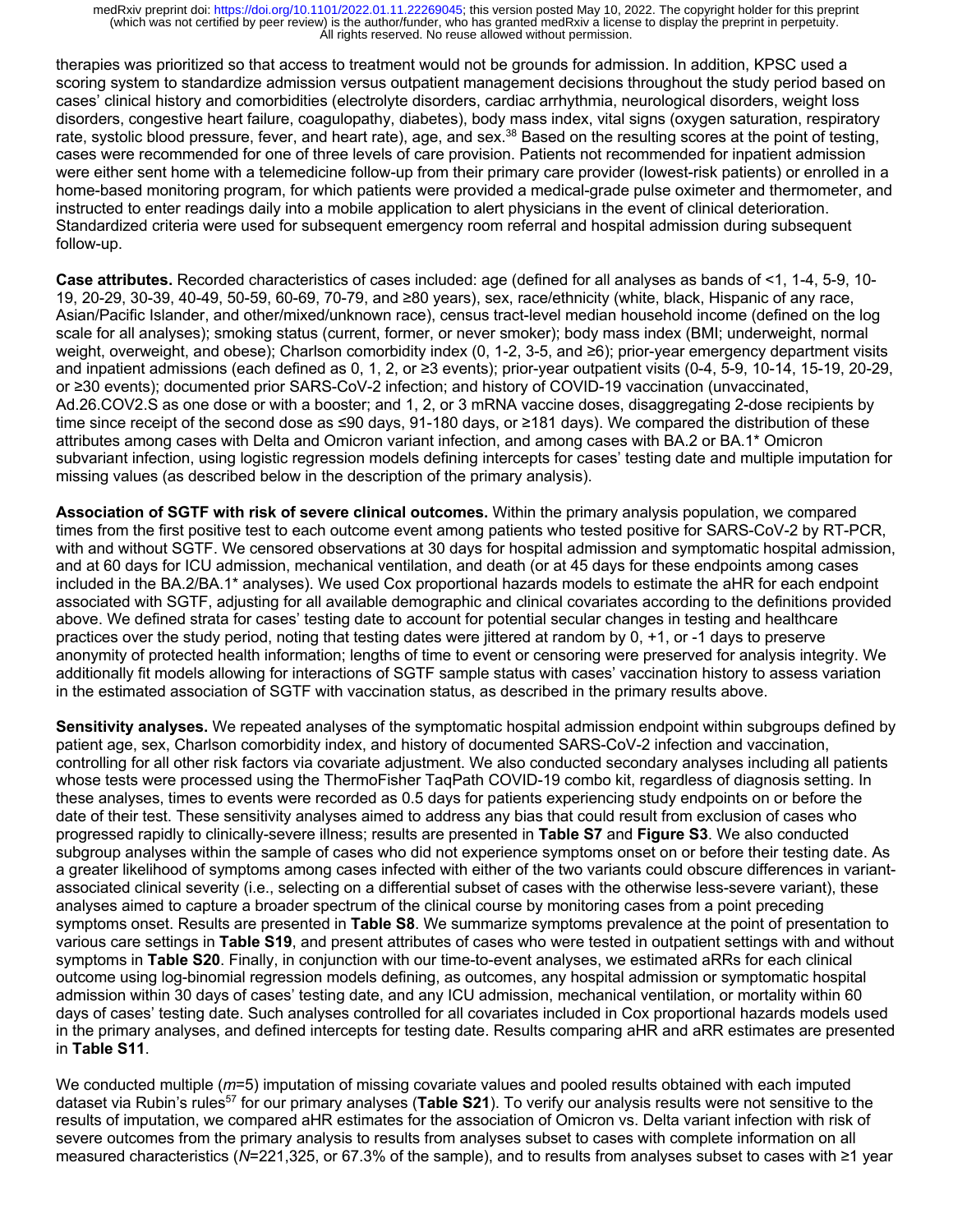therapies was prioritized so that access to treatment would not be grounds for admission. In addition, KPSC used a scoring system to standardize admission versus outpatient management decisions throughout the study period based on cases' clinical history and comorbidities (electrolyte disorders, cardiac arrhythmia, neurological disorders, weight loss disorders, congestive heart failure, coagulopathy, diabetes), body mass index, vital signs (oxygen saturation, respiratory rate, systolic blood pressure, fever, and heart rate), age, and sex.[38] Based on the resulting scores at the point of testing, cases were recommended for one of three levels of care provision. Patients not recommended for inpatient admission were either sent home with a telemedicine follow-up from their primary care provider (lowest-risk patients) or enrolled in a home-based monitoring program, for which patients were provided a medical-grade pulse oximeter and thermometer, and instructed to enter readings daily into a mobile application to alert physicians in the event of clinical deterioration. Standardized criteria were used for subsequent emergency room referral and hospital admission during subsequent follow-up.

**Case attributes.** Recorded characteristics of cases included: age (defined for all analyses as bands of <1, 1-4, 5-9, 10-19, 20-29, 30-39, 40-49, 50-59, 60-69, 70-79, and ≥80 years), sex, race/ethnicity (white, black, Hispanic of any race, Asian/Pacific Islander, and other/mixed/unknown race), census tract-level median household income (defined on the log scale for all analyses); smoking status (current, former, or never smoker); body mass index (BMI; underweight, normal weight, overweight, and obese); Charlson comorbidity index (0, 1-2, 3-5, and ≥6); prior-year emergency department visits and inpatient admissions (each defined as 0, 1, 2, or ≥3 events); prior-year outpatient visits (0-4, 5-9, 10-14, 15-19, 20-29, or ≥30 events); documented prior SARS-CoV-2 infection; and history of COVID-19 vaccination (unvaccinated, Ad.26.COV2.S as one dose or with a booster; and 1, 2, or 3 mRNA vaccine doses, disaggregating 2-dose recipients by time since receipt of the second dose as ≤90 days, 91-180 days, or ≥181 days). We compared the distribution of these attributes among cases with Delta and Omicron variant infection, and among cases with BA.2 or BA.1* Omicron subvariant infection, using logistic regression models defining intercepts for cases' testing date and multiple imputation for missing values (as described below in the description of the primary analysis).

**Association of SGTF with risk of severe clinical outcomes.** Within the primary analysis population, we compared times from the first positive test to each outcome event among patients who tested positive for SARS-CoV-2 by RT-PCR, with and without SGTF. We censored observations at 30 days for hospital admission and symptomatic hospital admission, and at 60 days for ICU admission, mechanical ventilation, and death (or at 45 days for these endpoints among cases included in the BA.2/BA.1* analyses). We used Cox proportional hazards models to estimate the aHR for each endpoint associated with SGTF, adjusting for all available demographic and clinical covariates according to the definitions provided above. We defined strata for cases' testing date to account for potential secular changes in testing and healthcare practices over the study period, noting that testing dates were jittered at random by 0, +1, or -1 days to preserve anonymity of protected health information; lengths of time to event or censoring were preserved for analysis integrity. We additionally fit models allowing for interactions of SGTF sample status with cases' vaccination history to assess variation in the estimated association of SGTF with vaccination status, as described in the primary results above.

**Sensitivity analyses.** We repeated analyses of the symptomatic hospital admission endpoint within subgroups defined by patient age, sex, Charlson comorbidity index, and history of documented SARS-CoV-2 infection and vaccination, controlling for all other risk factors via covariate adjustment. We also conducted secondary analyses including all patients whose tests were processed using the ThermoFisher TaqPath COVID-19 combo kit, regardless of diagnosis setting. In these analyses, times to events were recorded as 0.5 days for patients experiencing study endpoints on or before the date of their test. These sensitivity analyses aimed to address any bias that could result from exclusion of cases who progressed rapidly to clinically-severe illness; results are presented in **Table S7** and **Figure S3**. We also conducted subgroup analyses within the sample of cases who did not experience symptoms onset on or before their testing date. As a greater likelihood of symptoms among cases infected with either of the two variants could obscure differences in variant-associated clinical severity (i.e., selecting on a differential subset of cases with the otherwise less-severe variant), these analyses aimed to capture a broader spectrum of the clinical course by monitoring cases from a point preceding symptoms onset. Results are presented in **Table S8**. We summarize symptoms prevalence at the point of presentation to various care settings in **Table S19**, and present attributes of cases who were tested in outpatient settings with and without symptoms in **Table S20**. Finally, in conjunction with our time-to-event analyses, we estimated aRRs for each clinical outcome using log-binomial regression models defining, as outcomes, any hospital admission or symptomatic hospital admission within 30 days of cases' testing date, and any ICU admission, mechanical ventilation, or mortality within 60 days of cases' testing date. Such analyses controlled for all covariates included in Cox proportional hazards models used in the primary analyses, and defined intercepts for testing date. Results comparing aHR and aRR estimates are presented in **Table S11**.

We conducted multiple (*m*=5) imputation of missing covariate values and pooled results obtained with each imputed dataset via Rubin's rules[57] for our primary analyses (**Table S21**). To verify our analysis results were not sensitive to the results of imputation, we compared aHR estimates for the association of Omicron vs. Delta variant infection with risk of severe outcomes from the primary analysis to results from analyses subset to cases with complete information on all measured characteristics (*N*=221,325, or 67.3% of the sample), and to results from analyses subset to cases with ≥1 year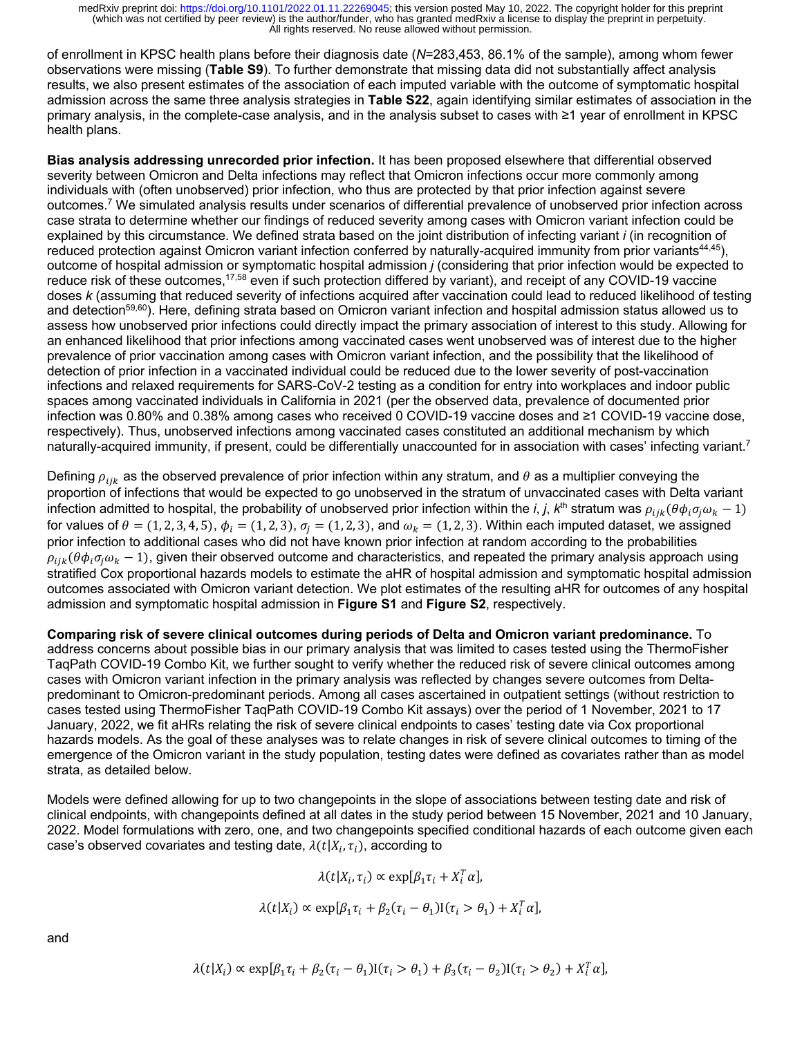of enrollment in KPSC health plans before their diagnosis date (*N*=283,453, 86.1% of the sample), among whom fewer observations were missing (**Table S9**). To further demonstrate that missing data did not substantially affect analysis results, we also present estimates of the association of each imputed variable with the outcome of symptomatic hospital admission across the same three analysis strategies in **Table S22**, again identifying similar estimates of association in the primary analysis, in the complete-case analysis, and in the analysis subset to cases with ≥1 year of enrollment in KPSC health plans.

**Bias analysis addressing unrecorded prior infection.** It has been proposed elsewhere that differential observed severity between Omicron and Delta infections may reflect that Omicron infections occur more commonly among individuals with (often unobserved) prior infection, who thus are protected by that prior infection against severe outcomes.[7] We simulated analysis results under scenarios of differential prevalence of unobserved prior infection across case strata to determine whether our findings of reduced severity among cases with Omicron variant infection could be explained by this circumstance. We defined strata based on the joint distribution of infecting variant *i* (in recognition of reduced protection against Omicron variant infection conferred by naturally-acquired immunity from prior variants[44,45]), outcome of hospital admission or symptomatic hospital admission *j* (considering that prior infection would be expected to reduce risk of these outcomes,[17,58] even if such protection differed by variant), and receipt of any COVID-19 vaccine doses *k* (assuming that reduced severity of infections acquired after vaccination could lead to reduced likelihood of testing and detection[59,60]). Here, defining strata based on Omicron variant infection and hospital admission status allowed us to assess how unobserved prior infections could directly impact the primary association of interest to this study. Allowing for an enhanced likelihood that prior infections among vaccinated cases went unobserved was of interest due to the higher prevalence of prior vaccination among cases with Omicron variant infection, and the possibility that the likelihood of detection of prior infection in a vaccinated individual could be reduced due to the lower severity of post-vaccination infections and relaxed requirements for SARS-CoV-2 testing as a condition for entry into workplaces and indoor public spaces among vaccinated individuals in California in 2021 (per the observed data, prevalence of documented prior infection was 0.80% and 0.38% among cases who received 0 COVID-19 vaccine doses and ≥1 COVID-19 vaccine dose, respectively). Thus, unobserved infections among vaccinated cases constituted an additional mechanism by which naturally-acquired immunity, if present, could be differentially unaccounted for in association with cases' infecting variant.[7]

Defining $\rho_{ijk}$ as the observed prevalence of prior infection within any stratum, and $\theta$ as a multiplier conveying the proportion of infections that would be expected to go unobserved in the stratum of unvaccinated cases with Delta variant infection admitted to hospital, the probability of unobserved prior infection within the *i*, *j*, *k*th stratum was $\rho_{ijk}(\theta\phi_i\sigma_j\omega_k - 1)$ for values of $\theta = (1, 2, 3, 4, 5)$, $\phi_i = (1, 2, 3)$, $\sigma_j = (1, 2, 3)$, and $\omega_k = (1, 2, 3)$. Within each imputed dataset, we assigned prior infection to additional cases who did not have known prior infection at random according to the probabilities $\rho_{ijk}(\theta\phi_i\sigma_j\omega_k - 1)$, given their observed outcome and characteristics, and repeated the primary analysis approach using stratified Cox proportional hazards models to estimate the aHR of hospital admission and symptomatic hospital admission outcomes associated with Omicron variant detection. We plot estimates of the resulting aHR for outcomes of any hospital admission and symptomatic hospital admission in **Figure S1** and **Figure S2**, respectively.

**Comparing risk of severe clinical outcomes during periods of Delta and Omicron variant predominance.** To address concerns about possible bias in our primary analysis that was limited to cases tested using the ThermoFisher TaqPath COVID-19 Combo Kit, we further sought to verify whether the reduced risk of severe clinical outcomes among cases with Omicron variant infection in the primary analysis was reflected by changes severe outcomes from Delta-predominant to Omicron-predominant periods. Among all cases ascertained in outpatient settings (without restriction to cases tested using ThermoFisher TaqPath COVID-19 Combo Kit assays) over the period of 1 November, 2021 to 17 January, 2022, we fit aHRs relating the risk of severe clinical endpoints to cases' testing date via Cox proportional hazards models. As the goal of these analyses was to relate changes in risk of severe clinical outcomes to timing of the emergence of the Omicron variant in the study population, testing dates were defined as covariates rather than as model strata, as detailed below.

Models were defined allowing for up to two changepoints in the slope of associations between testing date and risk of clinical endpoints, with changepoints defined at all dates in the study period between 15 November, 2021 and 10 January, 2022. Model formulations with zero, one, and two changepoints specified conditional hazards of each outcome given each case's observed covariates and testing date, $\lambda(t|X_i, \tau_i)$, according to

$$\lambda(t|X_i, \tau_i) \propto \exp[\beta_1\tau_i + X_i^T\alpha],$$

$$\lambda(t|X_i) \propto \exp[\beta_1\tau_i + \beta_2(\tau_i - \theta_1)\mathrm{I}(\tau_i > \theta_1) + X_i^T\alpha],$$

and

$$\lambda(t|X_i) \propto \exp[\beta_1\tau_i + \beta_2(\tau_i - \theta_1)\mathrm{I}(\tau_i > \theta_1) + \beta_3(\tau_i - \theta_2)\mathrm{I}(\tau_i > \theta_2) + X_i^T\alpha],$$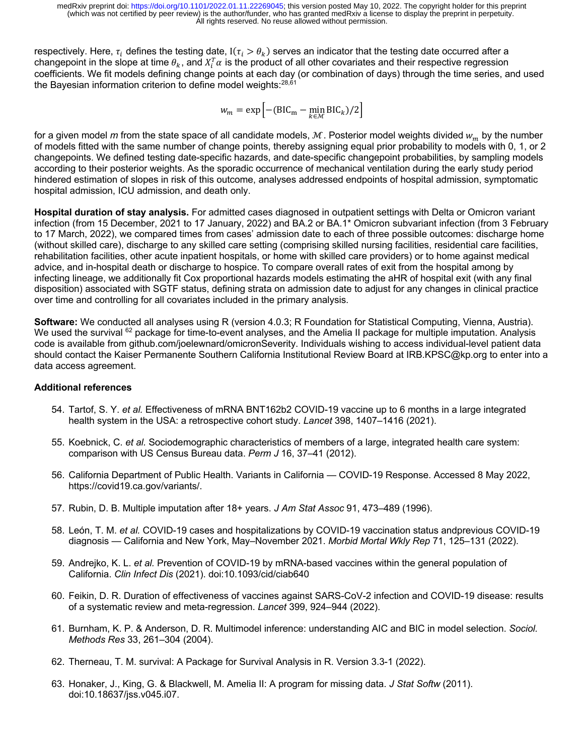respectively. Here, $\tau_i$ defines the testing date, $\mathrm{I}(\tau_i > \theta_k)$ serves an indicator that the testing date occurred after a changepoint in the slope at time $\theta_k$, and $X_i^T\alpha$ is the product of all other covariates and their respective regression coefficients. We fit models defining change points at each day (or combination of days) through the time series, and used the Bayesian information criterion to define model weights:[28,61]

$$w_m = \exp\left[-(\mathrm{BIC_m} - \min_{k \in \mathcal{M}} \mathrm{BIC}_k)/2\right]$$

for a given model *m* from the state space of all candidate models, $\mathcal{M}$. Posterior model weights divided $w_m$ by the number of models fitted with the same number of change points, thereby assigning equal prior probability to models with 0, 1, or 2 changepoints. We defined testing date-specific hazards, and date-specific changepoint probabilities, by sampling models according to their posterior weights. As the sporadic occurrence of mechanical ventilation during the early study period hindered estimation of slopes in risk of this outcome, analyses addressed endpoints of hospital admission, symptomatic hospital admission, ICU admission, and death only.

**Hospital duration of stay analysis.** For admitted cases diagnosed in outpatient settings with Delta or Omicron variant infection (from 15 December, 2021 to 17 January, 2022) and BA.2 or BA.1* Omicron subvariant infection (from 3 February to 17 March, 2022), we compared times from cases' admission date to each of three possible outcomes: discharge home (without skilled care), discharge to any skilled care setting (comprising skilled nursing facilities, residential care facilities, rehabilitation facilities, other acute inpatient hospitals, or home with skilled care providers) or to home against medical advice, and in-hospital death or discharge to hospice. To compare overall rates of exit from the hospital among by infecting lineage, we additionally fit Cox proportional hazards models estimating the aHR of hospital exit (with any final disposition) associated with SGTF status, defining strata on admission date to adjust for any changes in clinical practice over time and controlling for all covariates included in the primary analysis.

**Software:** We conducted all analyses using R (version 4.0.3; R Foundation for Statistical Computing, Vienna, Austria). We used the survival [62] package for time-to-event analyses, and the Amelia II package for multiple imputation. Analysis code is available from github.com/joelewnard/omicronSeverity. Individuals wishing to access individual-level patient data should contact the Kaiser Permanente Southern California Institutional Review Board at IRB.KPSC@kp.org to enter into a data access agreement.

### Additional references

54. Tartof, S. Y. *et al.* Effectiveness of mRNA BNT162b2 COVID-19 vaccine up to 6 months in a large integrated health system in the USA: a retrospective cohort study. *Lancet* 398, 1407–1416 (2021).
55. Koebnick, C. *et al.* Sociodemographic characteristics of members of a large, integrated health care system: comparison with US Census Bureau data. *Perm J* 16, 37–41 (2012).
56. California Department of Public Health. Variants in California — COVID-19 Response. Accessed 8 May 2022, https://covid19.ca.gov/variants/.
57. Rubin, D. B. Multiple imputation after 18+ years. *J Am Stat Assoc* 91, 473–489 (1996).
58. León, T. M. *et al.* COVID-19 cases and hospitalizations by COVID-19 vaccination status andprevious COVID-19 diagnosis — California and New York, May–November 2021. *Morbid Mortal Wkly Rep* 71, 125–131 (2022).
59. Andrejko, K. L. *et al.* Prevention of COVID-19 by mRNA-based vaccines within the general population of California. *Clin Infect Dis* (2021). doi:10.1093/cid/ciab640
60. Feikin, D. R. Duration of effectiveness of vaccines against SARS-CoV-2 infection and COVID-19 disease: results of a systematic review and meta-regression. *Lancet* 399, 924–944 (2022).
61. Burnham, K. P. & Anderson, D. R. Multimodel inference: understanding AIC and BIC in model selection. *Sociol. Methods Res* 33, 261–304 (2004).
62. Therneau, T. M. survival: A Package for Survival Analysis in R. Version 3.3-1 (2022).
63. Honaker, J., King, G. & Blackwell, M. Amelia II: A program for missing data. *J Stat Softw* (2011). doi:10.18637/jss.v045.i07.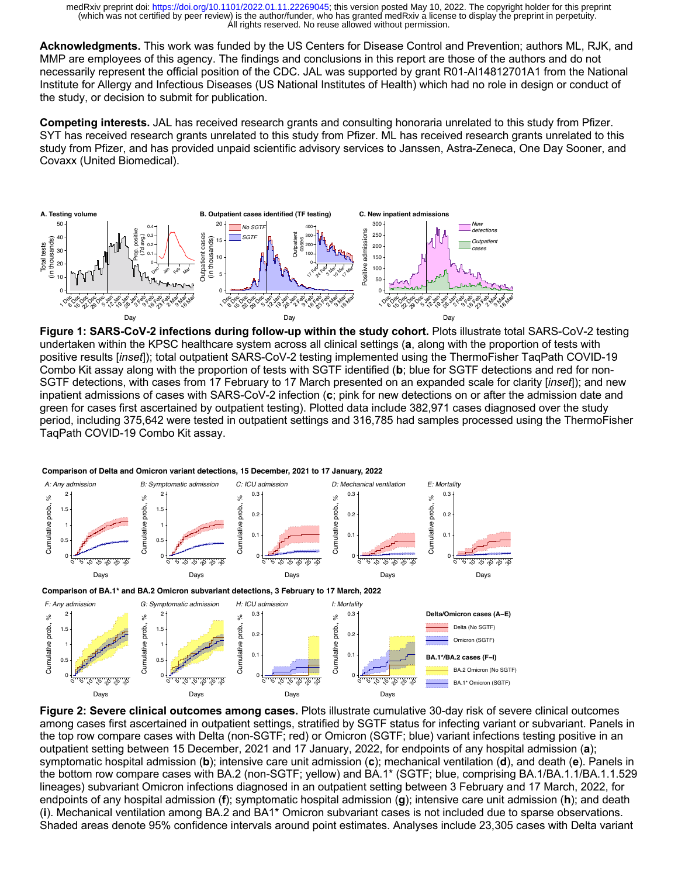**Acknowledgments.** This work was funded by the US Centers for Disease Control and Prevention; authors ML, RJK, and MMP are employees of this agency. The findings and conclusions in this report are those of the authors and do not necessarily represent the official position of the CDC. JAL was supported by grant R01-AI14812701A1 from the National Institute for Allergy and Infectious Diseases (US National Institutes of Health) which had no role in design or conduct of the study, or decision to submit for publication.

**Competing interests.** JAL has received research grants and consulting honoraria unrelated to this study from Pfizer. SYT has received research grants unrelated to this study from Pfizer. ML has received research grants unrelated to this study from Pfizer, and has provided unpaid scientific advisory services to Janssen, Astra-Zeneca, One Day Sooner, and Covaxx (United Biomedical).

**Figure 1: SARS-CoV-2 infections during follow-up within the study cohort.** Plots illustrate total SARS-CoV-2 testing undertaken within the KPSC healthcare system across all clinical settings (**a**, along with the proportion of tests with positive results [*inset*]); total outpatient SARS-CoV-2 testing implemented using the ThermoFisher TaqPath COVID-19 Combo Kit assay along with the proportion of tests with SGTF identified (**b**; blue for SGTF detections and red for non-SGTF detections, with cases from 17 February to 17 March presented on an expanded scale for clarity [*inset*]); and new inpatient admissions of cases with SARS-CoV-2 infection (**c**; pink for new detections on or after the admission date and green for cases first ascertained by outpatient testing). Plotted data include 382,971 cases diagnosed over the study period, including 375,642 were tested in outpatient settings and 316,785 had samples processed using the ThermoFisher TaqPath COVID-19 Combo Kit assay.

**Figure 2: Severe clinical outcomes among cases.** Plots illustrate cumulative 30-day risk of severe clinical outcomes among cases first ascertained in outpatient settings, stratified by SGTF status for infecting variant or subvariant. Panels in the top row compare cases with Delta (non-SGTF; red) or Omicron (SGTF; blue) variant infections testing positive in an outpatient setting between 15 December, 2021 and 17 January, 2022, for endpoints of any hospital admission (**a**); symptomatic hospital admission (**b**); intensive care unit admission (**c**); mechanical ventilation (**d**), and death (**e**). Panels in the bottom row compare cases with BA.2 (non-SGTF; yellow) and BA.1* (SGTF; blue, comprising BA.1/BA.1.1/BA.1.1.529 lineages) subvariant Omicron infections diagnosed in an outpatient setting between 3 February and 17 March, 2022, for endpoints of any hospital admission (**f**); symptomatic hospital admission (**g**); intensive care unit admission (**h**); and death (**i**). Mechanical ventilation among BA.2 and BA1* Omicron subvariant cases is not included due to sparse observations. Shaded areas denote 95% confidence intervals around point estimates. Analyses include 23,305 cases with Delta variant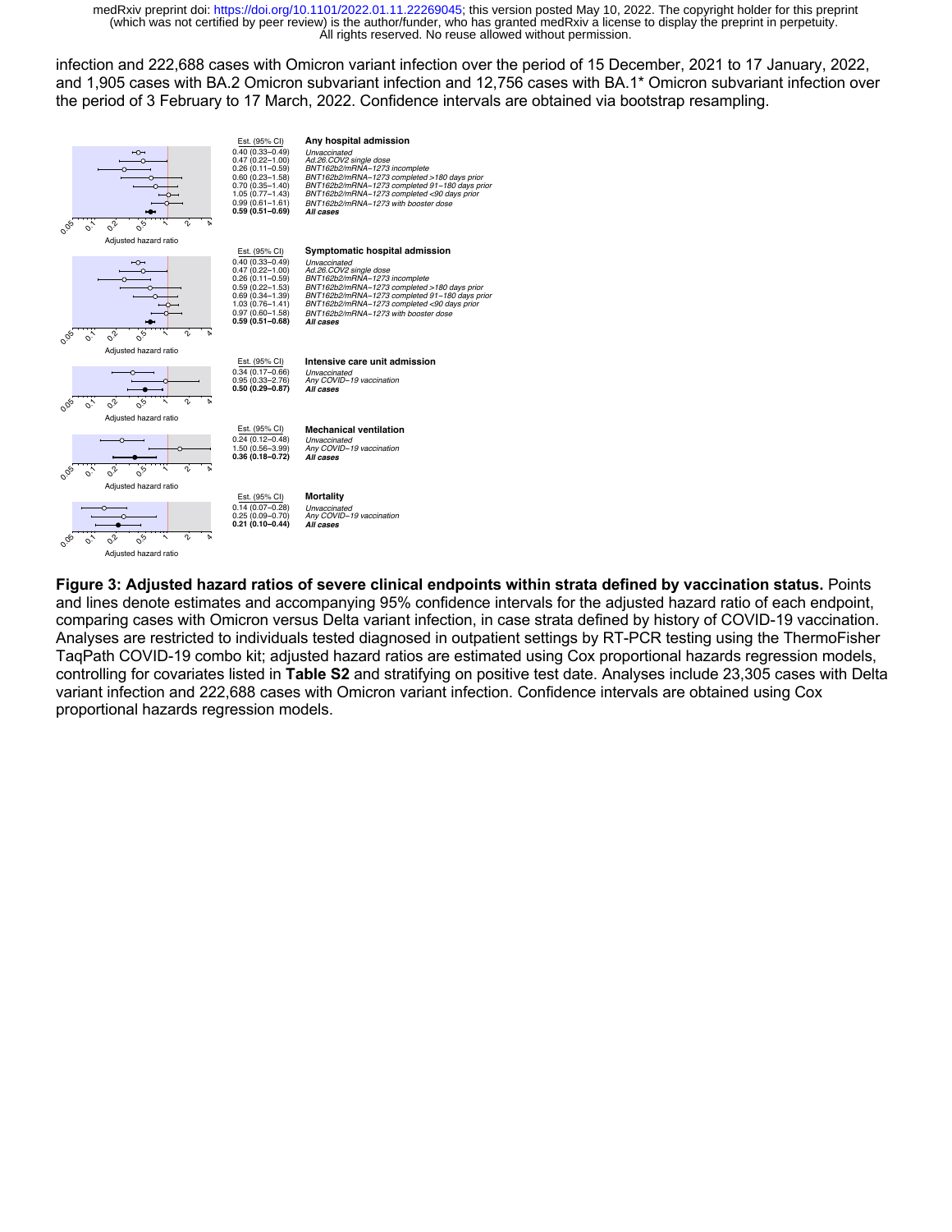infection and 222,688 cases with Omicron variant infection over the period of 15 December, 2021 to 17 January, 2022, and 1,905 cases with BA.2 Omicron subvariant infection and 12,756 cases with BA.1* Omicron subvariant infection over the period of 3 February to 17 March, 2022. Confidence intervals are obtained via bootstrap resampling.

**Any hospital admission**

| Est. (95% CI) | |
|---|---|
| 0.40 (0.33–0.49) | *Unvaccinated* |
| 0.47 (0.22–1.00) | *Ad.26.COV2 single dose* |
| 0.26 (0.11–0.59) | *BNT162b2/mRNA–1273 incomplete* |
| 0.60 (0.23–1.58) | *BNT162b2/mRNA–1273 completed >180 days prior* |
| 0.70 (0.35–1.40) | *BNT162b2/mRNA–1273 completed 91–180 days prior* |
| 1.05 (0.77–1.43) | *BNT162b2/mRNA–1273 completed <90 days prior* |
| 0.99 (0.61–1.61) | *BNT162b2/mRNA–1273 with booster dose* |
| **0.59 (0.51–0.69)** | ***All cases*** |

**Symptomatic hospital admission**

| Est. (95% CI) | |
|---|---|
| 0.40 (0.33–0.49) | *Unvaccinated* |
| 0.47 (0.22–1.00) | *Ad.26.COV2 single dose* |
| 0.26 (0.11–0.59) | *BNT162b2/mRNA–1273 incomplete* |
| 0.59 (0.22–1.53) | *BNT162b2/mRNA–1273 completed >180 days prior* |
| 0.69 (0.34–1.39) | *BNT162b2/mRNA–1273 completed 91–180 days prior* |
| 1.03 (0.76–1.41) | *BNT162b2/mRNA–1273 completed <90 days prior* |
| 0.97 (0.60–1.58) | *BNT162b2/mRNA–1273 with booster dose* |
| **0.59 (0.51–0.68)** | ***All cases*** |

**Intensive care unit admission**

| Est. (95% CI) | |
|---|---|
| 0.34 (0.17–0.66) | *Unvaccinated* |
| 0.95 (0.33–2.76) | *Any COVID–19 vaccination* |
| **0.50 (0.29–0.87)** | ***All cases*** |

**Mechanical ventilation**

| Est. (95% CI) | |
|---|---|
| 0.24 (0.12–0.48) | *Unvaccinated* |
| 1.50 (0.56–3.99) | *Any COVID–19 vaccination* |
| **0.36 (0.18–0.72)** | ***All cases*** |

**Mortality**

| Est. (95% CI) | |
|---|---|
| 0.14 (0.07–0.28) | *Unvaccinated* |
| 0.25 (0.09–0.70) | *Any COVID–19 vaccination* |
| **0.21 (0.10–0.44)** | ***All cases*** |

Adjusted hazard ratio

**Figure 3: Adjusted hazard ratios of severe clinical endpoints within strata defined by vaccination status.** Points and lines denote estimates and accompanying 95% confidence intervals for the adjusted hazard ratio of each endpoint, comparing cases with Omicron versus Delta variant infection, in case strata defined by history of COVID-19 vaccination. Analyses are restricted to individuals tested diagnosed in outpatient settings by RT-PCR testing using the ThermoFisher TaqPath COVID-19 combo kit; adjusted hazard ratios are estimated using Cox proportional hazards regression models, controlling for covariates listed in **Table S2** and stratifying on positive test date. Analyses include 23,305 cases with Delta variant infection and 222,688 cases with Omicron variant infection. Confidence intervals are obtained using Cox proportional hazards regression models.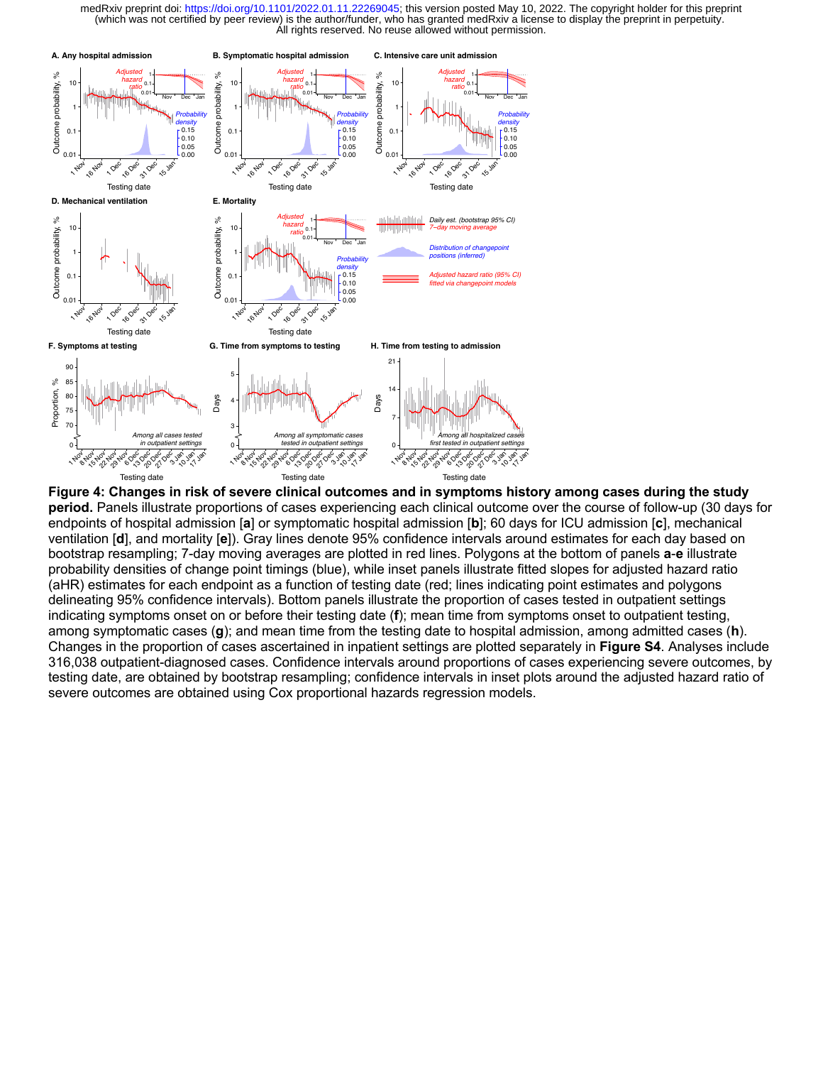**Figure 4: Changes in risk of severe clinical outcomes and in symptoms history among cases during the study period.** Panels illustrate proportions of cases experiencing each clinical outcome over the course of follow-up (30 days for endpoints of hospital admission [**a**] or symptomatic hospital admission [**b**]; 60 days for ICU admission [**c**], mechanical ventilation [**d**], and mortality [**e**]). Gray lines denote 95% confidence intervals around estimates for each day based on bootstrap resampling; 7-day moving averages are plotted in red lines. Polygons at the bottom of panels **a**-**e** illustrate probability densities of change point timings (blue), while inset panels illustrate fitted slopes for adjusted hazard ratio (aHR) estimates for each endpoint as a function of testing date (red; lines indicating point estimates and polygons delineating 95% confidence intervals). Bottom panels illustrate the proportion of cases tested in outpatient settings indicating symptoms onset on or before their testing date (**f**); mean time from symptoms onset to outpatient testing, among symptomatic cases (**g**); and mean time from the testing date to hospital admission, among admitted cases (**h**). Changes in the proportion of cases ascertained in inpatient settings are plotted separately in **Figure S4**. Analyses include 316,038 outpatient-diagnosed cases. Confidence intervals around proportions of cases experiencing severe outcomes, by testing date, are obtained by bootstrap resampling; confidence intervals in inset plots around the adjusted hazard ratio of severe outcomes are obtained using Cox proportional hazards regression models.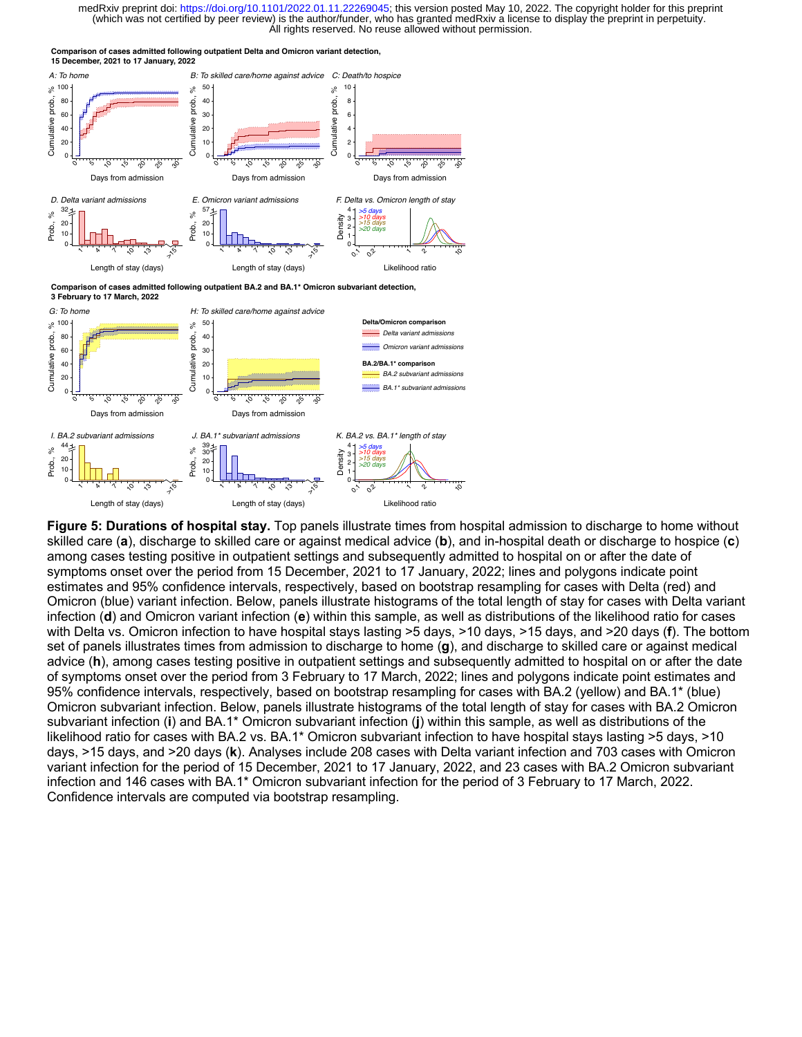**Figure 5: Durations of hospital stay.** Top panels illustrate times from hospital admission to discharge to home without skilled care (**a**), discharge to skilled care or against medical advice (**b**), and in-hospital death or discharge to hospice (**c**) among cases testing positive in outpatient settings and subsequently admitted to hospital on or after the date of symptoms onset over the period from 15 December, 2021 to 17 January, 2022; lines and polygons indicate point estimates and 95% confidence intervals, respectively, based on bootstrap resampling for cases with Delta (red) and Omicron (blue) variant infection. Below, panels illustrate histograms of the total length of stay for cases with Delta variant infection (**d**) and Omicron variant infection (**e**) within this sample, as well as distributions of the likelihood ratio for cases with Delta vs. Omicron infection to have hospital stays lasting >5 days, >10 days, >15 days, and >20 days (**f**). The bottom set of panels illustrates times from admission to discharge to home (**g**), and discharge to skilled care or against medical advice (**h**), among cases testing positive in outpatient settings and subsequently admitted to hospital on or after the date of symptoms onset over the period from 3 February to 17 March, 2022; lines and polygons indicate point estimates and 95% confidence intervals, respectively, based on bootstrap resampling for cases with BA.2 (yellow) and BA.1* (blue) Omicron subvariant infection. Below, panels illustrate histograms of the total length of stay for cases with BA.2 Omicron subvariant infection (**i**) and BA.1* Omicron subvariant infection (**j**) within this sample, as well as distributions of the likelihood ratio for cases with BA.2 vs. BA.1* Omicron subvariant infection to have hospital stays lasting >5 days, >10 days, >15 days, and >20 days (**k**). Analyses include 208 cases with Delta variant infection and 703 cases with Omicron variant infection for the period of 15 December, 2021 to 17 January, 2022, and 23 cases with BA.2 Omicron subvariant infection and 146 cases with BA.1* Omicron subvariant infection for the period of 3 February to 17 March, 2022. Confidence intervals are computed via bootstrap resampling.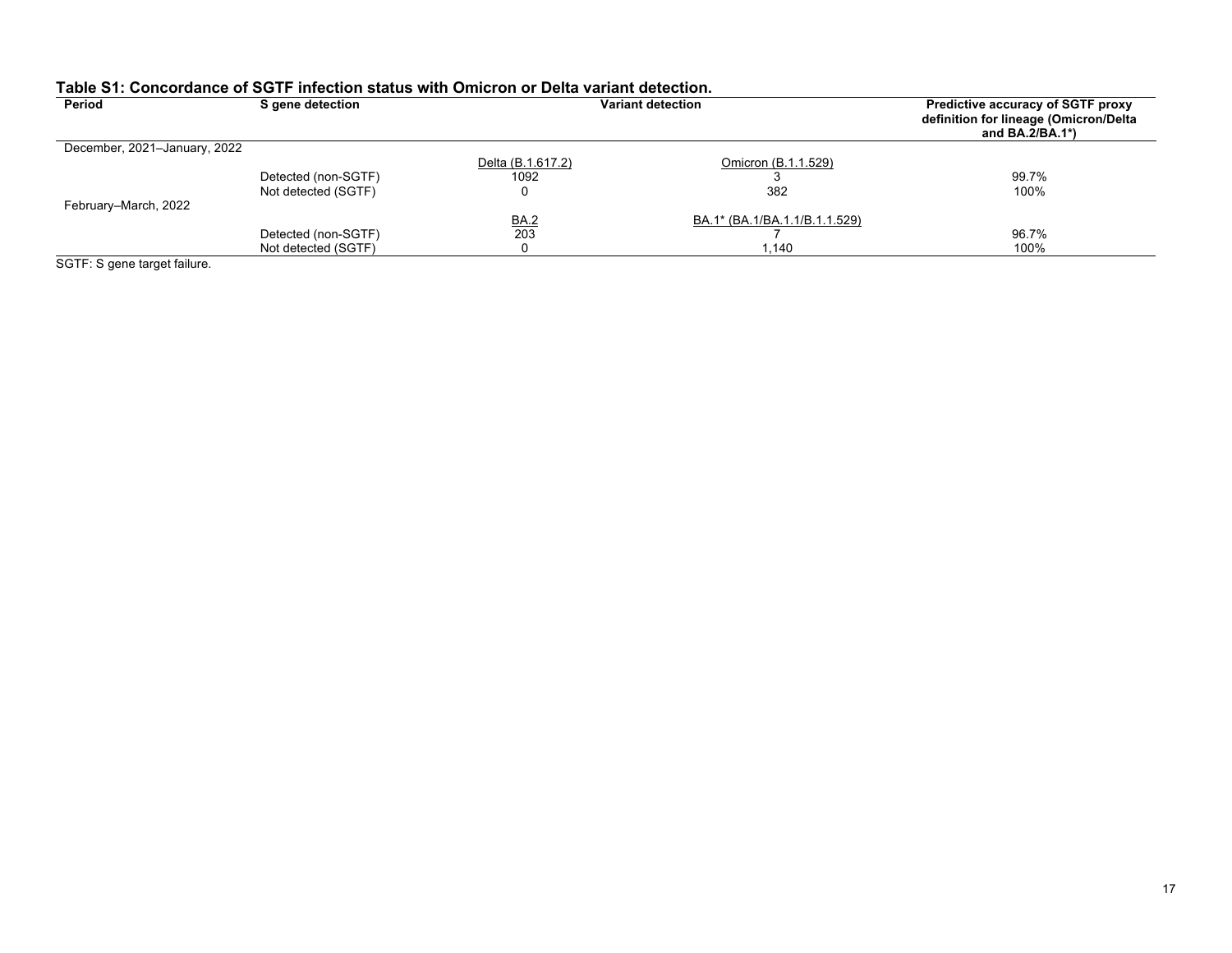### Table S1: Concordance of SGTF infection status with Omicron or Delta variant detection.

| Period | S gene detection | Variant detection | | Predictive accuracy of SGTF proxy definition for lineage (Omicron/Delta and BA.2/BA.1*) |
|---|---|---|---|---|
| December, 2021–January, 2022 | | | | |
| | | Delta (B.1.617.2) | Omicron (B.1.1.529) | |
| | Detected (non-SGTF) | 1092 | 3 | 99.7% |
| | Not detected (SGTF) | 0 | 382 | 100% |
| February–March, 2022 | | | | |
| | | BA.2 | BA.1* (BA.1/BA.1.1/B.1.1.529) | |
| | Detected (non-SGTF) | 203 | 7 | 96.7% |
| | Not detected (SGTF) | 0 | 1,140 | 100% |

SGTF: S gene target failure.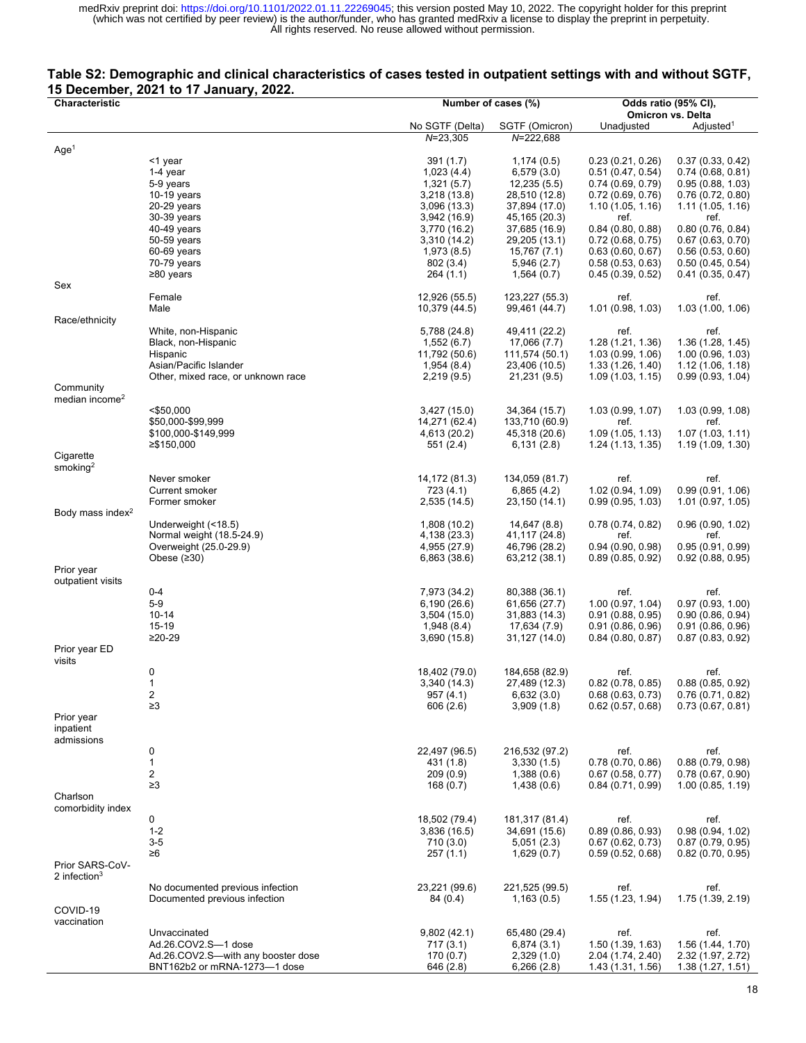## Table S2: Demographic and clinical characteristics of cases tested in outpatient settings with and without SGTF, 15 December, 2021 to 17 January, 2022.

| Characteristic | | Number of cases (%) | | Odds ratio (95% CI), Omicron vs. Delta | |
|---|---|---|---|---|---|
| | | No SGTF (Delta) | SGTF (Omicron) | Unadjusted | Adjusted[1] |
| | | N=23,305 | N=222,688 | | |
| Age[1] | | | | | |
| | <1 year | 391 (1.7) | 1,174 (0.5) | 0.23 (0.21, 0.26) | 0.37 (0.33, 0.42) |
| | 1-4 year | 1,023 (4.4) | 6,579 (3.0) | 0.51 (0.47, 0.54) | 0.74 (0.68, 0.81) |
| | 5-9 years | 1,321 (5.7) | 12,235 (5.5) | 0.74 (0.69, 0.79) | 0.95 (0.88, 1.03) |
| | 10-19 years | 3,218 (13.8) | 28,510 (12.8) | 0.72 (0.69, 0.76) | 0.76 (0.72, 0.80) |
| | 20-29 years | 3,096 (13.3) | 37,894 (17.0) | 1.10 (1.05, 1.16) | 1.11 (1.05, 1.16) |
| | 30-39 years | 3,942 (16.9) | 45,165 (20.3) | ref. | ref. |
| | 40-49 years | 3,770 (16.2) | 37,685 (16.9) | 0.84 (0.80, 0.88) | 0.80 (0.76, 0.84) |
| | 50-59 years | 3,310 (14.2) | 29,205 (13.1) | 0.72 (0.68, 0.75) | 0.67 (0.63, 0.70) |
| | 60-69 years | 1,973 (8.5) | 15,767 (7.1) | 0.63 (0.60, 0.67) | 0.56 (0.53, 0.60) |
| | 70-79 years | 802 (3.4) | 5,946 (2.7) | 0.58 (0.53, 0.63) | 0.50 (0.45, 0.54) |
| | ≥80 years | 264 (1.1) | 1,564 (0.7) | 0.45 (0.39, 0.52) | 0.41 (0.35, 0.47) |
| Sex | | | | | |
| | Female | 12,926 (55.5) | 123,227 (55.3) | ref. | ref. |
| | Male | 10,379 (44.5) | 99,461 (44.7) | 1.01 (0.98, 1.03) | 1.03 (1.00, 1.06) |
| Race/ethnicity | | | | | |
| | White, non-Hispanic | 5,788 (24.8) | 49,411 (22.2) | ref. | ref. |
| | Black, non-Hispanic | 1,552 (6.7) | 17,066 (7.7) | 1.28 (1.21, 1.36) | 1.36 (1.28, 1.45) |
| | Hispanic | 11,792 (50.6) | 111,574 (50.1) | 1.03 (0.99, 1.06) | 1.00 (0.96, 1.03) |
| | Asian/Pacific Islander | 1,954 (8.4) | 23,406 (10.5) | 1.33 (1.26, 1.40) | 1.12 (1.06, 1.18) |
| | Other, mixed race, or unknown race | 2,219 (9.5) | 21,231 (9.5) | 1.09 (1.03, 1.15) | 0.99 (0.93, 1.04) |
| Community median income[2] | | | | | |
| | <$50,000 | 3,427 (15.0) | 34,364 (15.7) | 1.03 (0.99, 1.07) | 1.03 (0.99, 1.08) |
| | $50,000-$99,999 | 14,271 (62.4) | 133,710 (60.9) | ref. | ref. |
| | $100,000-$149,999 | 4,613 (20.2) | 45,318 (20.6) | 1.09 (1.05, 1.13) | 1.07 (1.03, 1.11) |
| | ≥$150,000 | 551 (2.4) | 6,131 (2.8) | 1.24 (1.13, 1.35) | 1.19 (1.09, 1.30) |
| Cigarette smoking[2] | | | | | |
| | Never smoker | 14,172 (81.3) | 134,059 (81.7) | ref. | ref. |
| | Current smoker | 723 (4.1) | 6,865 (4.2) | 1.02 (0.94, 1.09) | 0.99 (0.91, 1.06) |
| | Former smoker | 2,535 (14.5) | 23,150 (14.1) | 0.99 (0.95, 1.03) | 1.01 (0.97, 1.05) |
| Body mass index[2] | | | | | |
| | Underweight (<18.5) | 1,808 (10.2) | 14,647 (8.8) | 0.78 (0.74, 0.82) | 0.96 (0.90, 1.02) |
| | Normal weight (18.5-24.9) | 4,138 (23.3) | 41,117 (24.8) | ref. | ref. |
| | Overweight (25.0-29.9) | 4,955 (27.9) | 46,796 (28.2) | 0.94 (0.90, 0.98) | 0.95 (0.91, 0.99) |
| | Obese (≥30) | 6,863 (38.6) | 63,212 (38.1) | 0.89 (0.85, 0.92) | 0.92 (0.88, 0.95) |
| Prior year outpatient visits | | | | | |
| | 0-4 | 7,973 (34.2) | 80,388 (36.1) | ref. | ref. |
| | 5-9 | 6,190 (26.6) | 61,656 (27.7) | 1.00 (0.97, 1.04) | 0.97 (0.93, 1.00) |
| | 10-14 | 3,504 (15.0) | 31,883 (14.3) | 0.91 (0.88, 0.95) | 0.90 (0.86, 0.94) |
| | 15-19 | 1,948 (8.4) | 17,634 (7.9) | 0.91 (0.86, 0.96) | 0.91 (0.86, 0.96) |
| | ≥20-29 | 3,690 (15.8) | 31,127 (14.0) | 0.84 (0.80, 0.87) | 0.87 (0.83, 0.92) |
| Prior year ED visits | | | | | |
| | 0 | 18,402 (79.0) | 184,658 (82.9) | ref. | ref. |
| | 1 | 3,340 (14.3) | 27,489 (12.3) | 0.82 (0.78, 0.85) | 0.88 (0.85, 0.92) |
| | 2 | 957 (4.1) | 6,632 (3.0) | 0.68 (0.63, 0.73) | 0.76 (0.71, 0.82) |
| | ≥3 | 606 (2.6) | 3,909 (1.8) | 0.62 (0.57, 0.68) | 0.73 (0.67, 0.81) |
| Prior year inpatient admissions | | | | | |
| | 0 | 22,497 (96.5) | 216,532 (97.2) | ref. | ref. |
| | 1 | 431 (1.8) | 3,330 (1.5) | 0.78 (0.70, 0.86) | 0.88 (0.79, 0.98) |
| | 2 | 209 (0.9) | 1,388 (0.6) | 0.67 (0.58, 0.77) | 0.78 (0.67, 0.90) |
| | ≥3 | 168 (0.7) | 1,438 (0.6) | 0.84 (0.71, 0.99) | 1.00 (0.85, 1.19) |
| Charlson comorbidity index | | | | | |
| | 0 | 18,502 (79.4) | 181,317 (81.4) | ref. | ref. |
| | 1-2 | 3,836 (16.5) | 34,691 (15.6) | 0.89 (0.86, 0.93) | 0.98 (0.94, 1.02) |
| | 3-5 | 710 (3.0) | 5,051 (2.3) | 0.67 (0.62, 0.73) | 0.87 (0.79, 0.95) |
| | ≥6 | 257 (1.1) | 1,629 (0.7) | 0.59 (0.52, 0.68) | 0.82 (0.70, 0.95) |
| Prior SARS-CoV-2 infection[3] | | | | | |
| | No documented previous infection | 23,221 (99.6) | 221,525 (99.5) | ref. | ref. |
| | Documented previous infection | 84 (0.4) | 1,163 (0.5) | 1.55 (1.23, 1.94) | 1.75 (1.39, 2.19) |
| COVID-19 vaccination | | | | | |
| | Unvaccinated | 9,802 (42.1) | 65,480 (29.4) | ref. | ref. |
| | Ad.26.COV2.S—1 dose | 717 (3.1) | 6,874 (3.1) | 1.50 (1.39, 1.63) | 1.56 (1.44, 1.70) |
| | Ad.26.COV2.S—with any booster dose | 170 (0.7) | 2,329 (1.0) | 2.04 (1.74, 2.40) | 2.32 (1.97, 2.72) |
| | BNT162b2 or mRNA-1273—1 dose | 646 (2.8) | 6,266 (2.8) | 1.43 (1.31, 1.56) | 1.38 (1.27, 1.51) |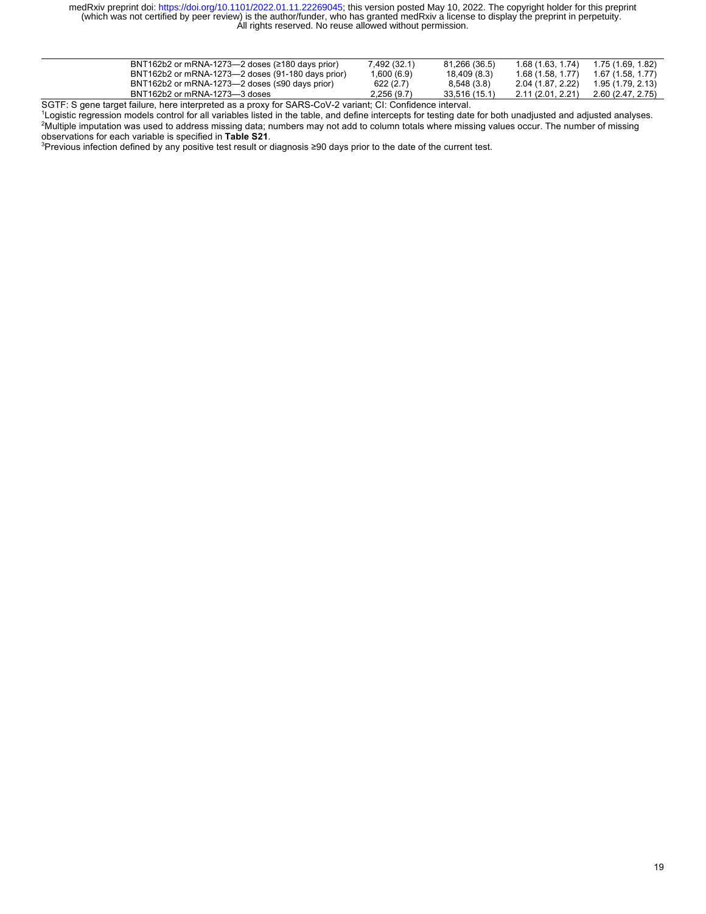| | | | | |
|---|---|---|---|---|
| BNT162b2 or mRNA-1273—2 doses (≥180 days prior) | 7,492 (32.1) | 81,266 (36.5) | 1.68 (1.63, 1.74) | 1.75 (1.69, 1.82) |
| BNT162b2 or mRNA-1273—2 doses (91-180 days prior) | 1,600 (6.9) | 18,409 (8.3) | 1.68 (1.58, 1.77) | 1.67 (1.58, 1.77) |
| BNT162b2 or mRNA-1273—2 doses (≤90 days prior) | 622 (2.7) | 8,548 (3.8) | 2.04 (1.87, 2.22) | 1.95 (1.79, 2.13) |
| BNT162b2 or mRNA-1273—3 doses | 2,256 (9.7) | 33,516 (15.1) | 2.11 (2.01, 2.21) | 2.60 (2.47, 2.75) |

SGTF: S gene target failure, here interpreted as a proxy for SARS-CoV-2 variant; CI: Confidence interval.

[1]Logistic regression models control for all variables listed in the table, and define intercepts for testing date for both unadjusted and adjusted analyses.

[2]Multiple imputation was used to address missing data; numbers may not add to column totals where missing values occur. The number of missing observations for each variable is specified in **Table S21**.

[3]Previous infection defined by any positive test result or diagnosis ≥90 days prior to the date of the current test.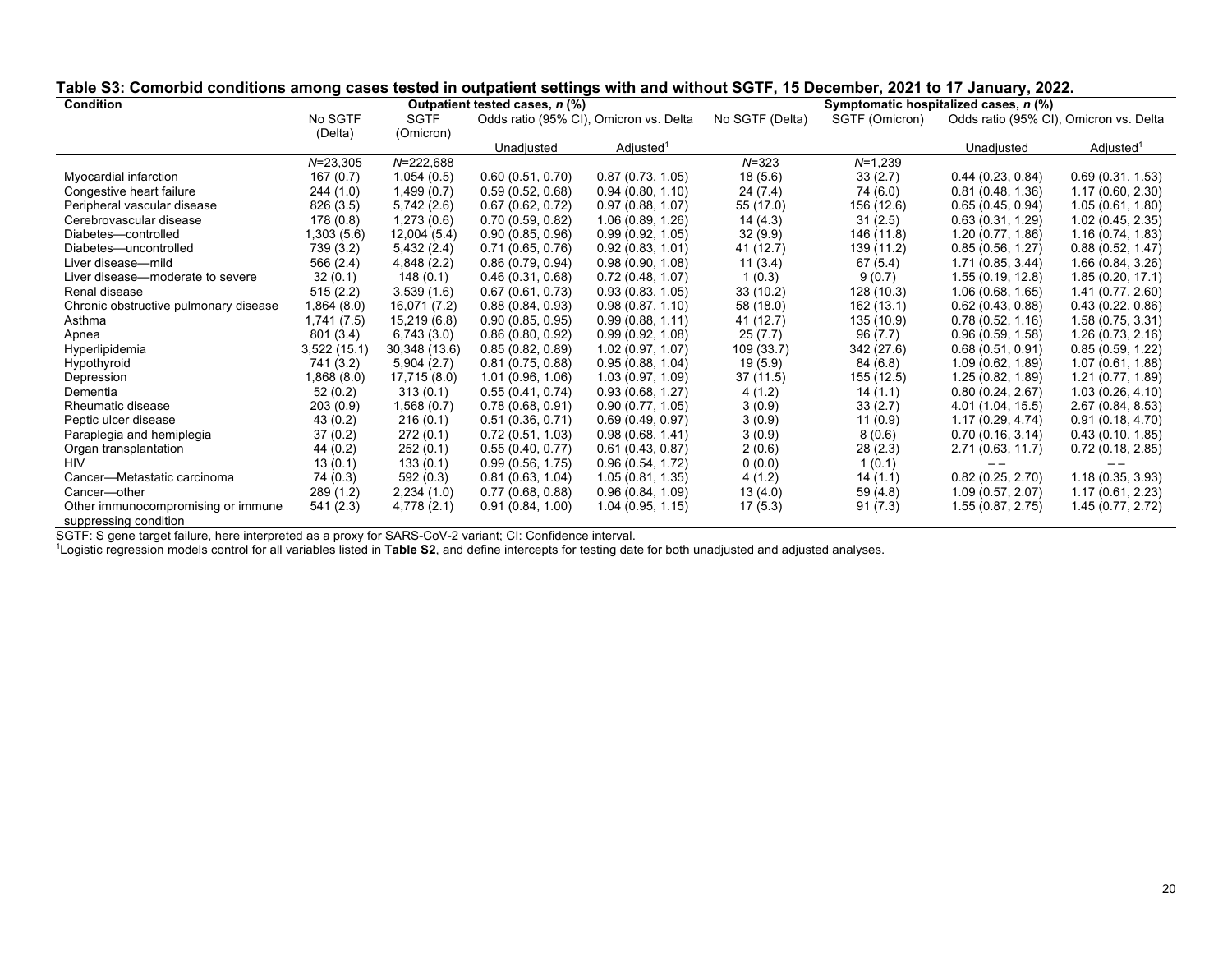**Table S3: Comorbid conditions among cases tested in outpatient settings with and without SGTF, 15 December, 2021 to 17 January, 2022.**

| Condition | Outpatient tested cases, *n* (%) | | | | Symptomatic hospitalized cases, *n* (%) | | | |
|---|---|---|---|---|---|---|---|---|
| | No SGTF (Delta) | SGTF (Omicron) | Odds ratio (95% CI), Omicron vs. Delta | | No SGTF (Delta) | SGTF (Omicron) | Odds ratio (95% CI), Omicron vs. Delta | |
| | | | Unadjusted | Adjusted[1] | | | Unadjusted | Adjusted[1] |
| | *N*=23,305 | *N*=222,688 | | | *N*=323 | *N*=1,239 | | |
| Myocardial infarction | 167 (0.7) | 1,054 (0.5) | 0.60 (0.51, 0.70) | 0.87 (0.73, 1.05) | 18 (5.6) | 33 (2.7) | 0.44 (0.23, 0.84) | 0.69 (0.31, 1.53) |
| Congestive heart failure | 244 (1.0) | 1,499 (0.7) | 0.59 (0.52, 0.68) | 0.94 (0.80, 1.10) | 24 (7.4) | 74 (6.0) | 0.81 (0.48, 1.36) | 1.17 (0.60, 2.30) |
| Peripheral vascular disease | 826 (3.5) | 5,742 (2.6) | 0.67 (0.62, 0.72) | 0.97 (0.88, 1.07) | 55 (17.0) | 156 (12.6) | 0.65 (0.45, 0.94) | 1.05 (0.61, 1.80) |
| Cerebrovascular disease | 178 (0.8) | 1,273 (0.6) | 0.70 (0.59, 0.82) | 1.06 (0.89, 1.26) | 14 (4.3) | 31 (2.5) | 0.63 (0.31, 1.29) | 1.02 (0.45, 2.35) |
| Diabetes—controlled | 1,303 (5.6) | 12,004 (5.4) | 0.90 (0.85, 0.96) | 0.99 (0.92, 1.05) | 32 (9.9) | 146 (11.8) | 1.20 (0.77, 1.86) | 1.16 (0.74, 1.83) |
| Diabetes—uncontrolled | 739 (3.2) | 5,432 (2.4) | 0.71 (0.65, 0.76) | 0.92 (0.83, 1.01) | 41 (12.7) | 139 (11.2) | 0.85 (0.56, 1.27) | 0.88 (0.52, 1.47) |
| Liver disease—mild | 566 (2.4) | 4,848 (2.2) | 0.86 (0.79, 0.94) | 0.98 (0.90, 1.08) | 11 (3.4) | 67 (5.4) | 1.71 (0.85, 3.44) | 1.66 (0.84, 3.26) |
| Liver disease—moderate to severe | 32 (0.1) | 148 (0.1) | 0.46 (0.31, 0.68) | 0.72 (0.48, 1.07) | 1 (0.3) | 9 (0.7) | 1.55 (0.19, 12.8) | 1.85 (0.20, 17.1) |
| Renal disease | 515 (2.2) | 3,539 (1.6) | 0.67 (0.61, 0.73) | 0.93 (0.83, 1.05) | 33 (10.2) | 128 (10.3) | 1.06 (0.68, 1.65) | 1.41 (0.77, 2.60) |
| Chronic obstructive pulmonary disease | 1,864 (8.0) | 16,071 (7.2) | 0.88 (0.84, 0.93) | 0.98 (0.87, 1.10) | 58 (18.0) | 162 (13.1) | 0.62 (0.43, 0.88) | 0.43 (0.22, 0.86) |
| Asthma | 1,741 (7.5) | 15,219 (6.8) | 0.90 (0.85, 0.95) | 0.99 (0.88, 1.11) | 41 (12.7) | 135 (10.9) | 0.78 (0.52, 1.16) | 1.58 (0.75, 3.31) |
| Apnea | 801 (3.4) | 6,743 (3.0) | 0.86 (0.80, 0.92) | 0.99 (0.92, 1.08) | 25 (7.7) | 96 (7.7) | 0.96 (0.59, 1.58) | 1.26 (0.73, 2.16) |
| Hyperlipidemia | 3,522 (15.1) | 30,348 (13.6) | 0.85 (0.82, 0.89) | 1.02 (0.97, 1.07) | 109 (33.7) | 342 (27.6) | 0.68 (0.51, 0.91) | 0.85 (0.59, 1.22) |
| Hypothyroid | 741 (3.2) | 5,904 (2.7) | 0.81 (0.75, 0.88) | 0.95 (0.88, 1.04) | 19 (5.9) | 84 (6.8) | 1.09 (0.62, 1.89) | 1.07 (0.61, 1.88) |
| Depression | 1,868 (8.0) | 17,715 (8.0) | 1.01 (0.96, 1.06) | 1.03 (0.97, 1.09) | 37 (11.5) | 155 (12.5) | 1.25 (0.82, 1.89) | 1.21 (0.77, 1.89) |
| Dementia | 52 (0.2) | 313 (0.1) | 0.55 (0.41, 0.74) | 0.93 (0.68, 1.27) | 4 (1.2) | 14 (1.1) | 0.80 (0.24, 2.67) | 1.03 (0.26, 4.10) |
| Rheumatic disease | 203 (0.9) | 1,568 (0.7) | 0.78 (0.68, 0.91) | 0.90 (0.77, 1.05) | 3 (0.9) | 33 (2.7) | 4.01 (1.04, 15.5) | 2.67 (0.84, 8.53) |
| Peptic ulcer disease | 43 (0.2) | 216 (0.1) | 0.51 (0.36, 0.71) | 0.69 (0.49, 0.97) | 3 (0.9) | 11 (0.9) | 1.17 (0.29, 4.74) | 0.91 (0.18, 4.70) |
| Paraplegia and hemiplegia | 37 (0.2) | 272 (0.1) | 0.72 (0.51, 1.03) | 0.98 (0.68, 1.41) | 3 (0.9) | 8 (0.6) | 0.70 (0.16, 3.14) | 0.43 (0.10, 1.85) |
| Organ transplantation | 44 (0.2) | 252 (0.1) | 0.55 (0.40, 0.77) | 0.61 (0.43, 0.87) | 2 (0.6) | 28 (2.3) | 2.71 (0.63, 11.7) | 0.72 (0.18, 2.85) |
| HIV | 13 (0.1) | 133 (0.1) | 0.99 (0.56, 1.75) | 0.96 (0.54, 1.72) | 0 (0.0) | 1 (0.1) | – – | – – |
| Cancer—Metastatic carcinoma | 74 (0.3) | 592 (0.3) | 0.81 (0.63, 1.04) | 1.05 (0.81, 1.35) | 4 (1.2) | 14 (1.1) | 0.82 (0.25, 2.70) | 1.18 (0.35, 3.93) |
| Cancer—other | 289 (1.2) | 2,234 (1.0) | 0.77 (0.68, 0.88) | 0.96 (0.84, 1.09) | 13 (4.0) | 59 (4.8) | 1.09 (0.57, 2.07) | 1.17 (0.61, 2.23) |
| Other immunocompromising or immune suppressing condition | 541 (2.3) | 4,778 (2.1) | 0.91 (0.84, 1.00) | 1.04 (0.95, 1.15) | 17 (5.3) | 91 (7.3) | 1.55 (0.87, 2.75) | 1.45 (0.77, 2.72) |

SGTF: S gene target failure, here interpreted as a proxy for SARS-CoV-2 variant; CI: Confidence interval.
[1]Logistic regression models control for all variables listed in **Table S2**, and define intercepts for testing date for both unadjusted and adjusted analyses.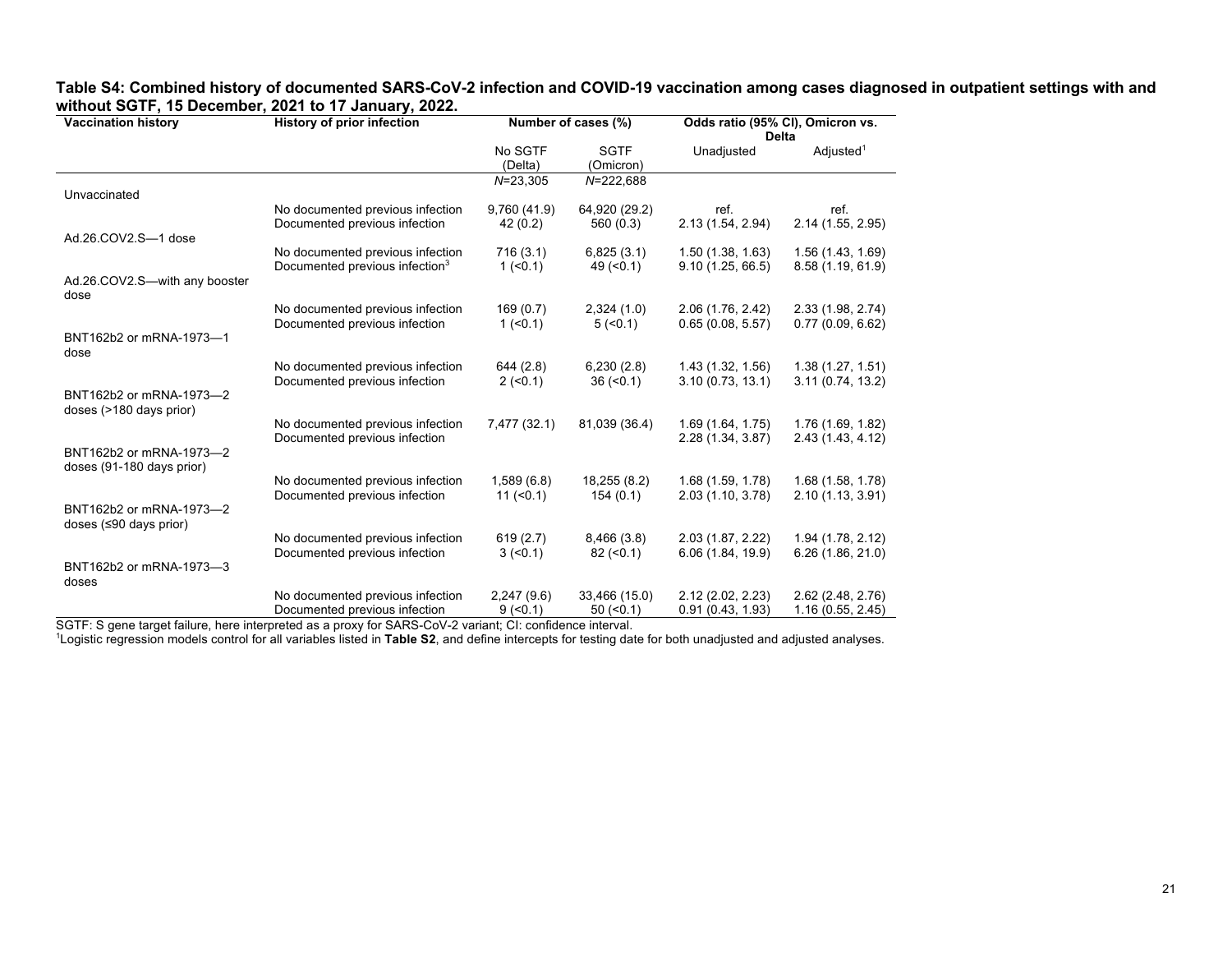**Table S4: Combined history of documented SARS-CoV-2 infection and COVID-19 vaccination among cases diagnosed in outpatient settings with and without SGTF, 15 December, 2021 to 17 January, 2022.**

| Vaccination history | History of prior infection | Number of cases (%) | | Odds ratio (95% CI), Omicron vs. Delta | |
|---|---|---|---|---|---|
| | | No SGTF (Delta) | SGTF (Omicron) | Unadjusted | Adjusted[1] |
| | | *N*=23,305 | *N*=222,688 | | |
| Unvaccinated | | | | | |
| | No documented previous infection | 9,760 (41.9) | 64,920 (29.2) | ref. | ref. |
| | Documented previous infection | 42 (0.2) | 560 (0.3) | 2.13 (1.54, 2.94) | 2.14 (1.55, 2.95) |
| Ad.26.COV2.S—1 dose | | | | | |
| | No documented previous infection | 716 (3.1) | 6,825 (3.1) | 1.50 (1.38, 1.63) | 1.56 (1.43, 1.69) |
| | Documented previous infection[3] | 1 (<0.1) | 49 (<0.1) | 9.10 (1.25, 66.5) | 8.58 (1.19, 61.9) |
| Ad.26.COV2.S—with any booster dose | | | | | |
| | No documented previous infection | 169 (0.7) | 2,324 (1.0) | 2.06 (1.76, 2.42) | 2.33 (1.98, 2.74) |
| | Documented previous infection | 1 (<0.1) | 5 (<0.1) | 0.65 (0.08, 5.57) | 0.77 (0.09, 6.62) |
| BNT162b2 or mRNA-1973—1 dose | | | | | |
| | No documented previous infection | 644 (2.8) | 6,230 (2.8) | 1.43 (1.32, 1.56) | 1.38 (1.27, 1.51) |
| | Documented previous infection | 2 (<0.1) | 36 (<0.1) | 3.10 (0.73, 13.1) | 3.11 (0.74, 13.2) |
| BNT162b2 or mRNA-1973—2 doses (>180 days prior) | | | | | |
| | No documented previous infection | 7,477 (32.1) | 81,039 (36.4) | 1.69 (1.64, 1.75) | 1.76 (1.69, 1.82) |
| | Documented previous infection | | | 2.28 (1.34, 3.87) | 2.43 (1.43, 4.12) |
| BNT162b2 or mRNA-1973—2 doses (91-180 days prior) | | | | | |
| | No documented previous infection | 1,589 (6.8) | 18,255 (8.2) | 1.68 (1.59, 1.78) | 1.68 (1.58, 1.78) |
| | Documented previous infection | 11 (<0.1) | 154 (0.1) | 2.03 (1.10, 3.78) | 2.10 (1.13, 3.91) |
| BNT162b2 or mRNA-1973—2 doses (≤90 days prior) | | | | | |
| | No documented previous infection | 619 (2.7) | 8,466 (3.8) | 2.03 (1.87, 2.22) | 1.94 (1.78, 2.12) |
| | Documented previous infection | 3 (<0.1) | 82 (<0.1) | 6.06 (1.84, 19.9) | 6.26 (1.86, 21.0) |
| BNT162b2 or mRNA-1973—3 doses | | | | | |
| | No documented previous infection | 2,247 (9.6) | 33,466 (15.0) | 2.12 (2.02, 2.23) | 2.62 (2.48, 2.76) |
| | Documented previous infection | 9 (<0.1) | 50 (<0.1) | 0.91 (0.43, 1.93) | 1.16 (0.55, 2.45) |

SGTF: S gene target failure, here interpreted as a proxy for SARS-CoV-2 variant; CI: confidence interval.

[1]Logistic regression models control for all variables listed in **Table S2**, and define intercepts for testing date for both unadjusted and adjusted analyses.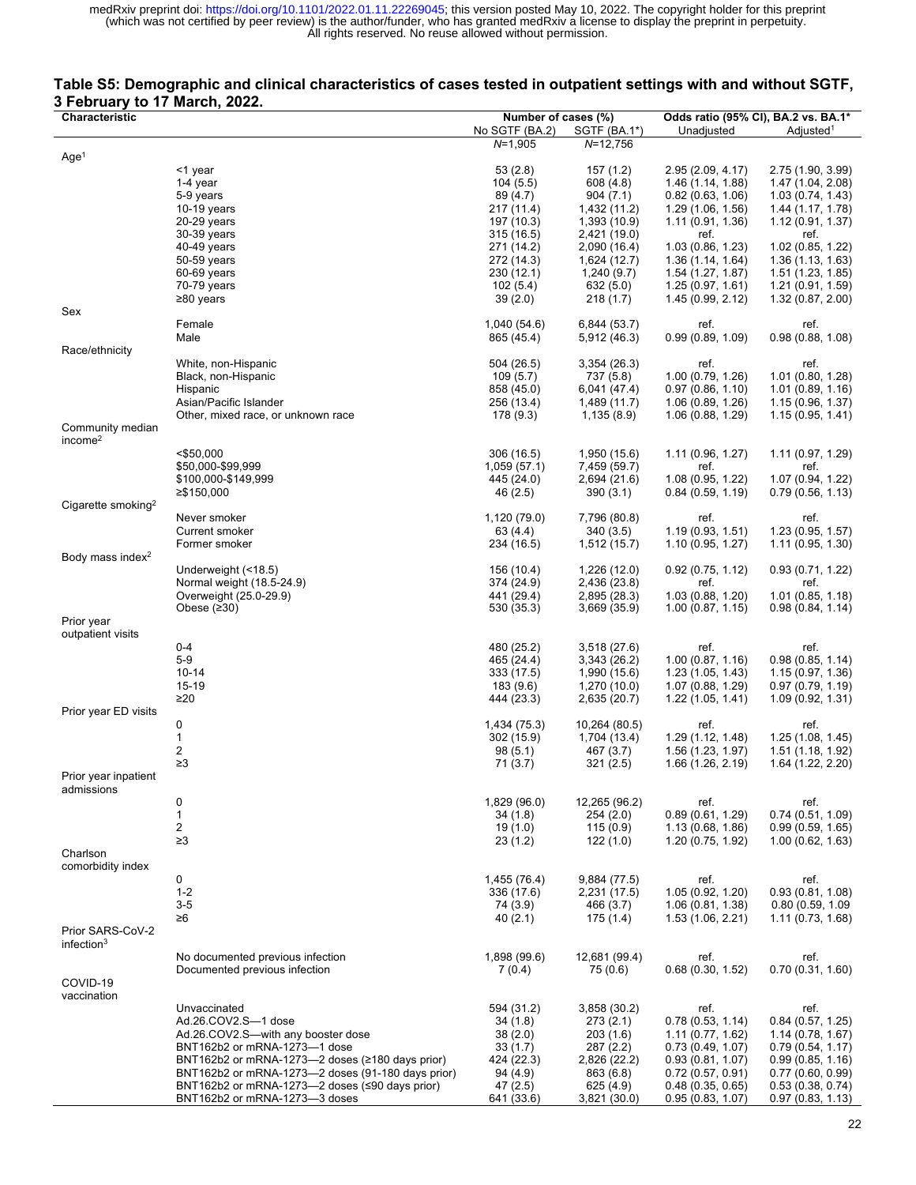### Table S5: Demographic and clinical characteristics of cases tested in outpatient settings with and without SGTF, 3 February to 17 March, 2022.

| Characteristic | | Number of cases (%) | | Odds ratio (95% CI), BA.2 vs. BA.1* | |
|---|---|---|---|---|---|
| | | No SGTF (BA.2) | SGTF (BA.1*) | Unadjusted | Adjusted[1] |
| | | N=1,905 | N=12,756 | | |
| Age[1] | | | | | |
| | <1 year | 53 (2.8) | 157 (1.2) | 2.95 (2.09, 4.17) | 2.75 (1.90, 3.99) |
| | 1-4 year | 104 (5.5) | 608 (4.8) | 1.46 (1.14, 1.88) | 1.47 (1.04, 2.08) |
| | 5-9 years | 89 (4.7) | 904 (7.1) | 0.82 (0.63, 1.06) | 1.03 (0.74, 1.43) |
| | 10-19 years | 217 (11.4) | 1,432 (11.2) | 1.29 (1.06, 1.56) | 1.44 (1.17, 1.78) |
| | 20-29 years | 197 (10.3) | 1,393 (10.9) | 1.11 (0.91, 1.36) | 1.12 (0.91, 1.37) |
| | 30-39 years | 315 (16.5) | 2,421 (19.0) | ref. | ref. |
| | 40-49 years | 271 (14.2) | 2,090 (16.4) | 1.03 (0.86, 1.23) | 1.02 (0.85, 1.22) |
| | 50-59 years | 272 (14.3) | 1,624 (12.7) | 1.36 (1.14, 1.64) | 1.36 (1.13, 1.63) |
| | 60-69 years | 230 (12.1) | 1,240 (9.7) | 1.54 (1.27, 1.87) | 1.51 (1.23, 1.85) |
| | 70-79 years | 102 (5.4) | 632 (5.0) | 1.25 (0.97, 1.61) | 1.21 (0.91, 1.59) |
| | ≥80 years | 39 (2.0) | 218 (1.7) | 1.45 (0.99, 2.12) | 1.32 (0.87, 2.00) |
| Sex | | | | | |
| | Female | 1,040 (54.6) | 6,844 (53.7) | ref. | ref. |
| | Male | 865 (45.4) | 5,912 (46.3) | 0.99 (0.89, 1.09) | 0.98 (0.88, 1.08) |
| Race/ethnicity | | | | | |
| | White, non-Hispanic | 504 (26.5) | 3,354 (26.3) | ref. | ref. |
| | Black, non-Hispanic | 109 (5.7) | 737 (5.8) | 1.00 (0.79, 1.26) | 1.01 (0.80, 1.28) |
| | Hispanic | 858 (45.0) | 6,041 (47.4) | 0.97 (0.86, 1.10) | 1.01 (0.89, 1.16) |
| | Asian/Pacific Islander | 256 (13.4) | 1,489 (11.7) | 1.06 (0.89, 1.26) | 1.15 (0.96, 1.37) |
| | Other, mixed race, or unknown race | 178 (9.3) | 1,135 (8.9) | 1.06 (0.88, 1.29) | 1.15 (0.95, 1.41) |
| Community median income[2] | | | | | |
| | <$50,000 | 306 (16.5) | 1,950 (15.6) | 1.11 (0.96, 1.27) | 1.11 (0.97, 1.29) |
| | $50,000-$99,999 | 1,059 (57.1) | 7,459 (59.7) | ref. | ref. |
| | $100,000-$149,999 | 445 (24.0) | 2,694 (21.6) | 1.08 (0.95, 1.22) | 1.07 (0.94, 1.22) |
| | ≥$150,000 | 46 (2.5) | 390 (3.1) | 0.84 (0.59, 1.19) | 0.79 (0.56, 1.13) |
| Cigarette smoking[2] | | | | | |
| | Never smoker | 1,120 (79.0) | 7,796 (80.8) | ref. | ref. |
| | Current smoker | 63 (4.4) | 340 (3.5) | 1.19 (0.93, 1.51) | 1.23 (0.95, 1.57) |
| | Former smoker | 234 (16.5) | 1,512 (15.7) | 1.10 (0.95, 1.27) | 1.11 (0.95, 1.30) |
| Body mass index[2] | | | | | |
| | Underweight (<18.5) | 156 (10.4) | 1,226 (12.0) | 0.92 (0.75, 1.12) | 0.93 (0.71, 1.22) |
| | Normal weight (18.5-24.9) | 374 (24.9) | 2,436 (23.8) | ref. | ref. |
| | Overweight (25.0-29.9) | 441 (29.4) | 2,895 (28.3) | 1.03 (0.88, 1.20) | 1.01 (0.85, 1.18) |
| | Obese (≥30) | 530 (35.3) | 3,669 (35.9) | 1.00 (0.87, 1.15) | 0.98 (0.84, 1.14) |
| Prior year outpatient visits | | | | | |
| | 0-4 | 480 (25.2) | 3,518 (27.6) | ref. | ref. |
| | 5-9 | 465 (24.4) | 3,343 (26.2) | 1.00 (0.87, 1.16) | 0.98 (0.85, 1.14) |
| | 10-14 | 333 (17.5) | 1,990 (15.6) | 1.23 (1.05, 1.43) | 1.15 (0.97, 1.36) |
| | 15-19 | 183 (9.6) | 1,270 (10.0) | 1.07 (0.88, 1.29) | 0.97 (0.79, 1.19) |
| | ≥20 | 444 (23.3) | 2,635 (20.7) | 1.22 (1.05, 1.41) | 1.09 (0.92, 1.31) |
| Prior year ED visits | | | | | |
| | 0 | 1,434 (75.3) | 10,264 (80.5) | ref. | ref. |
| | 1 | 302 (15.9) | 1,704 (13.4) | 1.29 (1.12, 1.48) | 1.25 (1.08, 1.45) |
| | 2 | 98 (5.1) | 467 (3.7) | 1.56 (1.23, 1.97) | 1.51 (1.18, 1.92) |
| | ≥3 | 71 (3.7) | 321 (2.5) | 1.66 (1.26, 2.19) | 1.64 (1.22, 2.20) |
| Prior year inpatient admissions | | | | | |
| | 0 | 1,829 (96.0) | 12,265 (96.2) | ref. | ref. |
| | 1 | 34 (1.8) | 254 (2.0) | 0.89 (0.61, 1.29) | 0.74 (0.51, 1.09) |
| | 2 | 19 (1.0) | 115 (0.9) | 1.13 (0.68, 1.86) | 0.99 (0.59, 1.65) |
| | ≥3 | 23 (1.2) | 122 (1.0) | 1.20 (0.75, 1.92) | 1.00 (0.62, 1.63) |
| Charlson comorbidity index | | | | | |
| | 0 | 1,455 (76.4) | 9,884 (77.5) | ref. | ref. |
| | 1-2 | 336 (17.6) | 2,231 (17.5) | 1.05 (0.92, 1.20) | 0.93 (0.81, 1.08) |
| | 3-5 | 74 (3.9) | 466 (3.7) | 1.06 (0.81, 1.38) | 0.80 (0.59, 1.09 |
| | ≥6 | 40 (2.1) | 175 (1.4) | 1.53 (1.06, 2.21) | 1.11 (0.73, 1.68) |
| Prior SARS-CoV-2 infection[3] | | | | | |
| | No documented previous infection | 1,898 (99.6) | 12,681 (99.4) | ref. | ref. |
| | Documented previous infection | 7 (0.4) | 75 (0.6) | 0.68 (0.30, 1.52) | 0.70 (0.31, 1.60) |
| COVID-19 vaccination | | | | | |
| | Unvaccinated | 594 (31.2) | 3,858 (30.2) | ref. | ref. |
| | Ad.26.COV2.S—1 dose | 34 (1.8) | 273 (2.1) | 0.78 (0.53, 1.14) | 0.84 (0.57, 1.25) |
| | Ad.26.COV2.S—with any booster dose | 38 (2.0) | 203 (1.6) | 1.11 (0.77, 1.62) | 1.14 (0.78, 1.67) |
| | BNT162b2 or mRNA-1273—1 dose | 33 (1.7) | 287 (2.2) | 0.73 (0.49, 1.07) | 0.79 (0.54, 1.17) |
| | BNT162b2 or mRNA-1273—2 doses (≥180 days prior) | 424 (22.3) | 2,826 (22.2) | 0.93 (0.81, 1.07) | 0.99 (0.85, 1.16) |
| | BNT162b2 or mRNA-1273—2 doses (91-180 days prior) | 94 (4.9) | 863 (6.8) | 0.72 (0.57, 0.91) | 0.77 (0.60, 0.99) |
| | BNT162b2 or mRNA-1273—2 doses (≤90 days prior) | 47 (2.5) | 625 (4.9) | 0.48 (0.35, 0.65) | 0.53 (0.38, 0.74) |
| | BNT162b2 or mRNA-1273—3 doses | 641 (33.6) | 3,821 (30.0) | 0.95 (0.83, 1.07) | 0.97 (0.83, 1.13) |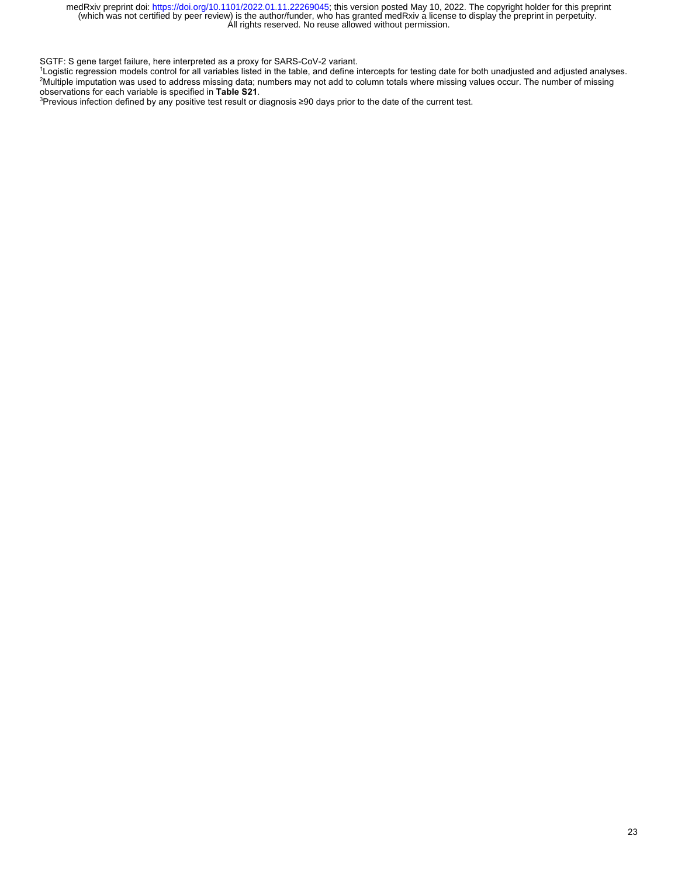SGTF: S gene target failure, here interpreted as a proxy for SARS-CoV-2 variant.

[1]Logistic regression models control for all variables listed in the table, and define intercepts for testing date for both unadjusted and adjusted analyses.

[2]Multiple imputation was used to address missing data; numbers may not add to column totals where missing values occur. The number of missing observations for each variable is specified in **Table S21**.

[3]Previous infection defined by any positive test result or diagnosis ≥90 days prior to the date of the current test.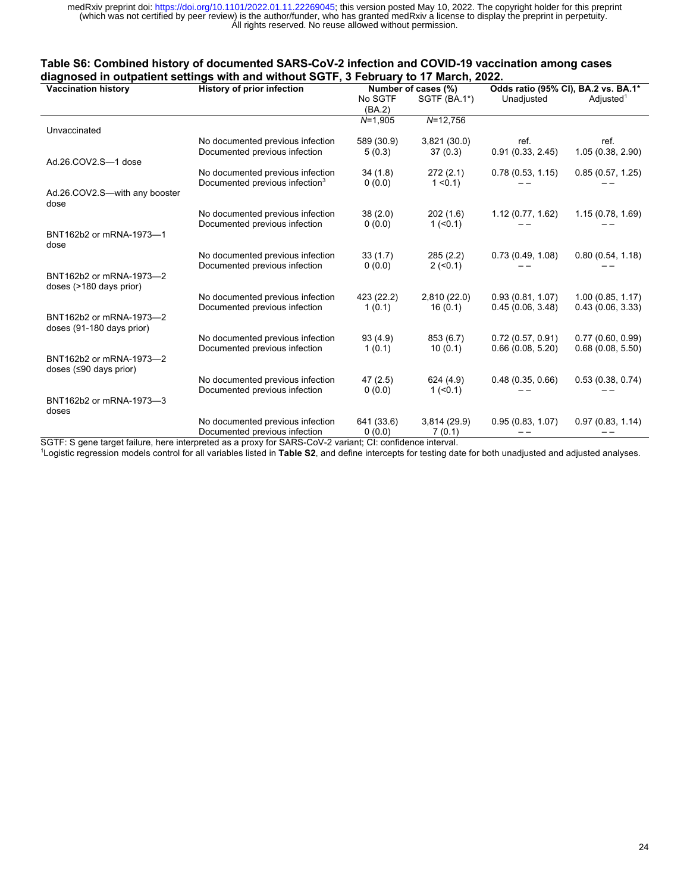**Table S6: Combined history of documented SARS-CoV-2 infection and COVID-19 vaccination among cases diagnosed in outpatient settings with and without SGTF, 3 February to 17 March, 2022.**

| Vaccination history | History of prior infection | Number of cases (%) | | Odds ratio (95% CI), BA.2 vs. BA.1* | |
|---|---|---|---|---|---|
| | | No SGTF (BA.2) | SGTF (BA.1*) | Unadjusted | Adjusted[1] |
| | | *N*=1,905 | *N*=12,756 | | |
| Unvaccinated | | | | | |
| | No documented previous infection | 589 (30.9) | 3,821 (30.0) | ref. | ref. |
| | Documented previous infection | 5 (0.3) | 37 (0.3) | 0.91 (0.33, 2.45) | 1.05 (0.38, 2.90) |
| Ad.26.COV2.S—1 dose | | | | | |
| | No documented previous infection | 34 (1.8) | 272 (2.1) | 0.78 (0.53, 1.15) | 0.85 (0.57, 1.25) |
| | Documented previous infection[3] | 0 (0.0) | 1 <0.1) | — — | — — |
| Ad.26.COV2.S—with any booster dose | | | | | |
| | No documented previous infection | 38 (2.0) | 202 (1.6) | 1.12 (0.77, 1.62) | 1.15 (0.78, 1.69) |
| | Documented previous infection | 0 (0.0) | 1 (<0.1) | — — | — — |
| BNT162b2 or mRNA-1973—1 dose | | | | | |
| | No documented previous infection | 33 (1.7) | 285 (2.2) | 0.73 (0.49, 1.08) | 0.80 (0.54, 1.18) |
| | Documented previous infection | 0 (0.0) | 2 (<0.1) | — — | — — |
| BNT162b2 or mRNA-1973—2 doses (>180 days prior) | | | | | |
| | No documented previous infection | 423 (22.2) | 2,810 (22.0) | 0.93 (0.81, 1.07) | 1.00 (0.85, 1.17) |
| | Documented previous infection | 1 (0.1) | 16 (0.1) | 0.45 (0.06, 3.48) | 0.43 (0.06, 3.33) |
| BNT162b2 or mRNA-1973—2 doses (91-180 days prior) | | | | | |
| | No documented previous infection | 93 (4.9) | 853 (6.7) | 0.72 (0.57, 0.91) | 0.77 (0.60, 0.99) |
| | Documented previous infection | 1 (0.1) | 10 (0.1) | 0.66 (0.08, 5.20) | 0.68 (0.08, 5.50) |
| BNT162b2 or mRNA-1973—2 doses (≤90 days prior) | | | | | |
| | No documented previous infection | 47 (2.5) | 624 (4.9) | 0.48 (0.35, 0.66) | 0.53 (0.38, 0.74) |
| | Documented previous infection | 0 (0.0) | 1 (<0.1) | — — | — — |
| BNT162b2 or mRNA-1973—3 doses | | | | | |
| | No documented previous infection | 641 (33.6) | 3,814 (29.9) | 0.95 (0.83, 1.07) | 0.97 (0.83, 1.14) |
| | Documented previous infection | 0 (0.0) | 7 (0.1) | — — | — — |

SGTF: S gene target failure, here interpreted as a proxy for SARS-CoV-2 variant; CI: confidence interval.

[1]Logistic regression models control for all variables listed in **Table S2**, and define intercepts for testing date for both unadjusted and adjusted analyses.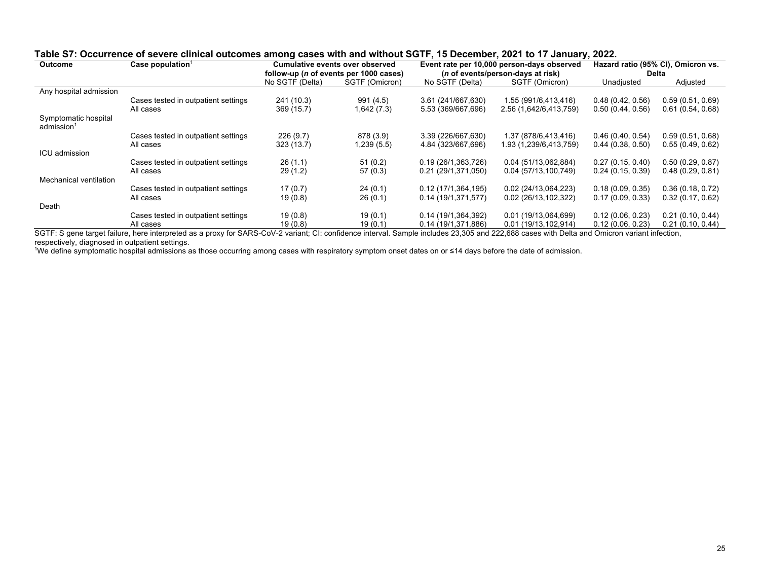**Table S7: Occurrence of severe clinical outcomes among cases with and without SGTF, 15 December, 2021 to 17 January, 2022.**

| Outcome | Case population[1] | Cumulative events over observed follow-up (*n* of events per 1000 cases) | | Event rate per 10,000 person-days observed (*n* of events/person-days at risk) | | Hazard ratio (95% CI), Omicron vs. Delta | |
|---|---|---|---|---|---|---|---|
| | | No SGTF (Delta) | SGTF (Omicron) | No SGTF (Delta) | SGTF (Omicron) | Unadjusted | Adjusted |
| Any hospital admission | | | | | | | |
| | Cases tested in outpatient settings | 241 (10.3) | 991 (4.5) | 3.61 (241/667,630) | 1.55 (991/6,413,416) | 0.48 (0.42, 0.56) | 0.59 (0.51, 0.69) |
| | All cases | 369 (15.7) | 1,642 (7.3) | 5.53 (369/667,696) | 2.56 (1,642/6,413,759) | 0.50 (0.44, 0.56) | 0.61 (0.54, 0.68) |
| Symptomatic hospital admission[1] | | | | | | | |
| | Cases tested in outpatient settings | 226 (9.7) | 878 (3.9) | 3.39 (226/667,630) | 1.37 (878/6,413,416) | 0.46 (0.40, 0.54) | 0.59 (0.51, 0.68) |
| | All cases | 323 (13.7) | 1,239 (5.5) | 4.84 (323/667,696) | 1.93 (1,239/6,413,759) | 0.44 (0.38, 0.50) | 0.55 (0.49, 0.62) |
| ICU admission | | | | | | | |
| | Cases tested in outpatient settings | 26 (1.1) | 51 (0.2) | 0.19 (26/1,363,726) | 0.04 (51/13,062,884) | 0.27 (0.15, 0.40) | 0.50 (0.29, 0.87) |
| | All cases | 29 (1.2) | 57 (0.3) | 0.21 (29/1,371,050) | 0.04 (57/13,100,749) | 0.24 (0.15, 0.39) | 0.48 (0.29, 0.81) |
| Mechanical ventilation | | | | | | | |
| | Cases tested in outpatient settings | 17 (0.7) | 24 (0.1) | 0.12 (17/1,364,195) | 0.02 (24/13,064,223) | 0.18 (0.09, 0.35) | 0.36 (0.18, 0.72) |
| | All cases | 19 (0.8) | 26 (0.1) | 0.14 (19/1,371,577) | 0.02 (26/13,102,322) | 0.17 (0.09, 0.33) | 0.32 (0.17, 0.62) |
| Death | | | | | | | |
| | Cases tested in outpatient settings | 19 (0.8) | 19 (0.1) | 0.14 (19/1,364,392) | 0.01 (19/13,064,699) | 0.12 (0.06, 0.23) | 0.21 (0.10, 0.44) |
| | All cases | 19 (0.8) | 19 (0.1) | 0.14 (19/1,371,886) | 0.01 (19/13,102,914) | 0.12 (0.06, 0.23) | 0.21 (0.10, 0.44) |

SGTF: S gene target failure, here interpreted as a proxy for SARS-CoV-2 variant; CI: confidence interval. Sample includes 23,305 and 222,688 cases with Delta and Omicron variant infection, respectively, diagnosed in outpatient settings.

[1]We define symptomatic hospital admissions as those occurring among cases with respiratory symptom onset dates on or ≤14 days before the date of admission.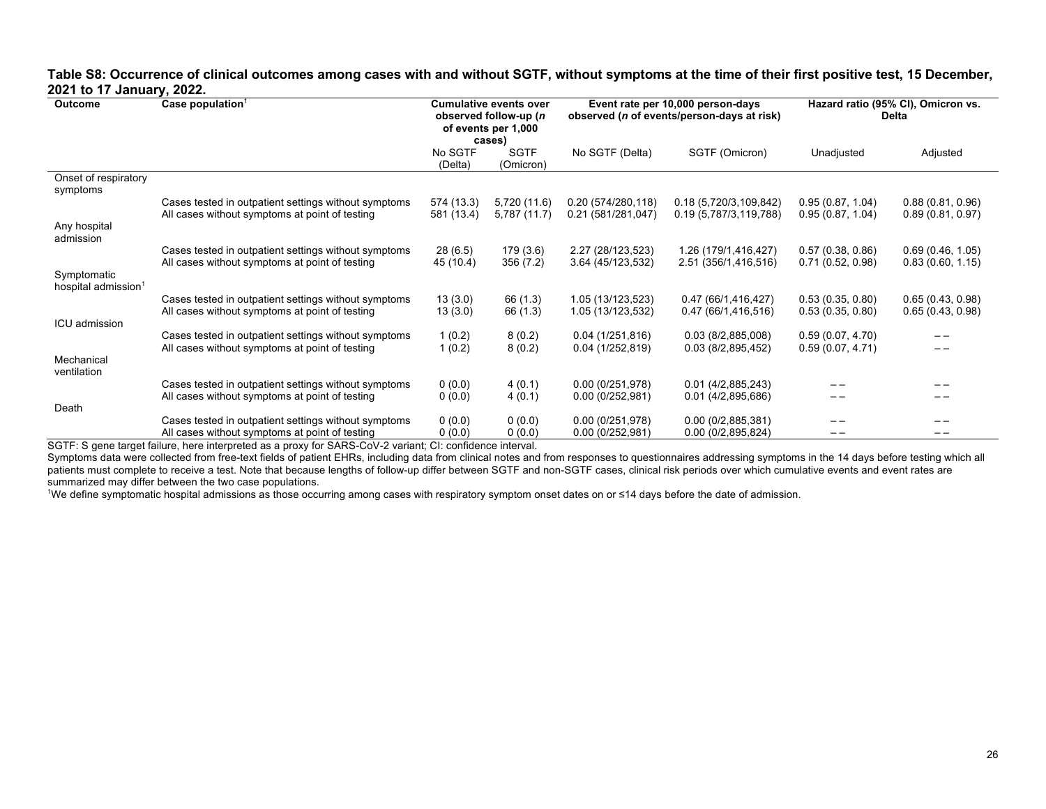**Table S8: Occurrence of clinical outcomes among cases with and without SGTF, without symptoms at the time of their first positive test, 15 December, 2021 to 17 January, 2022.**

| Outcome | Case population[1] | Cumulative events over observed follow-up (*n* of events per 1,000 cases) | | Event rate per 10,000 person-days observed (*n* of events/person-days at risk) | | Hazard ratio (95% CI), Omicron vs. Delta | |
|---|---|---|---|---|---|---|---|
| | | No SGTF (Delta) | SGTF (Omicron) | No SGTF (Delta) | SGTF (Omicron) | Unadjusted | Adjusted |
| Onset of respiratory symptoms | | | | | | | |
| | Cases tested in outpatient settings without symptoms | 574 (13.3) | 5,720 (11.6) | 0.20 (574/280,118) | 0.18 (5,720/3,109,842) | 0.95 (0.87, 1.04) | 0.88 (0.81, 0.96) |
| | All cases without symptoms at point of testing | 581 (13.4) | 5,787 (11.7) | 0.21 (581/281,047) | 0.19 (5,787/3,119,788) | 0.95 (0.87, 1.04) | 0.89 (0.81, 0.97) |
| Any hospital admission | | | | | | | |
| | Cases tested in outpatient settings without symptoms | 28 (6.5) | 179 (3.6) | 2.27 (28/123,523) | 1.26 (179/1,416,427) | 0.57 (0.38, 0.86) | 0.69 (0.46, 1.05) |
| | All cases without symptoms at point of testing | 45 (10.4) | 356 (7.2) | 3.64 (45/123,532) | 2.51 (356/1,416,516) | 0.71 (0.52, 0.98) | 0.83 (0.60, 1.15) |
| Symptomatic hospital admission[1] | | | | | | | |
| | Cases tested in outpatient settings without symptoms | 13 (3.0) | 66 (1.3) | 1.05 (13/123,523) | 0.47 (66/1,416,427) | 0.53 (0.35, 0.80) | 0.65 (0.43, 0.98) |
| | All cases without symptoms at point of testing | 13 (3.0) | 66 (1.3) | 1.05 (13/123,532) | 0.47 (66/1,416,516) | 0.53 (0.35, 0.80) | 0.65 (0.43, 0.98) |
| ICU admission | | | | | | | |
| | Cases tested in outpatient settings without symptoms | 1 (0.2) | 8 (0.2) | 0.04 (1/251,816) | 0.03 (8/2,885,008) | 0.59 (0.07, 4.70) | – – |
| | All cases without symptoms at point of testing | 1 (0.2) | 8 (0.2) | 0.04 (1/252,819) | 0.03 (8/2,895,452) | 0.59 (0.07, 4.71) | – – |
| Mechanical ventilation | | | | | | | |
| | Cases tested in outpatient settings without symptoms | 0 (0.0) | 4 (0.1) | 0.00 (0/251,978) | 0.01 (4/2,885,243) | – – | – – |
| | All cases without symptoms at point of testing | 0 (0.0) | 4 (0.1) | 0.00 (0/252,981) | 0.01 (4/2,895,686) | – – | – – |
| Death | | | | | | | |
| | Cases tested in outpatient settings without symptoms | 0 (0.0) | 0 (0.0) | 0.00 (0/251,978) | 0.00 (0/2,885,381) | – – | – – |
| | All cases without symptoms at point of testing | 0 (0.0) | 0 (0.0) | 0.00 (0/252,981) | 0.00 (0/2,895,824) | – – | – – |

SGTF: S gene target failure, here interpreted as a proxy for SARS-CoV-2 variant; CI: confidence interval.

Symptoms data were collected from free-text fields of patient EHRs, including data from clinical notes and from responses to questionnaires addressing symptoms in the 14 days before testing which all patients must complete to receive a test. Note that because lengths of follow-up differ between SGTF and non-SGTF cases, clinical risk periods over which cumulative events and event rates are summarized may differ between the two case populations.

[1]We define symptomatic hospital admissions as those occurring among cases with respiratory symptom onset dates on or ≤14 days before the date of admission.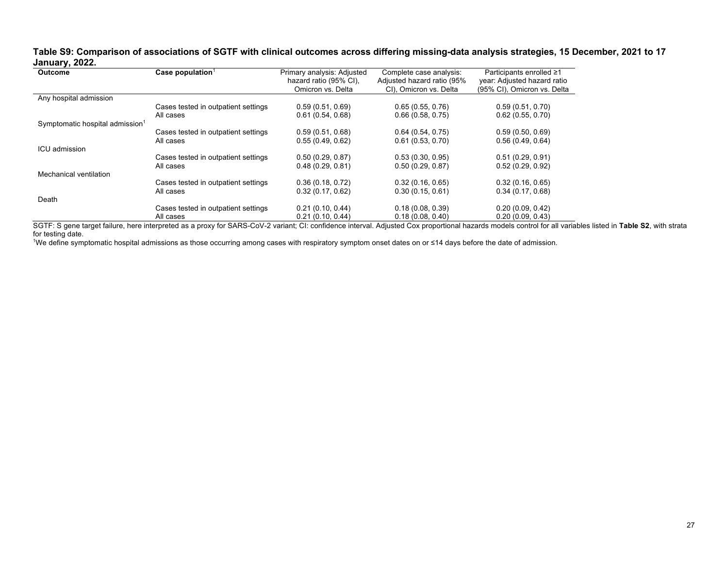**Table S9: Comparison of associations of SGTF with clinical outcomes across differing missing-data analysis strategies, 15 December, 2021 to 17 January, 2022.**

| Outcome | Case population[1] | Primary analysis: Adjusted hazard ratio (95% CI), Omicron vs. Delta | Complete case analysis: Adjusted hazard ratio (95% CI), Omicron vs. Delta | Participants enrolled ≥1 year: Adjusted hazard ratio (95% CI), Omicron vs. Delta |
|---|---|---|---|---|
| Any hospital admission | | | | |
| | Cases tested in outpatient settings | 0.59 (0.51, 0.69) | 0.65 (0.55, 0.76) | 0.59 (0.51, 0.70) |
| | All cases | 0.61 (0.54, 0.68) | 0.66 (0.58, 0.75) | 0.62 (0.55, 0.70) |
| Symptomatic hospital admission[1] | | | | |
| | Cases tested in outpatient settings | 0.59 (0.51, 0.68) | 0.64 (0.54, 0.75) | 0.59 (0.50, 0.69) |
| | All cases | 0.55 (0.49, 0.62) | 0.61 (0.53, 0.70) | 0.56 (0.49, 0.64) |
| ICU admission | | | | |
| | Cases tested in outpatient settings | 0.50 (0.29, 0.87) | 0.53 (0.30, 0.95) | 0.51 (0.29, 0.91) |
| | All cases | 0.48 (0.29, 0.81) | 0.50 (0.29, 0.87) | 0.52 (0.29, 0.92) |
| Mechanical ventilation | | | | |
| | Cases tested in outpatient settings | 0.36 (0.18, 0.72) | 0.32 (0.16, 0.65) | 0.32 (0.16, 0.65) |
| | All cases | 0.32 (0.17, 0.62) | 0.30 (0.15, 0.61) | 0.34 (0.17, 0.68) |
| Death | | | | |
| | Cases tested in outpatient settings | 0.21 (0.10, 0.44) | 0.18 (0.08, 0.39) | 0.20 (0.09, 0.42) |
| | All cases | 0.21 (0.10, 0.44) | 0.18 (0.08, 0.40) | 0.20 (0.09, 0.43) |

SGTF: S gene target failure, here interpreted as a proxy for SARS-CoV-2 variant; CI: confidence interval. Adjusted Cox proportional hazards models control for all variables listed in **Table S2**, with strata for testing date.

[1]We define symptomatic hospital admissions as those occurring among cases with respiratory symptom onset dates on or ≤14 days before the date of admission.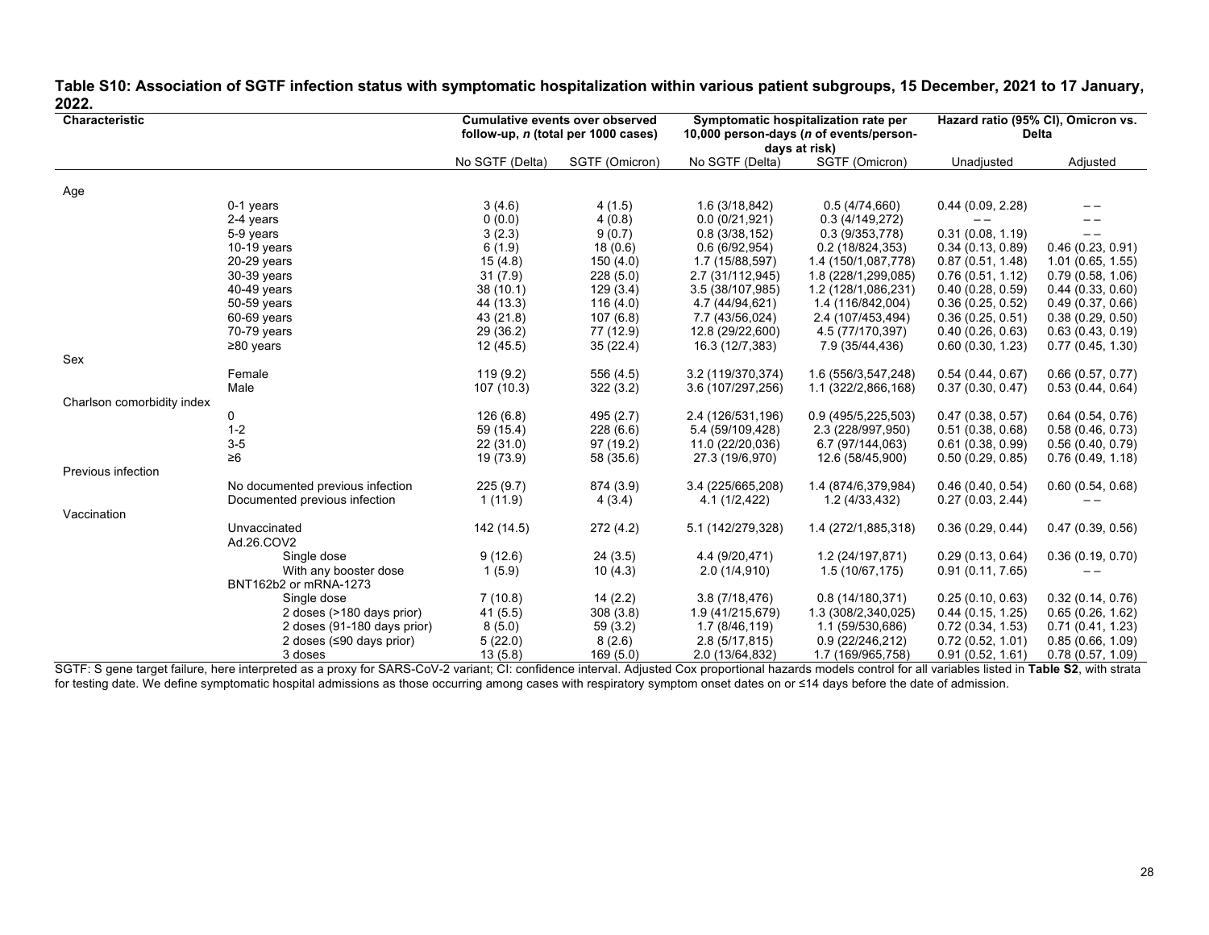**Table S10: Association of SGTF infection status with symptomatic hospitalization within various patient subgroups, 15 December, 2021 to 17 January, 2022.**

| Characteristic | | Cumulative events over observed follow-up, *n* (total per 1000 cases) | | Symptomatic hospitalization rate per 10,000 person-days (*n* of events/person-days at risk) | | Hazard ratio (95% CI), Omicron vs. Delta | |
|---|---|---|---|---|---|---|---|
| | | No SGTF (Delta) | SGTF (Omicron) | No SGTF (Delta) | SGTF (Omicron) | Unadjusted | Adjusted |
| Age | | | | | | | |
| | 0-1 years | 3 (4.6) | 4 (1.5) | 1.6 (3/18,842) | 0.5 (4/74,660) | 0.44 (0.09, 2.28) | – – |
| | 2-4 years | 0 (0.0) | 4 (0.8) | 0.0 (0/21,921) | 0.3 (4/149,272) | – – | – – |
| | 5-9 years | 3 (2.3) | 9 (0.7) | 0.8 (3/38,152) | 0.3 (9/353,778) | 0.31 (0.08, 1.19) | – – |
| | 10-19 years | 6 (1.9) | 18 (0.6) | 0.6 (6/92,954) | 0.2 (18/824,353) | 0.34 (0.13, 0.89) | 0.46 (0.23, 0.91) |
| | 20-29 years | 15 (4.8) | 150 (4.0) | 1.7 (15/88,597) | 1.4 (150/1,087,778) | 0.87 (0.51, 1.48) | 1.01 (0.65, 1.55) |
| | 30-39 years | 31 (7.9) | 228 (5.0) | 2.7 (31/112,945) | 1.8 (228/1,299,085) | 0.76 (0.51, 1.12) | 0.79 (0.58, 1.06) |
| | 40-49 years | 38 (10.1) | 129 (3.4) | 3.5 (38/107,985) | 1.2 (128/1,086,231) | 0.40 (0.28, 0.59) | 0.44 (0.33, 0.60) |
| | 50-59 years | 44 (13.3) | 116 (4.0) | 4.7 (44/94,621) | 1.4 (116/842,004) | 0.36 (0.25, 0.52) | 0.49 (0.37, 0.66) |
| | 60-69 years | 43 (21.8) | 107 (6.8) | 7.7 (43/56,024) | 2.4 (107/453,494) | 0.36 (0.25, 0.51) | 0.38 (0.29, 0.50) |
| | 70-79 years | 29 (36.2) | 77 (12.9) | 12.8 (29/22,600) | 4.5 (77/170,397) | 0.40 (0.26, 0.63) | 0.63 (0.43, 0.19) |
| | ≥80 years | 12 (45.5) | 35 (22.4) | 16.3 (12/7,383) | 7.9 (35/44,436) | 0.60 (0.30, 1.23) | 0.77 (0.45, 1.30) |
| Sex | | | | | | | |
| | Female | 119 (9.2) | 556 (4.5) | 3.2 (119/370,374) | 1.6 (556/3,547,248) | 0.54 (0.44, 0.67) | 0.66 (0.57, 0.77) |
| | Male | 107 (10.3) | 322 (3.2) | 3.6 (107/297,256) | 1.1 (322/2,866,168) | 0.37 (0.30, 0.47) | 0.53 (0.44, 0.64) |
| Charlson comorbidity index | | | | | | | |
| | 0 | 126 (6.8) | 495 (2.7) | 2.4 (126/531,196) | 0.9 (495/5,225,503) | 0.47 (0.38, 0.57) | 0.64 (0.54, 0.76) |
| | 1-2 | 59 (15.4) | 228 (6.6) | 5.4 (59/109,428) | 2.3 (228/997,950) | 0.51 (0.38, 0.68) | 0.58 (0.46, 0.73) |
| | 3-5 | 22 (31.0) | 97 (19.2) | 11.0 (22/20,036) | 6.7 (97/144,063) | 0.61 (0.38, 0.99) | 0.56 (0.40, 0.79) |
| | ≥6 | 19 (73.9) | 58 (35.6) | 27.3 (19/6,970) | 12.6 (58/45,900) | 0.50 (0.29, 0.85) | 0.76 (0.49, 1.18) |
| Previous infection | | | | | | | |
| | No documented previous infection | 225 (9.7) | 874 (3.9) | 3.4 (225/665,208) | 1.4 (874/6,379,984) | 0.46 (0.40, 0.54) | 0.60 (0.54, 0.68) |
| | Documented previous infection | 1 (11.9) | 4 (3.4) | 4.1 (1/2,422) | 1.2 (4/33,432) | 0.27 (0.03, 2.44) | – – |
| Vaccination | | | | | | | |
| | Unvaccinated | 142 (14.5) | 272 (4.2) | 5.1 (142/279,328) | 1.4 (272/1,885,318) | 0.36 (0.29, 0.44) | 0.47 (0.39, 0.56) |
| | Ad.26.COV2 | | | | | | |
| | Single dose | 9 (12.6) | 24 (3.5) | 4.4 (9/20,471) | 1.2 (24/197,871) | 0.29 (0.13, 0.64) | 0.36 (0.19, 0.70) |
| | With any booster dose | 1 (5.9) | 10 (4.3) | 2.0 (1/4,910) | 1.5 (10/67,175) | 0.91 (0.11, 7.65) | – – |
| | BNT162b2 or mRNA-1273 | | | | | | |
| | Single dose | 7 (10.8) | 14 (2.2) | 3.8 (7/18,476) | 0.8 (14/180,371) | 0.25 (0.10, 0.63) | 0.32 (0.14, 0.76) |
| | 2 doses (>180 days prior) | 41 (5.5) | 308 (3.8) | 1.9 (41/215,679) | 1.3 (308/2,340,025) | 0.44 (0.15, 1.25) | 0.65 (0.26, 1.62) |
| | 2 doses (91-180 days prior) | 8 (5.0) | 59 (3.2) | 1.7 (8/46,119) | 1.1 (59/530,686) | 0.72 (0.34, 1.53) | 0.71 (0.41, 1.23) |
| | 2 doses (≤90 days prior) | 5 (22.0) | 8 (2.6) | 2.8 (5/17,815) | 0.9 (22/246,212) | 0.72 (0.52, 1.01) | 0.85 (0.66, 1.09) |
| | 3 doses | 13 (5.8) | 169 (5.0) | 2.0 (13/64,832) | 1.7 (169/965,758) | 0.91 (0.52, 1.61) | 0.78 (0.57, 1.09) |

SGTF: S gene target failure, here interpreted as a proxy for SARS-CoV-2 variant; CI: confidence interval. Adjusted Cox proportional hazards models control for all variables listed in **Table S2**, with strata for testing date. We define symptomatic hospital admissions as those occurring among cases with respiratory symptom onset dates on or ≤14 days before the date of admission.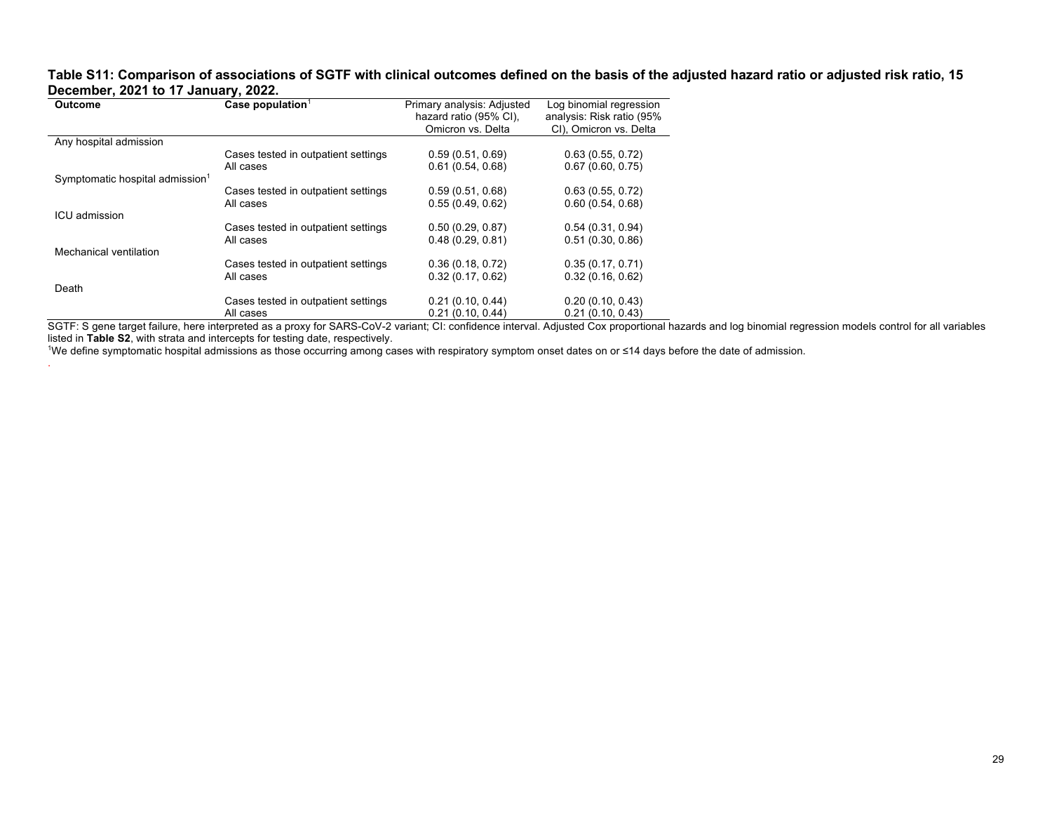**Table S11: Comparison of associations of SGTF with clinical outcomes defined on the basis of the adjusted hazard ratio or adjusted risk ratio, 15 December, 2021 to 17 January, 2022.**

| Outcome | Case population[1] | Primary analysis: Adjusted hazard ratio (95% CI), Omicron vs. Delta | Log binomial regression analysis: Risk ratio (95% CI), Omicron vs. Delta |
|---|---|---|---|
| Any hospital admission | | | |
| | Cases tested in outpatient settings | 0.59 (0.51, 0.69) | 0.63 (0.55, 0.72) |
| | All cases | 0.61 (0.54, 0.68) | 0.67 (0.60, 0.75) |
| Symptomatic hospital admission[1] | | | |
| | Cases tested in outpatient settings | 0.59 (0.51, 0.68) | 0.63 (0.55, 0.72) |
| | All cases | 0.55 (0.49, 0.62) | 0.60 (0.54, 0.68) |
| ICU admission | | | |
| | Cases tested in outpatient settings | 0.50 (0.29, 0.87) | 0.54 (0.31, 0.94) |
| | All cases | 0.48 (0.29, 0.81) | 0.51 (0.30, 0.86) |
| Mechanical ventilation | | | |
| | Cases tested in outpatient settings | 0.36 (0.18, 0.72) | 0.35 (0.17, 0.71) |
| | All cases | 0.32 (0.17, 0.62) | 0.32 (0.16, 0.62) |
| Death | | | |
| | Cases tested in outpatient settings | 0.21 (0.10, 0.44) | 0.20 (0.10, 0.43) |
| | All cases | 0.21 (0.10, 0.44) | 0.21 (0.10, 0.43) |

SGTF: S gene target failure, here interpreted as a proxy for SARS-CoV-2 variant; CI: confidence interval. Adjusted Cox proportional hazards and log binomial regression models control for all variables listed in **Table S2**, with strata and intercepts for testing date, respectively.

[1]We define symptomatic hospital admissions as those occurring among cases with respiratory symptom onset dates on or ≤14 days before the date of admission.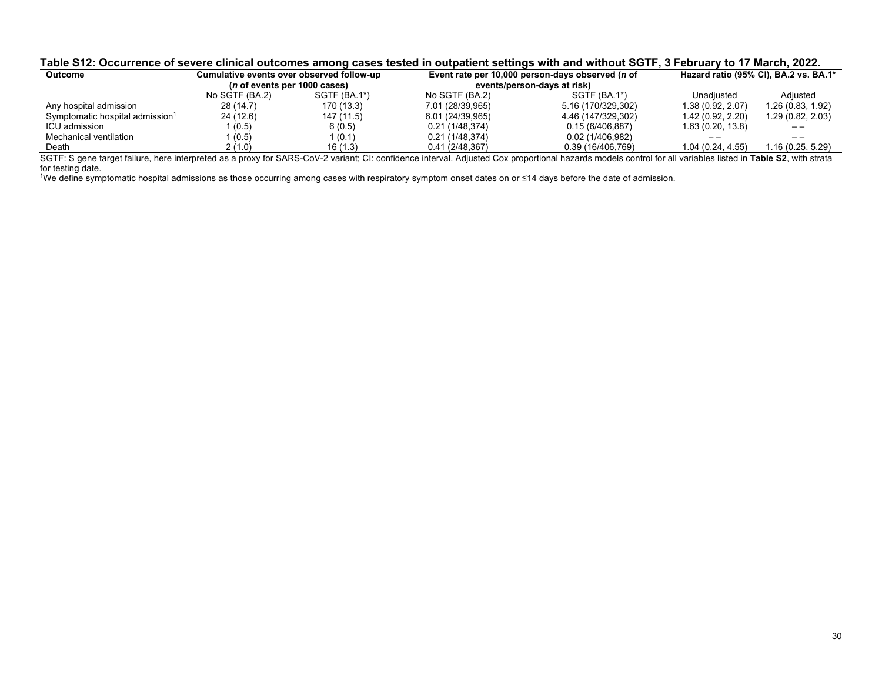**Table S12: Occurrence of severe clinical outcomes among cases tested in outpatient settings with and without SGTF, 3 February to 17 March, 2022.**

| Outcome | Cumulative events over observed follow-up (*n* of events per 1000 cases) | | Event rate per 10,000 person-days observed (*n* of events/person-days at risk) | | Hazard ratio (95% CI), BA.2 vs. BA.1* | |
|---|---|---|---|---|---|---|
| | No SGTF (BA.2) | SGTF (BA.1*) | No SGTF (BA.2) | SGTF (BA.1*) | Unadjusted | Adjusted |
| Any hospital admission | 28 (14.7) | 170 (13.3) | 7.01 (28/39,965) | 5.16 (170/329,302) | 1.38 (0.92, 2.07) | 1.26 (0.83, 1.92) |
| Symptomatic hospital admission[1] | 24 (12.6) | 147 (11.5) | 6.01 (24/39,965) | 4.46 (147/329,302) | 1.42 (0.92, 2.20) | 1.29 (0.82, 2.03) |
| ICU admission | 1 (0.5) | 6 (0.5) | 0.21 (1/48,374) | 0.15 (6/406,887) | 1.63 (0.20, 13.8) | – – |
| Mechanical ventilation | 1 (0.5) | 1 (0.1) | 0.21 (1/48,374) | 0.02 (1/406,982) | – – | – – |
| Death | 2 (1.0) | 16 (1.3) | 0.41 (2/48,367) | 0.39 (16/406,769) | 1.04 (0.24, 4.55) | 1.16 (0.25, 5.29) |

SGTF: S gene target failure, here interpreted as a proxy for SARS-CoV-2 variant; CI: confidence interval. Adjusted Cox proportional hazards models control for all variables listed in **Table S2**, with strata for testing date.

[1]We define symptomatic hospital admissions as those occurring among cases with respiratory symptom onset dates on or ≤14 days before the date of admission.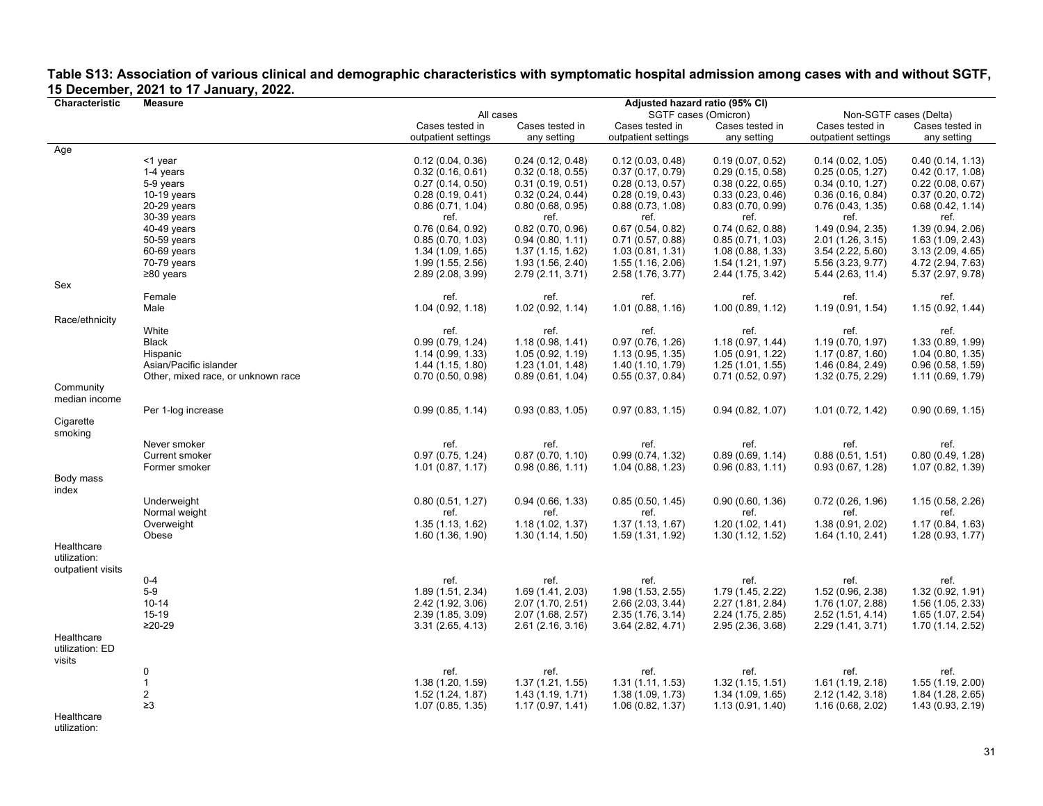**Table S13: Association of various clinical and demographic characteristics with symptomatic hospital admission among cases with and without SGTF, 15 December, 2021 to 17 January, 2022.**

| Characteristic | Measure | Adjusted hazard ratio (95% CI) | | | | | |
|---|---|---|---|---|---|---|---|
| | | All cases | | SGTF cases (Omicron) | | Non-SGTF cases (Delta) | |
| | | Cases tested in outpatient settings | Cases tested in any setting | Cases tested in outpatient settings | Cases tested in any setting | Cases tested in outpatient settings | Cases tested in any setting |
| Age | | | | | | | |
| | <1 year | 0.12 (0.04, 0.36) | 0.24 (0.12, 0.48) | 0.12 (0.03, 0.48) | 0.19 (0.07, 0.52) | 0.14 (0.02, 1.05) | 0.40 (0.14, 1.13) |
| | 1-4 years | 0.32 (0.16, 0.61) | 0.32 (0.18, 0.55) | 0.37 (0.17, 0.79) | 0.29 (0.15, 0.58) | 0.25 (0.05, 1.27) | 0.42 (0.17, 1.08) |
| | 5-9 years | 0.27 (0.14, 0.50) | 0.31 (0.19, 0.51) | 0.28 (0.13, 0.57) | 0.38 (0.22, 0.65) | 0.34 (0.10, 1.27) | 0.22 (0.08, 0.67) |
| | 10-19 years | 0.28 (0.19, 0.41) | 0.32 (0.24, 0.44) | 0.28 (0.19, 0.43) | 0.33 (0.23, 0.46) | 0.36 (0.16, 0.84) | 0.37 (0.20, 0.72) |
| | 20-29 years | 0.86 (0.71, 1.04) | 0.80 (0.68, 0.95) | 0.88 (0.73, 1.08) | 0.83 (0.70, 0.99) | 0.76 (0.43, 1.35) | 0.68 (0.42, 1.14) |
| | 30-39 years | ref. | ref. | ref. | ref. | ref. | ref. |
| | 40-49 years | 0.76 (0.64, 0.92) | 0.82 (0.70, 0.96) | 0.67 (0.54, 0.82) | 0.74 (0.62, 0.88) | 1.49 (0.94, 2.35) | 1.39 (0.94, 2.06) |
| | 50-59 years | 0.85 (0.70, 1.03) | 0.94 (0.80, 1.11) | 0.71 (0.57, 0.88) | 0.85 (0.71, 1.03) | 2.01 (1.26, 3.15) | 1.63 (1.09, 2.43) |
| | 60-69 years | 1.34 (1.09, 1.65) | 1.37 (1.15, 1.62) | 1.03 (0.81, 1.31) | 1.08 (0.88, 1.33) | 3.54 (2.22, 5.60) | 3.13 (2.09, 4.65) |
| | 70-79 years | 1.99 (1.55, 2.56) | 1.93 (1.56, 2.40) | 1.55 (1.16, 2.06) | 1.54 (1.21, 1.97) | 5.56 (3.23, 9.77) | 4.72 (2.94, 7.63) |
| | ≥80 years | 2.89 (2.08, 3.99) | 2.79 (2.11, 3.71) | 2.58 (1.76, 3.77) | 2.44 (1.75, 3.42) | 5.44 (2.63, 11.4) | 5.37 (2.97, 9.78) |
| Sex | | | | | | | |
| | Female | ref. | ref. | ref. | ref. | ref. | ref. |
| | Male | 1.04 (0.92, 1.18) | 1.02 (0.92, 1.14) | 1.01 (0.88, 1.16) | 1.00 (0.89, 1.12) | 1.19 (0.91, 1.54) | 1.15 (0.92, 1.44) |
| Race/ethnicity | | | | | | | |
| | White | ref. | ref. | ref. | ref. | ref. | ref. |
| | Black | 0.99 (0.79, 1.24) | 1.18 (0.98, 1.41) | 0.97 (0.76, 1.26) | 1.18 (0.97, 1.44) | 1.19 (0.70, 1.97) | 1.33 (0.89, 1.99) |
| | Hispanic | 1.14 (0.99, 1.33) | 1.05 (0.92, 1.19) | 1.13 (0.95, 1.35) | 1.05 (0.91, 1.22) | 1.17 (0.87, 1.60) | 1.04 (0.80, 1.35) |
| | Asian/Pacific islander | 1.44 (1.15, 1.80) | 1.23 (1.01, 1.48) | 1.40 (1.10, 1.79) | 1.25 (1.01, 1.55) | 1.46 (0.84, 2.49) | 0.96 (0.58, 1.59) |
| | Other, mixed race, or unknown race | 0.70 (0.50, 0.98) | 0.89 (0.61, 1.04) | 0.55 (0.37, 0.84) | 0.71 (0.52, 0.97) | 1.32 (0.75, 2.29) | 1.11 (0.69, 1.79) |
| Community median income | | | | | | | |
| | Per 1-log increase | 0.99 (0.85, 1.14) | 0.93 (0.83, 1.05) | 0.97 (0.83, 1.15) | 0.94 (0.82, 1.07) | 1.01 (0.72, 1.42) | 0.90 (0.69, 1.15) |
| Cigarette smoking | | | | | | | |
| | Never smoker | ref. | ref. | ref. | ref. | ref. | ref. |
| | Current smoker | 0.97 (0.75, 1.24) | 0.87 (0.70, 1.10) | 0.99 (0.74, 1.32) | 0.89 (0.69, 1.14) | 0.88 (0.51, 1.51) | 0.80 (0.49, 1.28) |
| | Former smoker | 1.01 (0.87, 1.17) | 0.98 (0.86, 1.11) | 1.04 (0.88, 1.23) | 0.96 (0.83, 1.11) | 0.93 (0.67, 1.28) | 1.07 (0.82, 1.39) |
| Body mass index | | | | | | | |
| | Underweight | 0.80 (0.51, 1.27) | 0.94 (0.66, 1.33) | 0.85 (0.50, 1.45) | 0.90 (0.60, 1.36) | 0.72 (0.26, 1.96) | 1.15 (0.58, 2.26) |
| | Normal weight | ref. | ref. | ref. | ref. | ref. | ref. |
| | Overweight | 1.35 (1.13, 1.62) | 1.18 (1.02, 1.37) | 1.37 (1.13, 1.67) | 1.20 (1.02, 1.41) | 1.38 (0.91, 2.02) | 1.17 (0.84, 1.63) |
| | Obese | 1.60 (1.36, 1.90) | 1.30 (1.14, 1.50) | 1.59 (1.31, 1.92) | 1.30 (1.12, 1.52) | 1.64 (1.10, 2.41) | 1.28 (0.93, 1.77) |
| Healthcare utilization: outpatient visits | | | | | | | |
| | 0-4 | ref. | ref. | ref. | ref. | ref. | ref. |
| | 5-9 | 1.89 (1.51, 2.34) | 1.69 (1.41, 2.03) | 1.98 (1.53, 2.55) | 1.79 (1.45, 2.22) | 1.52 (0.96, 2.38) | 1.32 (0.92, 1.91) |
| | 10-14 | 2.42 (1.92, 3.06) | 2.07 (1.70, 2.51) | 2.66 (2.03, 3.44) | 2.27 (1.81, 2.84) | 1.76 (1.07, 2.88) | 1.56 (1.05, 2.33) |
| | 15-19 | 2.39 (1.85, 3.09) | 2.07 (1.68, 2.57) | 2.35 (1.76, 3.14) | 2.24 (1.75, 2.85) | 2.52 (1.51, 4.14) | 1.65 (1.07, 2.54) |
| | ≥20-29 | 3.31 (2.65, 4.13) | 2.61 (2.16, 3.16) | 3.64 (2.82, 4.71) | 2.95 (2.36, 3.68) | 2.29 (1.41, 3.71) | 1.70 (1.14, 2.52) |
| Healthcare utilization: ED visits | | | | | | | |
| | 0 | ref. | ref. | ref. | ref. | ref. | ref. |
| | 1 | 1.38 (1.20, 1.59) | 1.37 (1.21, 1.55) | 1.31 (1.11, 1.53) | 1.32 (1.15, 1.51) | 1.61 (1.19, 2.18) | 1.55 (1.19, 2.00) |
| | 2 | 1.52 (1.24, 1.87) | 1.43 (1.19, 1.71) | 1.38 (1.09, 1.73) | 1.34 (1.09, 1.65) | 2.12 (1.42, 3.18) | 1.84 (1.28, 2.65) |
| | ≥3 | 1.07 (0.85, 1.35) | 1.17 (0.97, 1.41) | 1.06 (0.82, 1.37) | 1.13 (0.91, 1.40) | 1.16 (0.68, 2.02) | 1.43 (0.93, 2.19) |
| Healthcare utilization: | | | | | | | |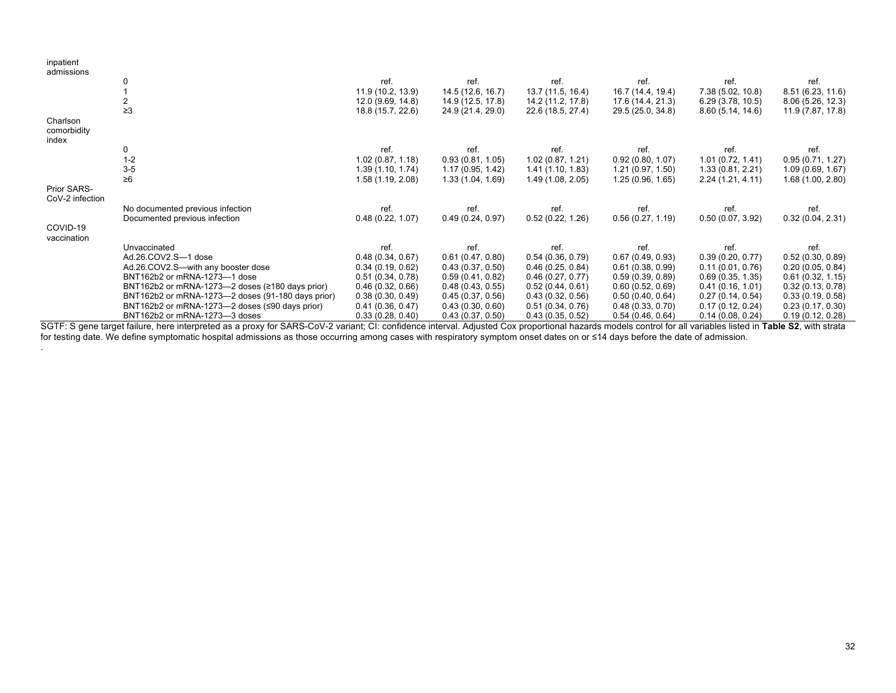| | | | | | | | |
|---|---|---|---|---|---|---|---|
| inpatient admissions | | | | | | | |
| | 0 | ref. | ref. | ref. | ref. | ref. | ref. |
| | 1 | 11.9 (10.2, 13.9) | 14.5 (12.6, 16.7) | 13.7 (11.5, 16.4) | 16.7 (14.4, 19.4) | 7.38 (5.02, 10.8) | 8.51 (6.23, 11.6) |
| | 2 | 12.0 (9.69, 14.8) | 14.9 (12.5, 17.8) | 14.2 (11.2, 17.8) | 17.6 (14.4, 21.3) | 6.29 (3.78, 10.5) | 8.06 (5.26, 12.3) |
| | ≥3 | 18.8 (15.7, 22.6) | 24.9 (21.4, 29.0) | 22.6 (18.5, 27.4) | 29.5 (25.0, 34.8) | 8.60 (5.14, 14.6) | 11.9 (7.87, 17.8) |
| Charlson comorbidity index | | | | | | | |
| | 0 | ref. | ref. | ref. | ref. | ref. | ref. |
| | 1-2 | 1.02 (0.87, 1.18) | 0.93 (0.81, 1.05) | 1.02 (0.87, 1.21) | 0.92 (0.80, 1.07) | 1.01 (0.72, 1.41) | 0.95 (0.71, 1.27) |
| | 3-5 | 1.39 (1.10, 1.74) | 1.17 (0.95, 1.42) | 1.41 (1.10, 1.83) | 1.21 (0.97, 1.50) | 1.33 (0.81, 2.21) | 1.09 (0.69, 1.67) |
| | ≥6 | 1.58 (1.19, 2.08) | 1.33 (1.04, 1.69) | 1.49 (1.08, 2.05) | 1.25 (0.96, 1.65) | 2.24 (1.21, 4.11) | 1.68 (1.00, 2.80) |
| Prior SARS-CoV-2 infection | | | | | | | |
| | No documented previous infection | ref. | ref. | ref. | ref. | ref. | ref. |
| | Documented previous infection | 0.48 (0.22, 1.07) | 0.49 (0.24, 0.97) | 0.52 (0.22, 1.26) | 0.56 (0.27, 1.19) | 0.50 (0.07, 3.92) | 0.32 (0.04, 2.31) |
| COVID-19 vaccination | | | | | | | |
| | Unvaccinated | ref. | ref. | ref. | ref. | ref. | ref. |
| | Ad.26.COV2.S—1 dose | 0.48 (0.34, 0.67) | 0.61 (0.47, 0.80) | 0.54 (0.36, 0.79) | 0.67 (0.49, 0.93) | 0.39 (0.20, 0.77) | 0.52 (0.30, 0.89) |
| | Ad.26.COV2.S—with any booster dose | 0.34 (0.19, 0.62) | 0.43 (0.37, 0.50) | 0.46 (0.25, 0.84) | 0.61 (0.38, 0.99) | 0.11 (0.01, 0.76) | 0.20 (0.05, 0.84) |
| | BNT162b2 or mRNA-1273—1 dose | 0.51 (0.34, 0.78) | 0.59 (0.41, 0.82) | 0.46 (0.27, 0.77) | 0.59 (0.39, 0.89) | 0.69 (0.35, 1.35) | 0.61 (0.32, 1.15) |
| | BNT162b2 or mRNA-1273—2 doses (≥180 days prior) | 0.46 (0.32, 0.66) | 0.48 (0.43, 0.55) | 0.52 (0.44, 0.61) | 0.60 (0.52, 0.69) | 0.41 (0.16, 1.01) | 0.32 (0.13, 0.78) |
| | BNT162b2 or mRNA-1273—2 doses (91-180 days prior) | 0.38 (0.30, 0.49) | 0.45 (0.37, 0.56) | 0.43 (0.32, 0.56) | 0.50 (0.40, 0.64) | 0.27 (0.14, 0.54) | 0.33 (0.19, 0.58) |
| | BNT162b2 or mRNA-1273—2 doses (≤90 days prior) | 0.41 (0.36, 0.47) | 0.43 (0.30, 0.60) | 0.51 (0.34, 0.76) | 0.48 (0.33, 0.70) | 0.17 (0.12, 0.24) | 0.23 (0.17, 0.30) |
| | BNT162b2 or mRNA-1273—3 doses | 0.33 (0.28, 0.40) | 0.43 (0.37, 0.50) | 0.43 (0.35, 0.52) | 0.54 (0.46, 0.64) | 0.14 (0.08, 0.24) | 0.19 (0.12, 0.28) |

SGTF: S gene target failure, here interpreted as a proxy for SARS-CoV-2 variant; CI: confidence interval. Adjusted Cox proportional hazards models control for all variables listed in **Table S2**, with strata for testing date. We define symptomatic hospital admissions as those occurring among cases with respiratory symptom onset dates on or ≤14 days before the date of admission.

.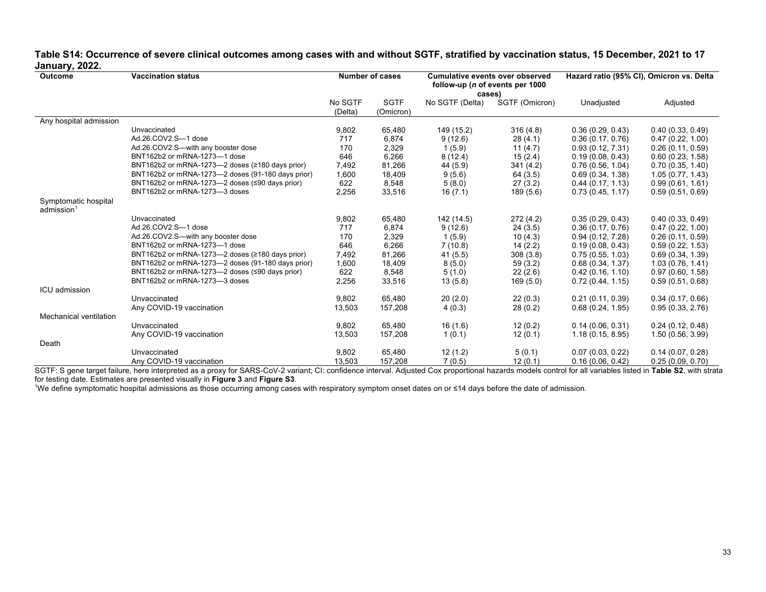**Table S14: Occurrence of severe clinical outcomes among cases with and without SGTF, stratified by vaccination status, 15 December, 2021 to 17 January, 2022.**

| Outcome | Vaccination status | Number of cases | | Cumulative events over observed follow-up (*n* of events per 1000 cases) | | Hazard ratio (95% CI), Omicron vs. Delta | |
|---|---|---|---|---|---|---|---|
| | | No SGTF (Delta) | SGTF (Omicron) | No SGTF (Delta) | SGTF (Omicron) | Unadjusted | Adjusted |
| Any hospital admission | | | | | | | |
| | Unvaccinated | 9,802 | 65,480 | 149 (15.2) | 316 (4.8) | 0.36 (0.29, 0.43) | 0.40 (0.33, 0.49) |
| | Ad.26.COV2.S—1 dose | 717 | 6,874 | 9 (12.6) | 28 (4.1) | 0.36 (0.17, 0.76) | 0.47 (0.22, 1.00) |
| | Ad.26.COV2.S—with any booster dose | 170 | 2,329 | 1 (5.9) | 11 (4.7) | 0.93 (0.12, 7.31) | 0.26 (0.11, 0.59) |
| | BNT162b2 or mRNA-1273—1 dose | 646 | 6,266 | 8 (12.4) | 15 (2.4) | 0.19 (0.08, 0.43) | 0.60 (0.23, 1.58) |
| | BNT162b2 or mRNA-1273—2 doses (≥180 days prior) | 7,492 | 81,266 | 44 (5.9) | 341 (4.2) | 0.76 (0.56, 1.04) | 0.70 (0.35, 1.40) |
| | BNT162b2 or mRNA-1273—2 doses (91-180 days prior) | 1,600 | 18,409 | 9 (5.6) | 64 (3.5) | 0.69 (0.34, 1.38) | 1.05 (0.77, 1.43) |
| | BNT162b2 or mRNA-1273—2 doses (≤90 days prior) | 622 | 8,548 | 5 (8.0) | 27 (3.2) | 0.44 (0.17, 1.13) | 0.99 (0.61, 1.61) |
| | BNT162b2 or mRNA-1273—3 doses | 2,256 | 33,516 | 16 (7.1) | 189 (5.6) | 0.73 (0.45, 1.17) | 0.59 (0.51, 0.69) |
| Symptomatic hospital admission[1] | | | | | | | |
| | Unvaccinated | 9,802 | 65,480 | 142 (14.5) | 272 (4.2) | 0.35 (0.29, 0.43) | 0.40 (0.33, 0.49) |
| | Ad.26.COV2.S—1 dose | 717 | 6,874 | 9 (12.6) | 24 (3.5) | 0.36 (0.17, 0.76) | 0.47 (0.22, 1.00) |
| | Ad.26.COV2.S—with any booster dose | 170 | 2,329 | 1 (5.9) | 10 (4.3) | 0.94 (0.12, 7.28) | 0.26 (0.11, 0.59) |
| | BNT162b2 or mRNA-1273—1 dose | 646 | 6,266 | 7 (10.8) | 14 (2.2) | 0.19 (0.08, 0.43) | 0.59 (0.22, 1.53) |
| | BNT162b2 or mRNA-1273—2 doses (≥180 days prior) | 7,492 | 81,266 | 41 (5.5) | 308 (3.8) | 0.75 (0.55, 1.03) | 0.69 (0.34, 1.39) |
| | BNT162b2 or mRNA-1273—2 doses (91-180 days prior) | 1,600 | 18,409 | 8 (5.0) | 59 (3.2) | 0.68 (0.34, 1.37) | 1.03 (0.76, 1.41) |
| | BNT162b2 or mRNA-1273—2 doses (≤90 days prior) | 622 | 8,548 | 5 (1.0) | 22 (2.6) | 0.42 (0.16, 1.10) | 0.97 (0.60, 1.58) |
| | BNT162b2 or mRNA-1273—3 doses | 2,256 | 33,516 | 13 (5.8) | 169 (5.0) | 0.72 (0.44, 1.15) | 0.59 (0.51, 0.68) |
| ICU admission | | | | | | | |
| | Unvaccinated | 9,802 | 65,480 | 20 (2.0) | 22 (0.3) | 0.21 (0.11, 0.39) | 0.34 (0.17, 0.66) |
| | Any COVID-19 vaccination | 13,503 | 157,208 | 4 (0.3) | 28 (0.2) | 0.68 (0.24, 1.95) | 0.95 (0.33, 2.76) |
| Mechanical ventilation | | | | | | | |
| | Unvaccinated | 9,802 | 65,480 | 16 (1.6) | 12 (0.2) | 0.14 (0.06, 0.31) | 0.24 (0.12, 0.48) |
| | Any COVID-19 vaccination | 13,503 | 157,208 | 1 (0.1) | 12 (0.1) | 1.18 (0.15, 8.95) | 1.50 (0.56, 3.99) |
| Death | | | | | | | |
| | Unvaccinated | 9,802 | 65,480 | 12 (1.2) | 5 (0.1) | 0.07 (0.03, 0.22) | 0.14 (0.07, 0.28) |
| | Any COVID-19 vaccination | 13,503 | 157,208 | 7 (0.5) | 12 (0.1) | 0.16 (0.06, 0.42) | 0.25 (0.09, 0.70) |

SGTF: S gene target failure, here interpreted as a proxy for SARS-CoV-2 variant; CI: confidence interval. Adjusted Cox proportional hazards models control for all variables listed in **Table S2**, with strata for testing date. Estimates are presented visually in **Figure 3** and **Figure S3**.

[1]We define symptomatic hospital admissions as those occurring among cases with respiratory symptom onset dates on or ≤14 days before the date of admission.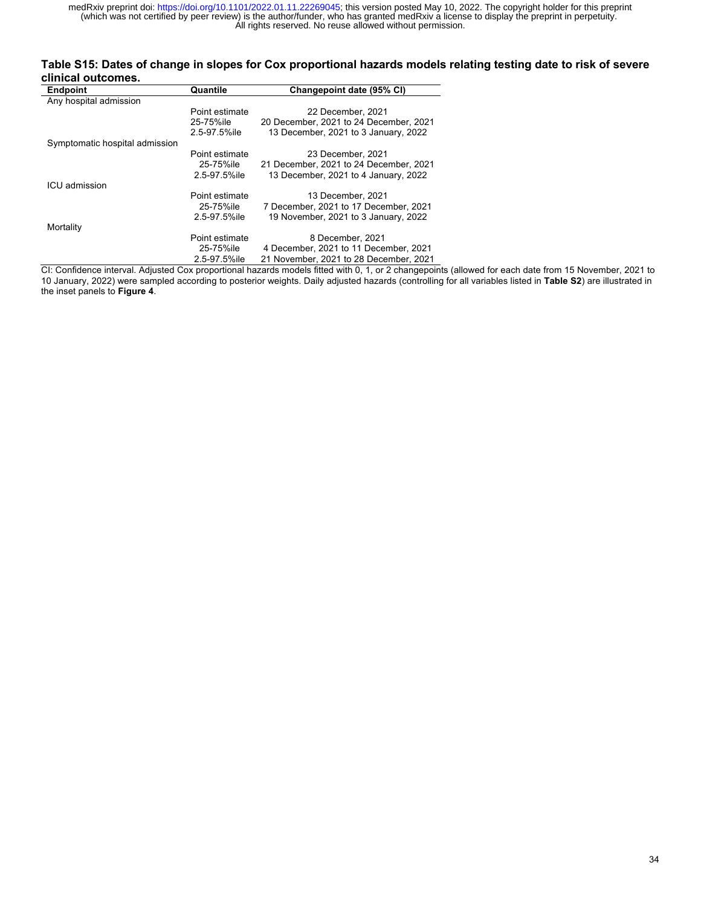**Table S15: Dates of change in slopes for Cox proportional hazards models relating testing date to risk of severe clinical outcomes.**

| Endpoint | Quantile | Changepoint date (95% CI) |
|---|---|---|
| Any hospital admission | | |
| | Point estimate | 22 December, 2021 |
| | 25-75%ile | 20 December, 2021 to 24 December, 2021 |
| | 2.5-97.5%ile | 13 December, 2021 to 3 January, 2022 |
| Symptomatic hospital admission | | |
| | Point estimate | 23 December, 2021 |
| | 25-75%ile | 21 December, 2021 to 24 December, 2021 |
| | 2.5-97.5%ile | 13 December, 2021 to 4 January, 2022 |
| ICU admission | | |
| | Point estimate | 13 December, 2021 |
| | 25-75%ile | 7 December, 2021 to 17 December, 2021 |
| | 2.5-97.5%ile | 19 November, 2021 to 3 January, 2022 |
| Mortality | | |
| | Point estimate | 8 December, 2021 |
| | 25-75%ile | 4 December, 2021 to 11 December, 2021 |
| | 2.5-97.5%ile | 21 November, 2021 to 28 December, 2021 |

CI: Confidence interval. Adjusted Cox proportional hazards models fitted with 0, 1, or 2 changepoints (allowed for each date from 15 November, 2021 to 10 January, 2022) were sampled according to posterior weights. Daily adjusted hazards (controlling for all variables listed in **Table S2**) are illustrated in the inset panels to **Figure 4**.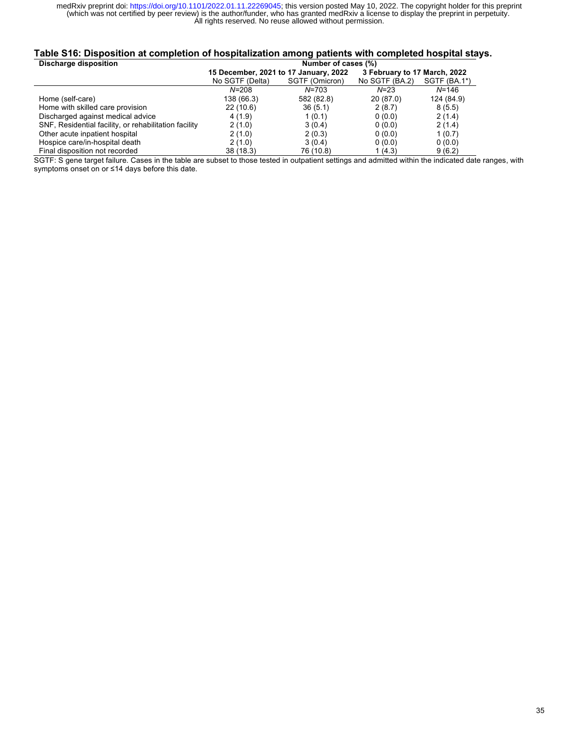### Table S16: Disposition at completion of hospitalization among patients with completed hospital stays.

| Discharge disposition | Number of cases (%) | | | |
|---|---|---|---|---|
| | 15 December, 2021 to 17 January, 2022 | | 3 February to 17 March, 2022 | |
| | No SGTF (Delta) | SGTF (Omicron) | No SGTF (BA.2) | SGTF (BA.1*) |
| | *N*=208 | *N*=703 | *N*=23 | *N*=146 |
| Home (self-care) | 138 (66.3) | 582 (82.8) | 20 (87.0) | 124 (84.9) |
| Home with skilled care provision | 22 (10.6) | 36 (5.1) | 2 (8.7) | 8 (5.5) |
| Discharged against medical advice | 4 (1.9) | 1 (0.1) | 0 (0.0) | 2 (1.4) |
| SNF, Residential facility, or rehabilitation facility | 2 (1.0) | 3 (0.4) | 0 (0.0) | 2 (1.4) |
| Other acute inpatient hospital | 2 (1.0) | 2 (0.3) | 0 (0.0) | 1 (0.7) |
| Hospice care/in-hospital death | 2 (1.0) | 3 (0.4) | 0 (0.0) | 0 (0.0) |
| Final disposition not recorded | 38 (18.3) | 76 (10.8) | 1 (4.3) | 9 (6.2) |

SGTF: S gene target failure. Cases in the table are subset to those tested in outpatient settings and admitted within the indicated date ranges, with symptoms onset on or ≤14 days before this date.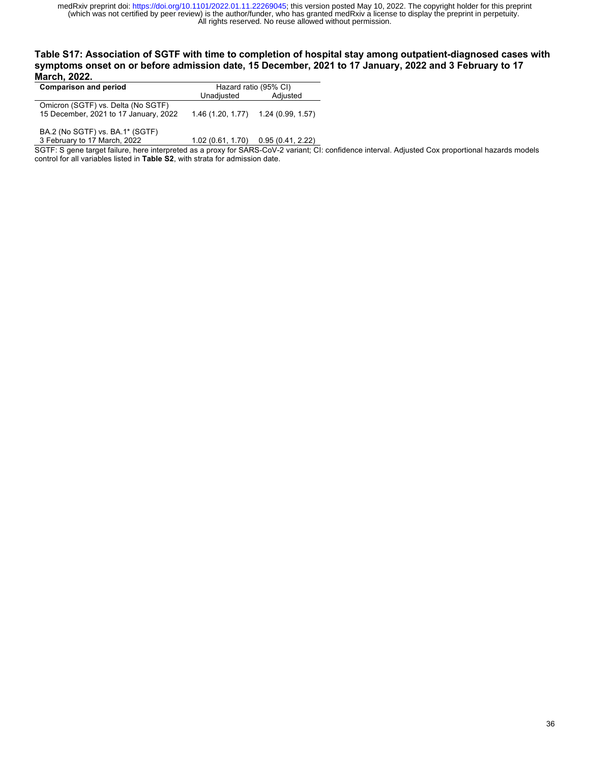**Table S17: Association of SGTF with time to completion of hospital stay among outpatient-diagnosed cases with symptoms onset on or before admission date, 15 December, 2021 to 17 January, 2022 and 3 February to 17 March, 2022.**

| Comparison and period | Hazard ratio (95% CI) | |
|---|---|---|
| | Unadjusted | Adjusted |
| Omicron (SGTF) vs. Delta (No SGTF) 15 December, 2021 to 17 January, 2022 | 1.46 (1.20, 1.77) | 1.24 (0.99, 1.57) |
| BA.2 (No SGTF) vs. BA.1* (SGTF) 3 February to 17 March, 2022 | 1.02 (0.61, 1.70) | 0.95 (0.41, 2.22) |

SGTF: S gene target failure, here interpreted as a proxy for SARS-CoV-2 variant; CI: confidence interval. Adjusted Cox proportional hazards models control for all variables listed in **Table S2**, with strata for admission date.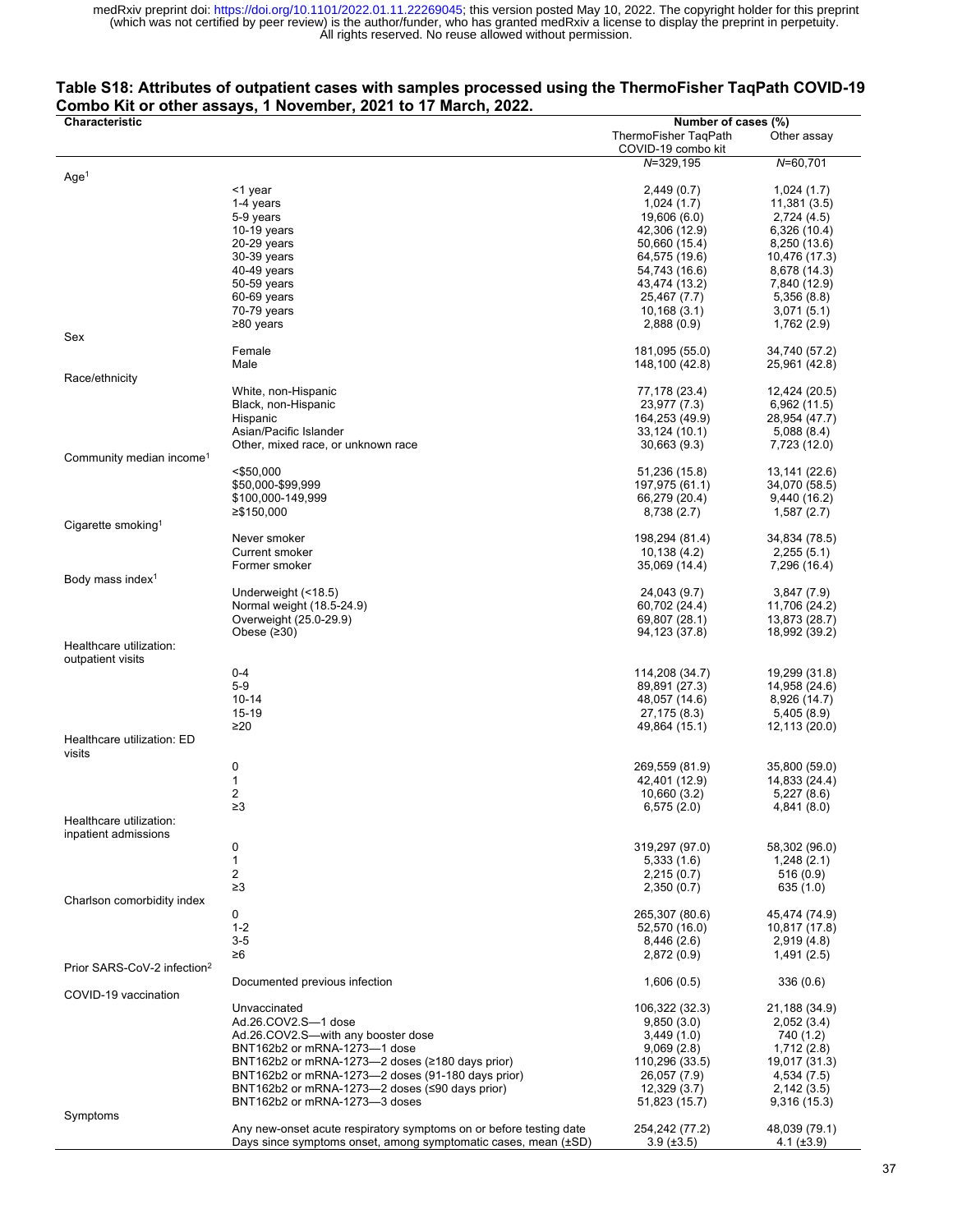**Table S18: Attributes of outpatient cases with samples processed using the ThermoFisher TaqPath COVID-19 Combo Kit or other assays, 1 November, 2021 to 17 March, 2022.**

| Characteristic | | Number of cases (%) | |
|---|---|---|---|
| | | ThermoFisher TaqPath COVID-19 combo kit | Other assay |
| | | N=329,195 | N=60,701 |
| Age[1] | | | |
| | <1 year | 2,449 (0.7) | 1,024 (1.7) |
| | 1-4 years | 1,024 (1.7) | 11,381 (3.5) |
| | 5-9 years | 19,606 (6.0) | 2,724 (4.5) |
| | 10-19 years | 42,306 (12.9) | 6,326 (10.4) |
| | 20-29 years | 50,660 (15.4) | 8,250 (13.6) |
| | 30-39 years | 64,575 (19.6) | 10,476 (17.3) |
| | 40-49 years | 54,743 (16.6) | 8,678 (14.3) |
| | 50-59 years | 43,474 (13.2) | 7,840 (12.9) |
| | 60-69 years | 25,467 (7.7) | 5,356 (8.8) |
| | 70-79 years | 10,168 (3.1) | 3,071 (5.1) |
| | ≥80 years | 2,888 (0.9) | 1,762 (2.9) |
| Sex | | | |
| | Female | 181,095 (55.0) | 34,740 (57.2) |
| | Male | 148,100 (42.8) | 25,961 (42.8) |
| Race/ethnicity | | | |
| | White, non-Hispanic | 77,178 (23.4) | 12,424 (20.5) |
| | Black, non-Hispanic | 23,977 (7.3) | 6,962 (11.5) |
| | Hispanic | 164,253 (49.9) | 28,954 (47.7) |
| | Asian/Pacific Islander | 33,124 (10.1) | 5,088 (8.4) |
| | Other, mixed race, or unknown race | 30,663 (9.3) | 7,723 (12.0) |
| Community median income[1] | | | |
| | <$50,000 | 51,236 (15.8) | 13,141 (22.6) |
| | $50,000-$99,999 | 197,975 (61.1) | 34,070 (58.5) |
| | $100,000-149,999 | 66,279 (20.4) | 9,440 (16.2) |
| | ≥$150,000 | 8,738 (2.7) | 1,587 (2.7) |
| Cigarette smoking[1] | | | |
| | Never smoker | 198,294 (81.4) | 34,834 (78.5) |
| | Current smoker | 10,138 (4.2) | 2,255 (5.1) |
| | Former smoker | 35,069 (14.4) | 7,296 (16.4) |
| Body mass index[1] | | | |
| | Underweight (<18.5) | 24,043 (9.7) | 3,847 (7.9) |
| | Normal weight (18.5-24.9) | 60,702 (24.4) | 11,706 (24.2) |
| | Overweight (25.0-29.9) | 69,807 (28.1) | 13,873 (28.7) |
| | Obese (≥30) | 94,123 (37.8) | 18,992 (39.2) |
| Healthcare utilization: outpatient visits | | | |
| | 0-4 | 114,208 (34.7) | 19,299 (31.8) |
| | 5-9 | 89,891 (27.3) | 14,958 (24.6) |
| | 10-14 | 48,057 (14.6) | 8,926 (14.7) |
| | 15-19 | 27,175 (8.3) | 5,405 (8.9) |
| | ≥20 | 49,864 (15.1) | 12,113 (20.0) |
| Healthcare utilization: ED visits | | | |
| | 0 | 269,559 (81.9) | 35,800 (59.0) |
| | 1 | 42,401 (12.9) | 14,833 (24.4) |
| | 2 | 10,660 (3.2) | 5,227 (8.6) |
| | ≥3 | 6,575 (2.0) | 4,841 (8.0) |
| Healthcare utilization: inpatient admissions | | | |
| | 0 | 319,297 (97.0) | 58,302 (96.0) |
| | 1 | 5,333 (1.6) | 1,248 (2.1) |
| | 2 | 2,215 (0.7) | 516 (0.9) |
| | ≥3 | 2,350 (0.7) | 635 (1.0) |
| Charlson comorbidity index | | | |
| | 0 | 265,307 (80.6) | 45,474 (74.9) |
| | 1-2 | 52,570 (16.0) | 10,817 (17.8) |
| | 3-5 | 8,446 (2.6) | 2,919 (4.8) |
| | ≥6 | 2,872 (0.9) | 1,491 (2.5) |
| Prior SARS-CoV-2 infection[2] | | | |
| | Documented previous infection | 1,606 (0.5) | 336 (0.6) |
| COVID-19 vaccination | | | |
| | Unvaccinated | 106,322 (32.3) | 21,188 (34.9) |
| | Ad.26.COV2.S—1 dose | 9,850 (3.0) | 2,052 (3.4) |
| | Ad.26.COV2.S—with any booster dose | 3,449 (1.0) | 740 (1.2) |
| | BNT162b2 or mRNA-1273—1 dose | 9,069 (2.8) | 1,712 (2.8) |
| | BNT162b2 or mRNA-1273—2 doses (≥180 days prior) | 110,296 (33.5) | 19,017 (31.3) |
| | BNT162b2 or mRNA-1273—2 doses (91-180 days prior) | 26,057 (7.9) | 4,534 (7.5) |
| | BNT162b2 or mRNA-1273—2 doses (≤90 days prior) | 12,329 (3.7) | 2,142 (3.5) |
| | BNT162b2 or mRNA-1273—3 doses | 51,823 (15.7) | 9,316 (15.3) |
| Symptoms | | | |
| | Any new-onset acute respiratory symptoms on or before testing date | 254,242 (77.2) | 48,039 (79.1) |
| | Days since symptoms onset, among symptomatic cases, mean (±SD) | 3.9 (±3.5) | 4.1 (±3.9) |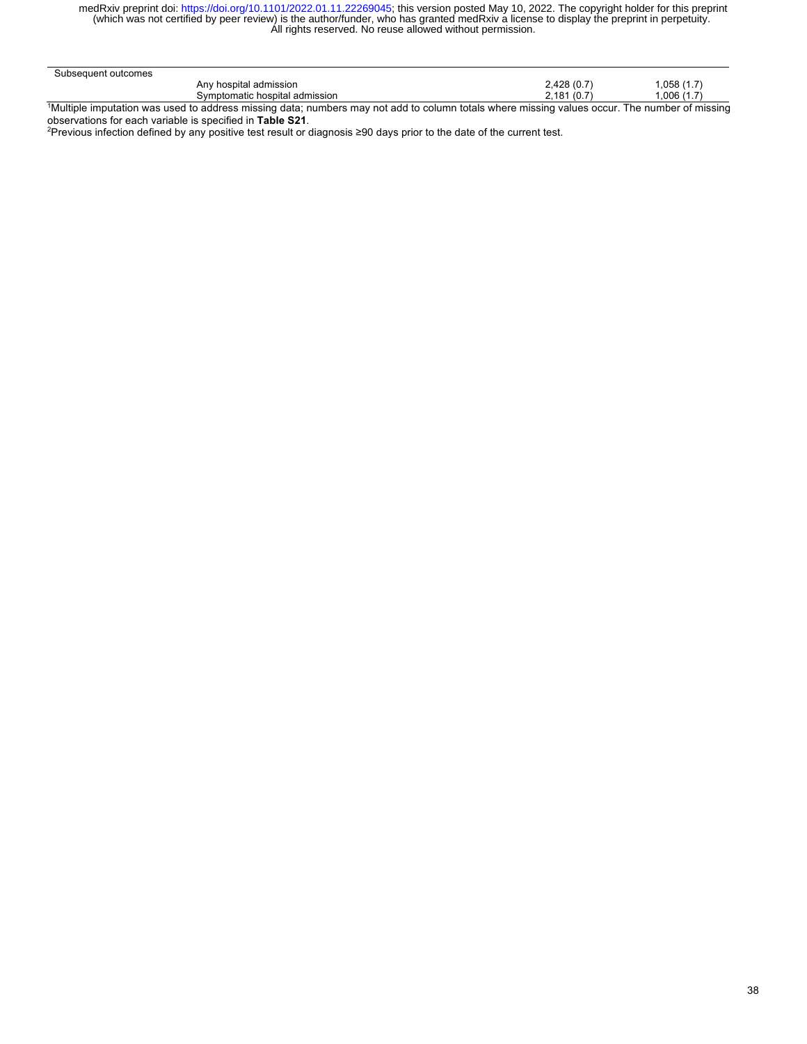| | | | |
|---|---|---|---|
| Subsequent outcomes | | | |
| | Any hospital admission | 2,428 (0.7) | 1,058 (1.7) |
| | Symptomatic hospital admission | 2,181 (0.7) | 1,006 (1.7) |

[1]Multiple imputation was used to address missing data; numbers may not add to column totals where missing values occur. The number of missing observations for each variable is specified in **Table S21**.

[2]Previous infection defined by any positive test result or diagnosis ≥90 days prior to the date of the current test.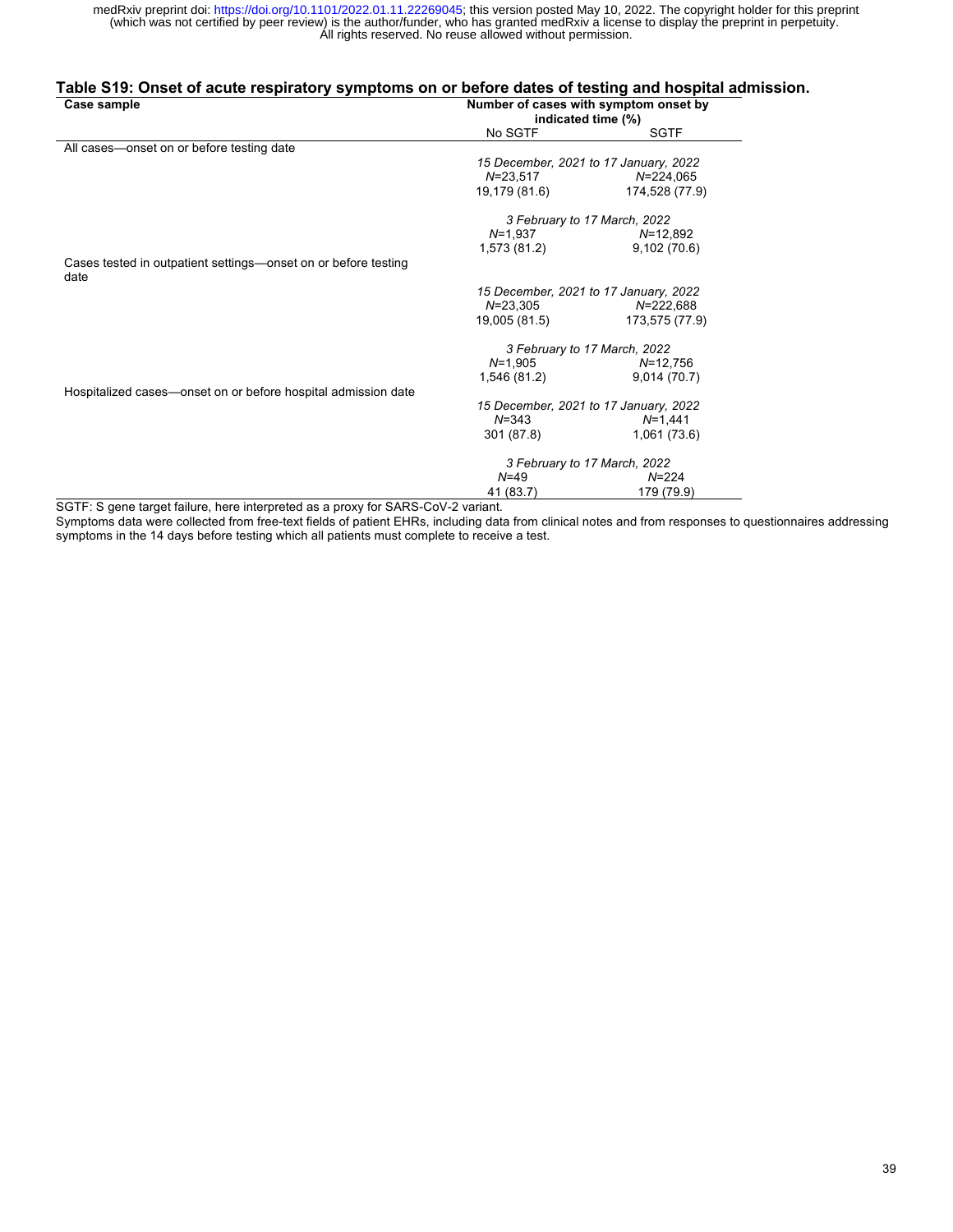## Table S19: Onset of acute respiratory symptoms on or before dates of testing and hospital admission.

| Case sample | Number of cases with symptom onset by indicated time (%) | |
|---|---|---|
| | No SGTF | SGTF |
| All cases—onset on or before testing date | | |
| | *15 December, 2021 to 17 January, 2022* | |
| | *N*=23,517 | *N*=224,065 |
| | 19,179 (81.6) | 174,528 (77.9) |
| | *3 February to 17 March, 2022* | |
| | *N*=1,937 | *N*=12,892 |
| | 1,573 (81.2) | 9,102 (70.6) |
| Cases tested in outpatient settings—onset on or before testing date | | |
| | *15 December, 2021 to 17 January, 2022* | |
| | *N*=23,305 | *N*=222,688 |
| | 19,005 (81.5) | 173,575 (77.9) |
| | *3 February to 17 March, 2022* | |
| | *N*=1,905 | *N*=12,756 |
| | 1,546 (81.2) | 9,014 (70.7) |
| Hospitalized cases—onset on or before hospital admission date | | |
| | *15 December, 2021 to 17 January, 2022* | |
| | *N*=343 | *N*=1,441 |
| | 301 (87.8) | 1,061 (73.6) |
| | *3 February to 17 March, 2022* | |
| | *N*=49 | *N*=224 |
| | 41 (83.7) | 179 (79.9) |

SGTF: S gene target failure, here interpreted as a proxy for SARS-CoV-2 variant.

Symptoms data were collected from free-text fields of patient EHRs, including data from clinical notes and from responses to questionnaires addressing symptoms in the 14 days before testing which all patients must complete to receive a test.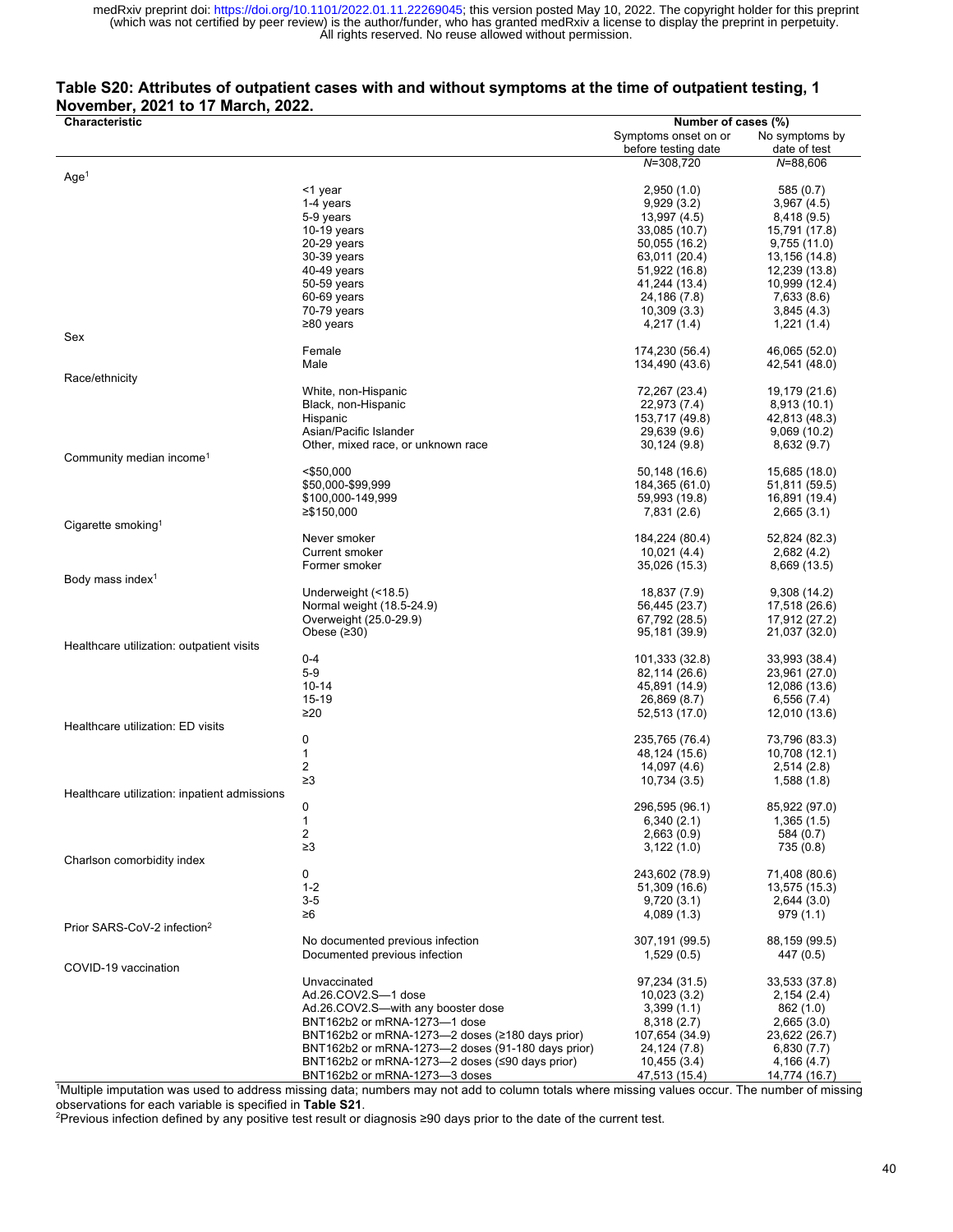**Table S20: Attributes of outpatient cases with and without symptoms at the time of outpatient testing, 1 November, 2021 to 17 March, 2022.**

| Characteristic | | Number of cases (%) | |
|---|---|---|---|
| | | Symptoms onset on or before testing date | No symptoms by date of test |
| | | N=308,720 | N=88,606 |
| Age[1] | | | |
| | <1 year | 2,950 (1.0) | 585 (0.7) |
| | 1-4 years | 9,929 (3.2) | 3,967 (4.5) |
| | 5-9 years | 13,997 (4.5) | 8,418 (9.5) |
| | 10-19 years | 33,085 (10.7) | 15,791 (17.8) |
| | 20-29 years | 50,055 (16.2) | 9,755 (11.0) |
| | 30-39 years | 63,011 (20.4) | 13,156 (14.8) |
| | 40-49 years | 51,922 (16.8) | 12,239 (13.8) |
| | 50-59 years | 41,244 (13.4) | 10,999 (12.4) |
| | 60-69 years | 24,186 (7.8) | 7,633 (8.6) |
| | 70-79 years | 10,309 (3.3) | 3,845 (4.3) |
| | ≥80 years | 4,217 (1.4) | 1,221 (1.4) |
| Sex | | | |
| | Female | 174,230 (56.4) | 46,065 (52.0) |
| | Male | 134,490 (43.6) | 42,541 (48.0) |
| Race/ethnicity | | | |
| | White, non-Hispanic | 72,267 (23.4) | 19,179 (21.6) |
| | Black, non-Hispanic | 22,973 (7.4) | 8,913 (10.1) |
| | Hispanic | 153,717 (49.8) | 42,813 (48.3) |
| | Asian/Pacific Islander | 29,639 (9.6) | 9,069 (10.2) |
| | Other, mixed race, or unknown race | 30,124 (9.8) | 8,632 (9.7) |
| Community median income[1] | | | |
| | <$50,000 | 50,148 (16.6) | 15,685 (18.0) |
| | $50,000-$99,999 | 184,365 (61.0) | 51,811 (59.5) |
| | $100,000-149,999 | 59,993 (19.8) | 16,891 (19.4) |
| | ≥$150,000 | 7,831 (2.6) | 2,665 (3.1) |
| Cigarette smoking[1] | | | |
| | Never smoker | 184,224 (80.4) | 52,824 (82.3) |
| | Current smoker | 10,021 (4.4) | 2,682 (4.2) |
| | Former smoker | 35,026 (15.3) | 8,669 (13.5) |
| Body mass index[1] | | | |
| | Underweight (<18.5) | 18,837 (7.9) | 9,308 (14.2) |
| | Normal weight (18.5-24.9) | 56,445 (23.7) | 17,518 (26.6) |
| | Overweight (25.0-29.9) | 67,792 (28.5) | 17,912 (27.2) |
| | Obese (≥30) | 95,181 (39.9) | 21,037 (32.0) |
| Healthcare utilization: outpatient visits | | | |
| | 0-4 | 101,333 (32.8) | 33,993 (38.4) |
| | 5-9 | 82,114 (26.6) | 23,961 (27.0) |
| | 10-14 | 45,891 (14.9) | 12,086 (13.6) |
| | 15-19 | 26,869 (8.7) | 6,556 (7.4) |
| | ≥20 | 52,513 (17.0) | 12,010 (13.6) |
| Healthcare utilization: ED visits | | | |
| | 0 | 235,765 (76.4) | 73,796 (83.3) |
| | 1 | 48,124 (15.6) | 10,708 (12.1) |
| | 2 | 14,097 (4.6) | 2,514 (2.8) |
| | ≥3 | 10,734 (3.5) | 1,588 (1.8) |
| Healthcare utilization: inpatient admissions | | | |
| | 0 | 296,595 (96.1) | 85,922 (97.0) |
| | 1 | 6,340 (2.1) | 1,365 (1.5) |
| | 2 | 2,663 (0.9) | 584 (0.7) |
| | ≥3 | 3,122 (1.0) | 735 (0.8) |
| Charlson comorbidity index | | | |
| | 0 | 243,602 (78.9) | 71,408 (80.6) |
| | 1-2 | 51,309 (16.6) | 13,575 (15.3) |
| | 3-5 | 9,720 (3.1) | 2,644 (3.0) |
| | ≥6 | 4,089 (1.3) | 979 (1.1) |
| Prior SARS-CoV-2 infection[2] | | | |
| | No documented previous infection | 307,191 (99.5) | 88,159 (99.5) |
| | Documented previous infection | 1,529 (0.5) | 447 (0.5) |
| COVID-19 vaccination | | | |
| | Unvaccinated | 97,234 (31.5) | 33,533 (37.8) |
| | Ad.26.COV2.S—1 dose | 10,023 (3.2) | 2,154 (2.4) |
| | Ad.26.COV2.S—with any booster dose | 3,399 (1.1) | 862 (1.0) |
| | BNT162b2 or mRNA-1273—1 dose | 8,318 (2.7) | 2,665 (3.0) |
| | BNT162b2 or mRNA-1273—2 doses (≥180 days prior) | 107,654 (34.9) | 23,622 (26.7) |
| | BNT162b2 or mRNA-1273—2 doses (91-180 days prior) | 24,124 (7.8) | 6,830 (7.7) |
| | BNT162b2 or mRNA-1273—2 doses (≤90 days prior) | 10,455 (3.4) | 4,166 (4.7) |
| | BNT162b2 or mRNA-1273—3 doses | 47,513 (15.4) | 14,774 (16.7) |

[1]Multiple imputation was used to address missing data; numbers may not add to column totals where missing values occur. The number of missing observations for each variable is specified in **Table S21**.
[2]Previous infection defined by any positive test result or diagnosis ≥90 days prior to the date of the current test.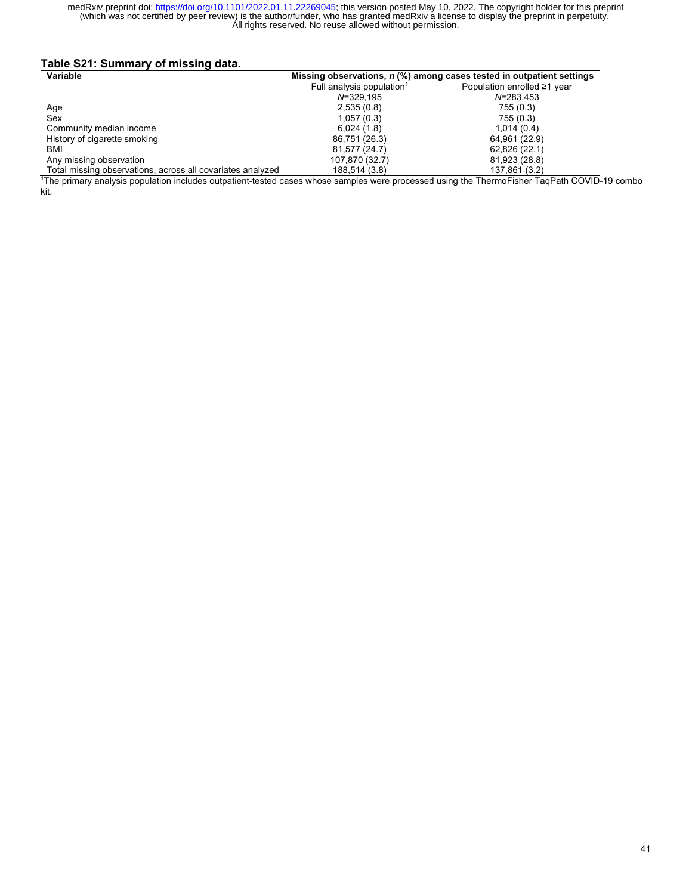### Table S21: Summary of missing data.

| Variable | Missing observations, *n* (%) among cases tested in outpatient settings | |
|---|---|---|
| | Full analysis population[1] | Population enrolled ≥1 year |
| | *N*=329,195 | *N*=283,453 |
| Age | 2,535 (0.8) | 755 (0.3) |
| Sex | 1,057 (0.3) | 755 (0.3) |
| Community median income | 6,024 (1.8) | 1,014 (0.4) |
| History of cigarette smoking | 86,751 (26.3) | 64,961 (22.9) |
| BMI | 81,577 (24.7) | 62,826 (22.1) |
| Any missing observation | 107,870 (32.7) | 81,923 (28.8) |
| Total missing observations, across all covariates analyzed | 188,514 (3.8) | 137,861 (3.2) |

[1]The primary analysis population includes outpatient-tested cases whose samples were processed using the ThermoFisher TaqPath COVID-19 combo kit.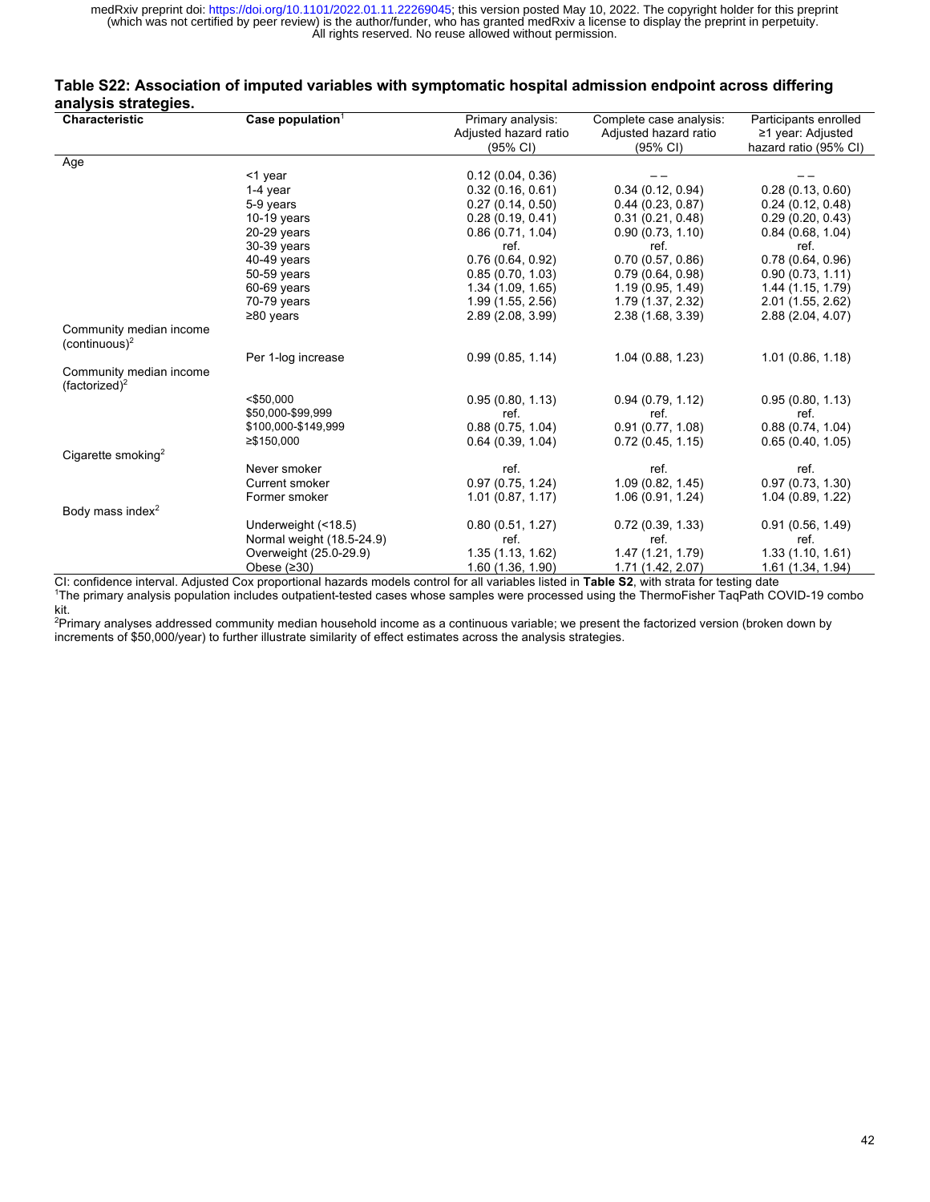**Table S22: Association of imputed variables with symptomatic hospital admission endpoint across differing analysis strategies.**

| Characteristic | Case population[1] | Primary analysis: Adjusted hazard ratio (95% CI) | Complete case analysis: Adjusted hazard ratio (95% CI) | Participants enrolled ≥1 year: Adjusted hazard ratio (95% CI) |
|---|---|---|---|---|
| Age | | | | |
| | <1 year | 0.12 (0.04, 0.36) | – – | – – |
| | 1-4 year | 0.32 (0.16, 0.61) | 0.34 (0.12, 0.94) | 0.28 (0.13, 0.60) |
| | 5-9 years | 0.27 (0.14, 0.50) | 0.44 (0.23, 0.87) | 0.24 (0.12, 0.48) |
| | 10-19 years | 0.28 (0.19, 0.41) | 0.31 (0.21, 0.48) | 0.29 (0.20, 0.43) |
| | 20-29 years | 0.86 (0.71, 1.04) | 0.90 (0.73, 1.10) | 0.84 (0.68, 1.04) |
| | 30-39 years | ref. | ref. | ref. |
| | 40-49 years | 0.76 (0.64, 0.92) | 0.70 (0.57, 0.86) | 0.78 (0.64, 0.96) |
| | 50-59 years | 0.85 (0.70, 1.03) | 0.79 (0.64, 0.98) | 0.90 (0.73, 1.11) |
| | 60-69 years | 1.34 (1.09, 1.65) | 1.19 (0.95, 1.49) | 1.44 (1.15, 1.79) |
| | 70-79 years | 1.99 (1.55, 2.56) | 1.79 (1.37, 2.32) | 2.01 (1.55, 2.62) |
| | ≥80 years | 2.89 (2.08, 3.99) | 2.38 (1.68, 3.39) | 2.88 (2.04, 4.07) |
| Community median income (continuous)[2] | | | | |
| | Per 1-log increase | 0.99 (0.85, 1.14) | 1.04 (0.88, 1.23) | 1.01 (0.86, 1.18) |
| Community median income (factorized)[2] | | | | |
| | <$50,000 | 0.95 (0.80, 1.13) | 0.94 (0.79, 1.12) | 0.95 (0.80, 1.13) |
| | $50,000-$99,999 | ref. | ref. | ref. |
| | $100,000-$149,999 | 0.88 (0.75, 1.04) | 0.91 (0.77, 1.08) | 0.88 (0.74, 1.04) |
| | ≥$150,000 | 0.64 (0.39, 1.04) | 0.72 (0.45, 1.15) | 0.65 (0.40, 1.05) |
| Cigarette smoking[2] | | | | |
| | Never smoker | ref. | ref. | ref. |
| | Current smoker | 0.97 (0.75, 1.24) | 1.09 (0.82, 1.45) | 0.97 (0.73, 1.30) |
| | Former smoker | 1.01 (0.87, 1.17) | 1.06 (0.91, 1.24) | 1.04 (0.89, 1.22) |
| Body mass index[2] | | | | |
| | Underweight (<18.5) | 0.80 (0.51, 1.27) | 0.72 (0.39, 1.33) | 0.91 (0.56, 1.49) |
| | Normal weight (18.5-24.9) | ref. | ref. | ref. |
| | Overweight (25.0-29.9) | 1.35 (1.13, 1.62) | 1.47 (1.21, 1.79) | 1.33 (1.10, 1.61) |
| | Obese (≥30) | 1.60 (1.36, 1.90) | 1.71 (1.42, 2.07) | 1.61 (1.34, 1.94) |

CI: confidence interval. Adjusted Cox proportional hazards models control for all variables listed in **Table S2**, with strata for testing date

[1]The primary analysis population includes outpatient-tested cases whose samples were processed using the ThermoFisher TaqPath COVID-19 combo kit.

[2]Primary analyses addressed community median household income as a continuous variable; we present the factorized version (broken down by increments of $50,000/year) to further illustrate similarity of effect estimates across the analysis strategies.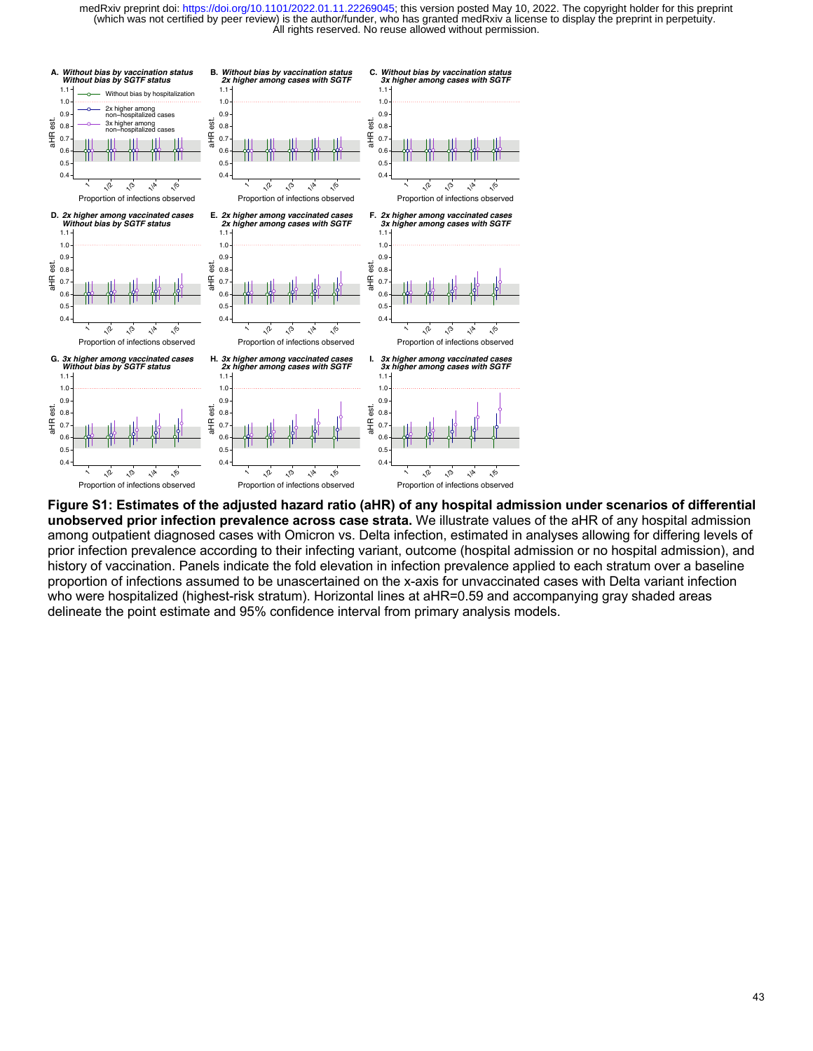**Figure S1: Estimates of the adjusted hazard ratio (aHR) of any hospital admission under scenarios of differential unobserved prior infection prevalence across case strata.** We illustrate values of the aHR of any hospital admission among outpatient diagnosed cases with Omicron vs. Delta infection, estimated in analyses allowing for differing levels of prior infection prevalence according to their infecting variant, outcome (hospital admission or no hospital admission), and history of vaccination. Panels indicate the fold elevation in infection prevalence applied to each stratum over a baseline proportion of infections assumed to be unascertained on the x-axis for unvaccinated cases with Delta variant infection who were hospitalized (highest-risk stratum). Horizontal lines at aHR=0.59 and accompanying gray shaded areas delineate the point estimate and 95% confidence interval from primary analysis models.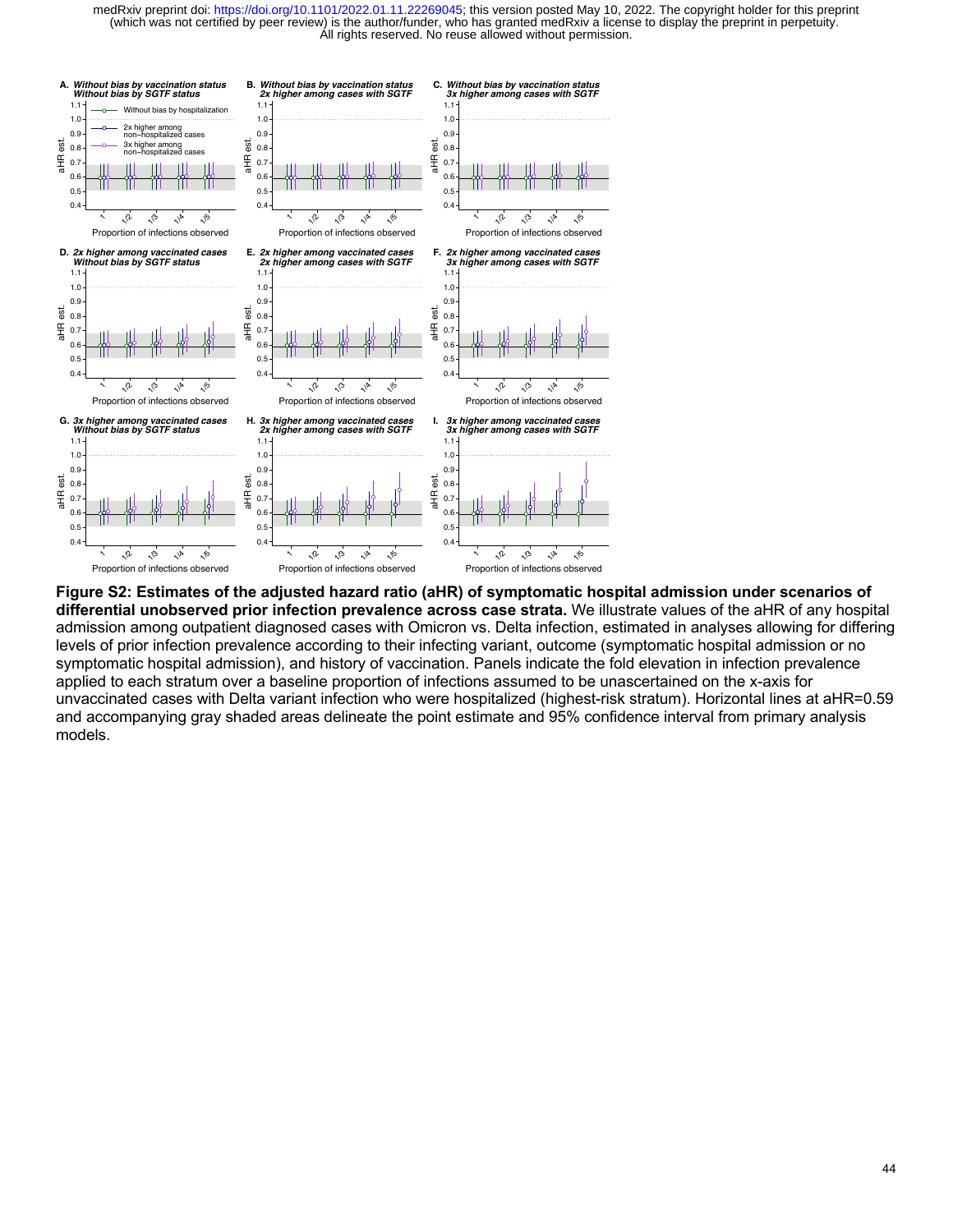**Figure S2: Estimates of the adjusted hazard ratio (aHR) of symptomatic hospital admission under scenarios of differential unobserved prior infection prevalence across case strata.** We illustrate values of the aHR of any hospital admission among outpatient diagnosed cases with Omicron vs. Delta infection, estimated in analyses allowing for differing levels of prior infection prevalence according to their infecting variant, outcome (symptomatic hospital admission or no symptomatic hospital admission), and history of vaccination. Panels indicate the fold elevation in infection prevalence applied to each stratum over a baseline proportion of infections assumed to be unascertained on the x-axis for unvaccinated cases with Delta variant infection who were hospitalized (highest-risk stratum). Horizontal lines at aHR=0.59 and accompanying gray shaded areas delineate the point estimate and 95% confidence interval from primary analysis models.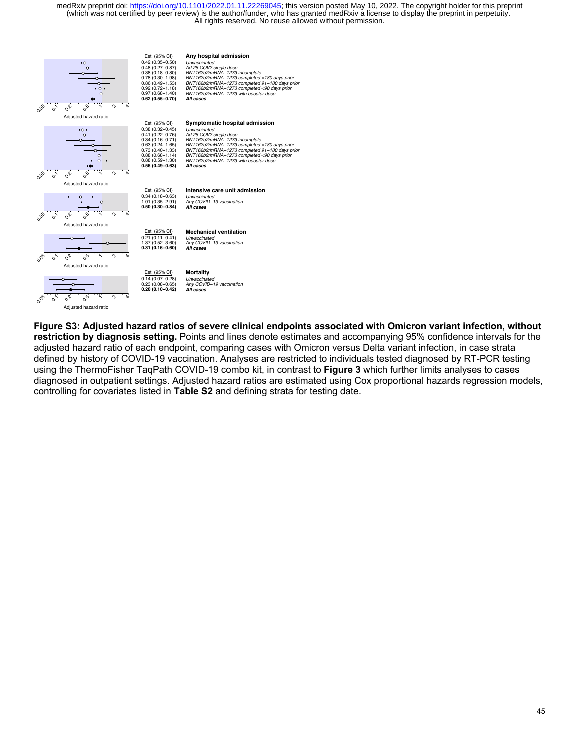| Est. (95% CI) | Any hospital admission |
|---|---|
| 0.42 (0.35–0.50) | *Unvaccinated* |
| 0.48 (0.27–0.87) | *Ad.26.COV2 single dose* |
| 0.38 (0.18–0.80) | *BNT162b2/mRNA–1273 incomplete* |
| 0.78 (0.30–1.98) | *BNT162b2/mRNA–1273 completed >180 days prior* |
| 0.86 (0.49–1.53) | *BNT162b2/mRNA–1273 completed 91–180 days prior* |
| 0.92 (0.72–1.18) | *BNT162b2/mRNA–1273 completed <90 days prior* |
| 0.97 (0.68–1.40) | *BNT162b2/mRNA–1273 with booster dose* |
| **0.62 (0.55–0.70)** | ***All cases*** |

| Est. (95% CI) | Symptomatic hospital admission |
|---|---|
| 0.38 (0.32–0.45) | *Unvaccinated* |
| 0.41 (0.22–0.76) | *Ad.26.COV2 single dose* |
| 0.34 (0.16–0.71) | *BNT162b2/mRNA–1273 incomplete* |
| 0.63 (0.24–1.65) | *BNT162b2/mRNA–1273 completed >180 days prior* |
| 0.73 (0.40–1.33) | *BNT162b2/mRNA–1273 completed 91–180 days prior* |
| 0.88 (0.68–1.14) | *BNT162b2/mRNA–1273 completed <90 days prior* |
| 0.88 (0.59–1.30) | *BNT162b2/mRNA–1273 with booster dose* |
| **0.56 (0.49–0.63)** | ***All cases*** |

| Est. (95% CI) | Intensive care unit admission |
|---|---|
| 0.34 (0.18–0.63) | *Unvaccinated* |
| 1.01 (0.35–2.91) | *Any COVID–19 vaccination* |
| **0.50 (0.30–0.84)** | ***All cases*** |

| Est. (95% CI) | Mechanical ventilation |
|---|---|
| 0.21 (0.11–0.41) | *Unvaccinated* |
| 1.37 (0.52–3.60) | *Any COVID–19 vaccination* |
| **0.31 (0.16–0.60)** | ***All cases*** |

| Est. (95% CI) | Mortality |
|---|---|
| 0.14 (0.07–0.28) | *Unvaccinated* |
| 0.23 (0.08–0.65) | *Any COVID–19 vaccination* |
| **0.20 (0.10–0.42)** | ***All cases*** |

**Figure S3: Adjusted hazard ratios of severe clinical endpoints associated with Omicron variant infection, without restriction by diagnosis setting.** Points and lines denote estimates and accompanying 95% confidence intervals for the adjusted hazard ratio of each endpoint, comparing cases with Omicron versus Delta variant infection, in case strata defined by history of COVID-19 vaccination. Analyses are restricted to individuals tested diagnosed by RT-PCR testing using the ThermoFisher TaqPath COVID-19 combo kit, in contrast to **Figure 3** which further limits analyses to cases diagnosed in outpatient settings. Adjusted hazard ratios are estimated using Cox proportional hazards regression models, controlling for covariates listed in **Table S2** and defining strata for testing date.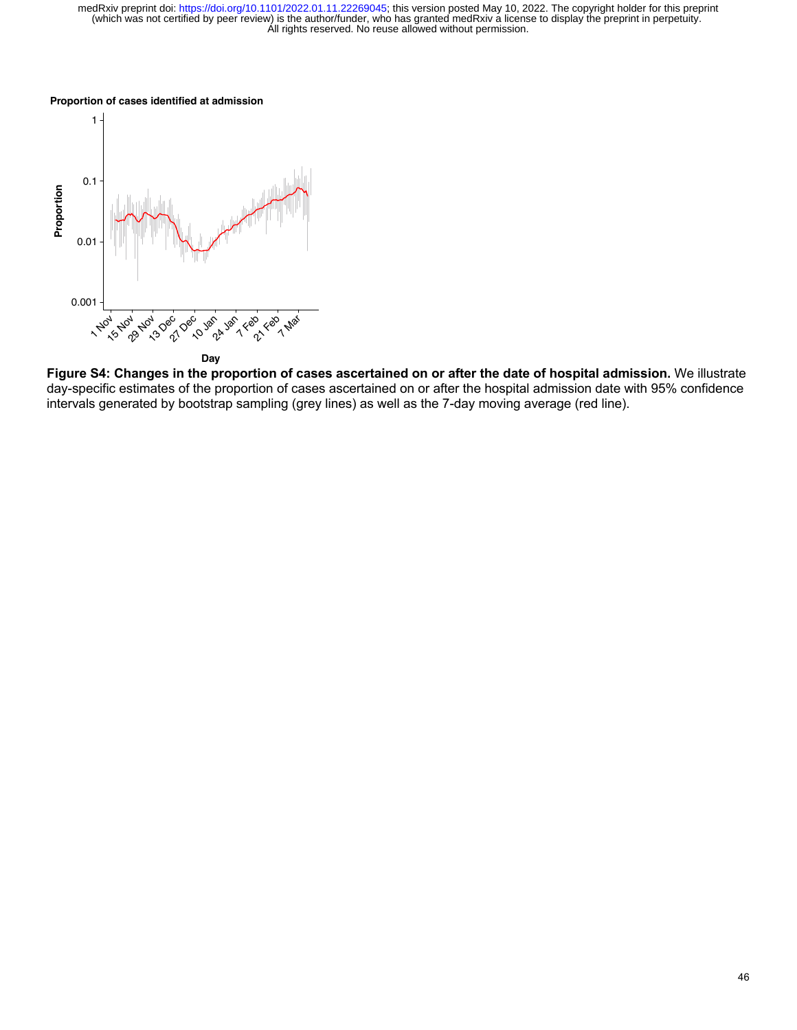Proportion of cases identified at admission

Proportion

1

0.1

0.01

0.001

1 Nov
15 Nov
29 Nov
13 Dec
27 Dec
10 Jan
24 Jan
7 Feb
21 Feb
7 Mar

Day

**Figure S4: Changes in the proportion of cases ascertained on or after the date of hospital admission.** We illustrate day-specific estimates of the proportion of cases ascertained on or after the hospital admission date with 95% confidence intervals generated by bootstrap sampling (grey lines) as well as the 7-day moving average (red line).